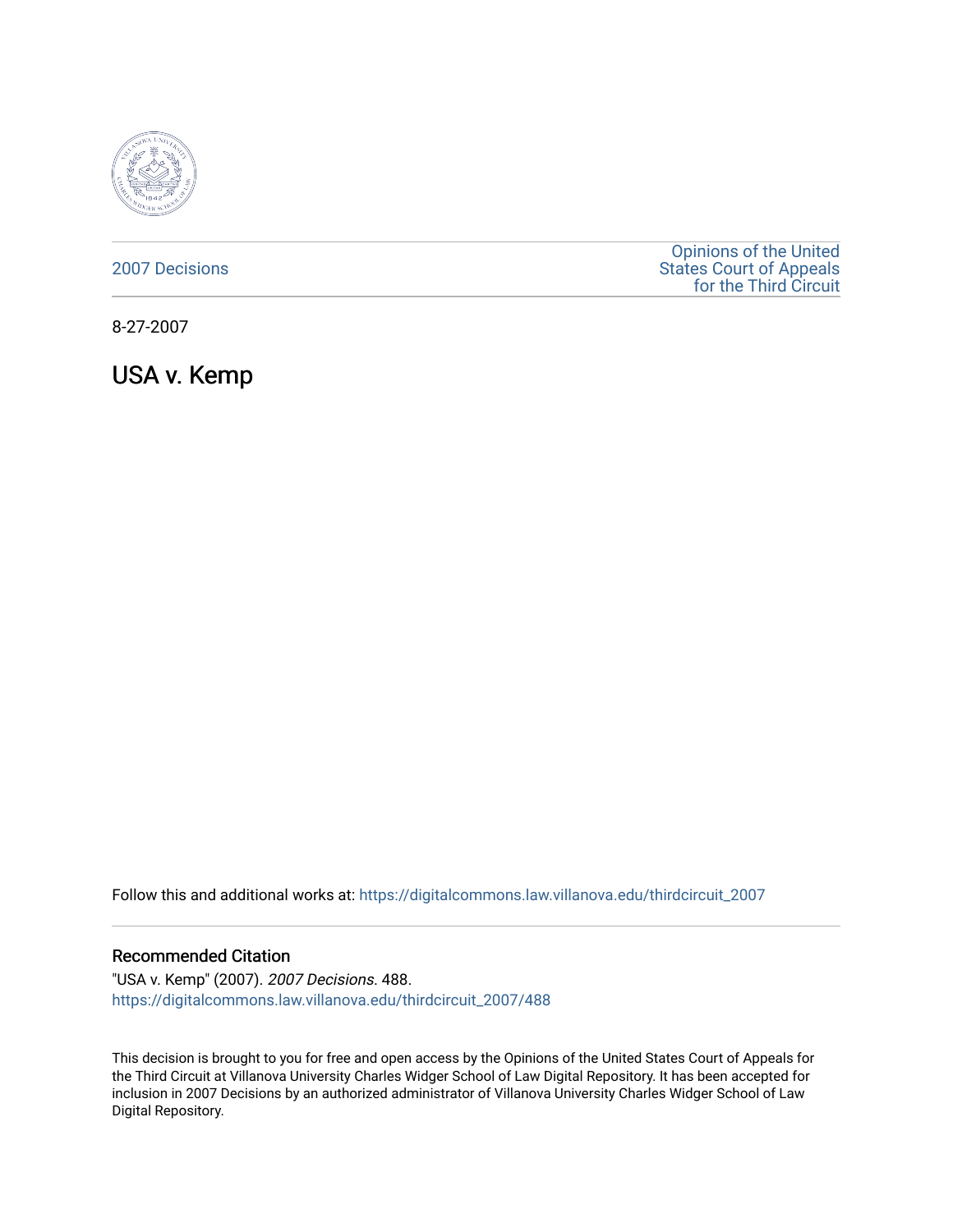2007 Decisions

Opinions of the United States Court of Appeals for the Third Circuit

8-27-2007

# USA v. Kemp

Follow this and additional works at: https://digitalcommons.law.villanova.edu/thirdcircuit_2007

## Recommended Citation

"USA v. Kemp" (2007). *2007 Decisions*. 488.
https://digitalcommons.law.villanova.edu/thirdcircuit_2007/488

This decision is brought to you for free and open access by the Opinions of the United States Court of Appeals for the Third Circuit at Villanova University Charles Widger School of Law Digital Repository. It has been accepted for inclusion in 2007 Decisions by an authorized administrator of Villanova University Charles Widger School of Law Digital Repository.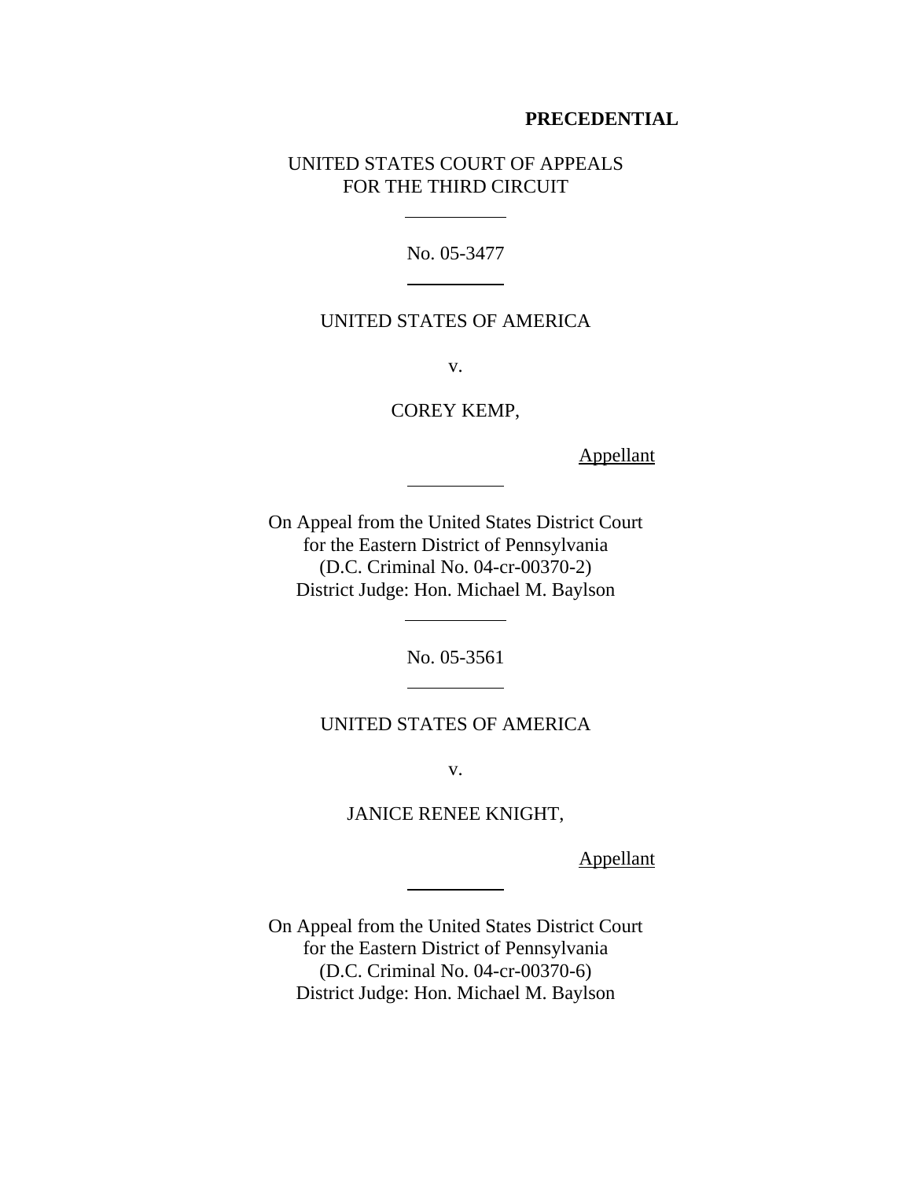**PRECEDENTIAL**

UNITED STATES COURT OF APPEALS
FOR THE THIRD CIRCUIT

---

No. 05-3477

---

UNITED STATES OF AMERICA

v.

COREY KEMP,

Appellant

---

On Appeal from the United States District Court
for the Eastern District of Pennsylvania
(D.C. Criminal No. 04-cr-00370-2)
District Judge: Hon. Michael M. Baylson

---

No. 05-3561

---

UNITED STATES OF AMERICA

v.

JANICE RENEE KNIGHT,

Appellant

---

On Appeal from the United States District Court
for the Eastern District of Pennsylvania
(D.C. Criminal No. 04-cr-00370-6)
District Judge: Hon. Michael M. Baylson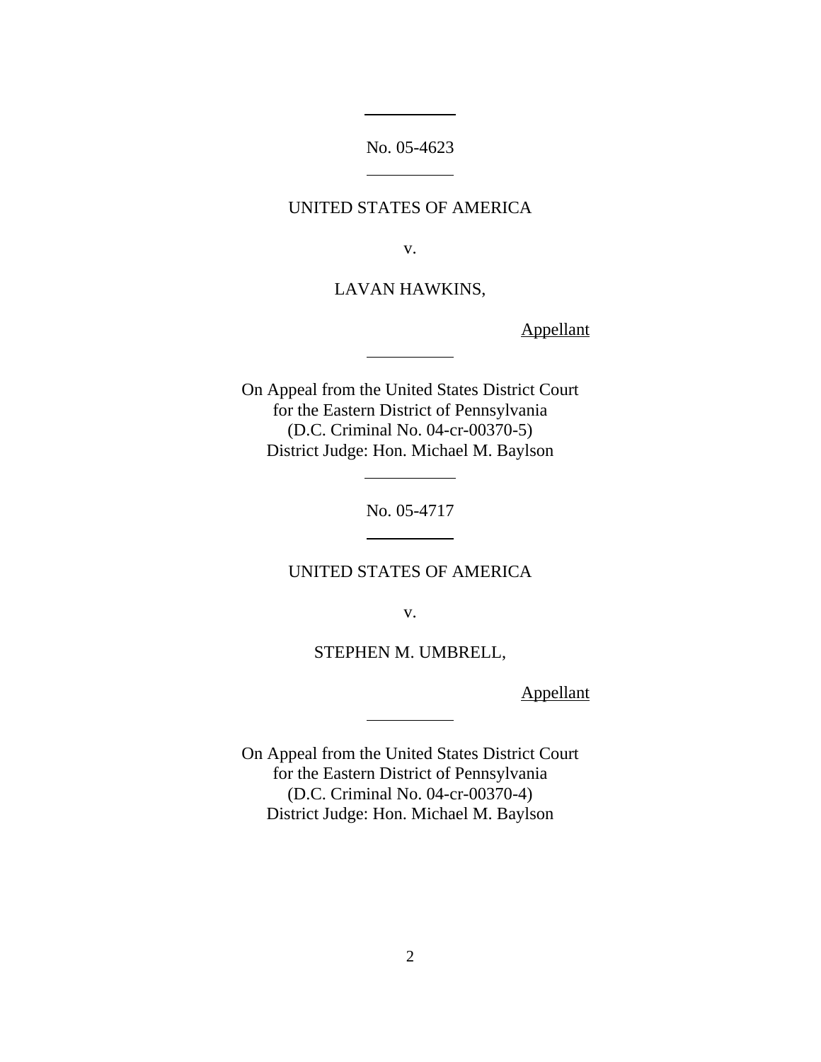No. 05-4623

UNITED STATES OF AMERICA

v.

LAVAN HAWKINS,

Appellant

On Appeal from the United States District Court
for the Eastern District of Pennsylvania
(D.C. Criminal No. 04-cr-00370-5)
District Judge: Hon. Michael M. Baylson

No. 05-4717

UNITED STATES OF AMERICA

v.

STEPHEN M. UMBRELL,

Appellant

On Appeal from the United States District Court
for the Eastern District of Pennsylvania
(D.C. Criminal No. 04-cr-00370-4)
District Judge: Hon. Michael M. Baylson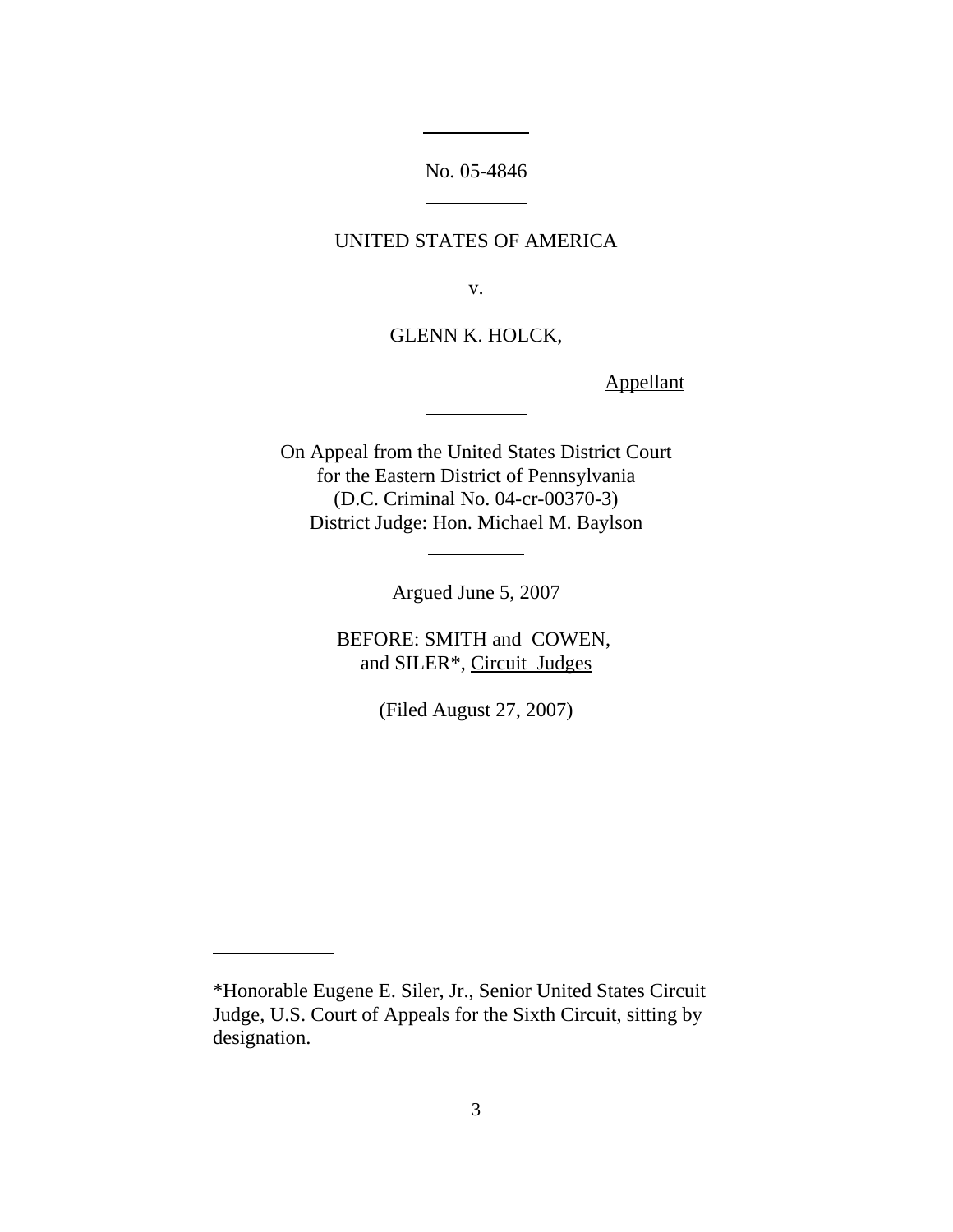No. 05-4846

UNITED STATES OF AMERICA

v.

GLENN K. HOLCK,

Appellant

On Appeal from the United States District Court
for the Eastern District of Pennsylvania
(D.C. Criminal No. 04-cr-00370-3)
District Judge: Hon. Michael M. Baylson

Argued June 5, 2007

BEFORE: SMITH and COWEN,
and SILER*, Circuit Judges

(Filed August 27, 2007)

*Honorable Eugene E. Siler, Jr., Senior United States Circuit Judge, U.S. Court of Appeals for the Sixth Circuit, sitting by designation.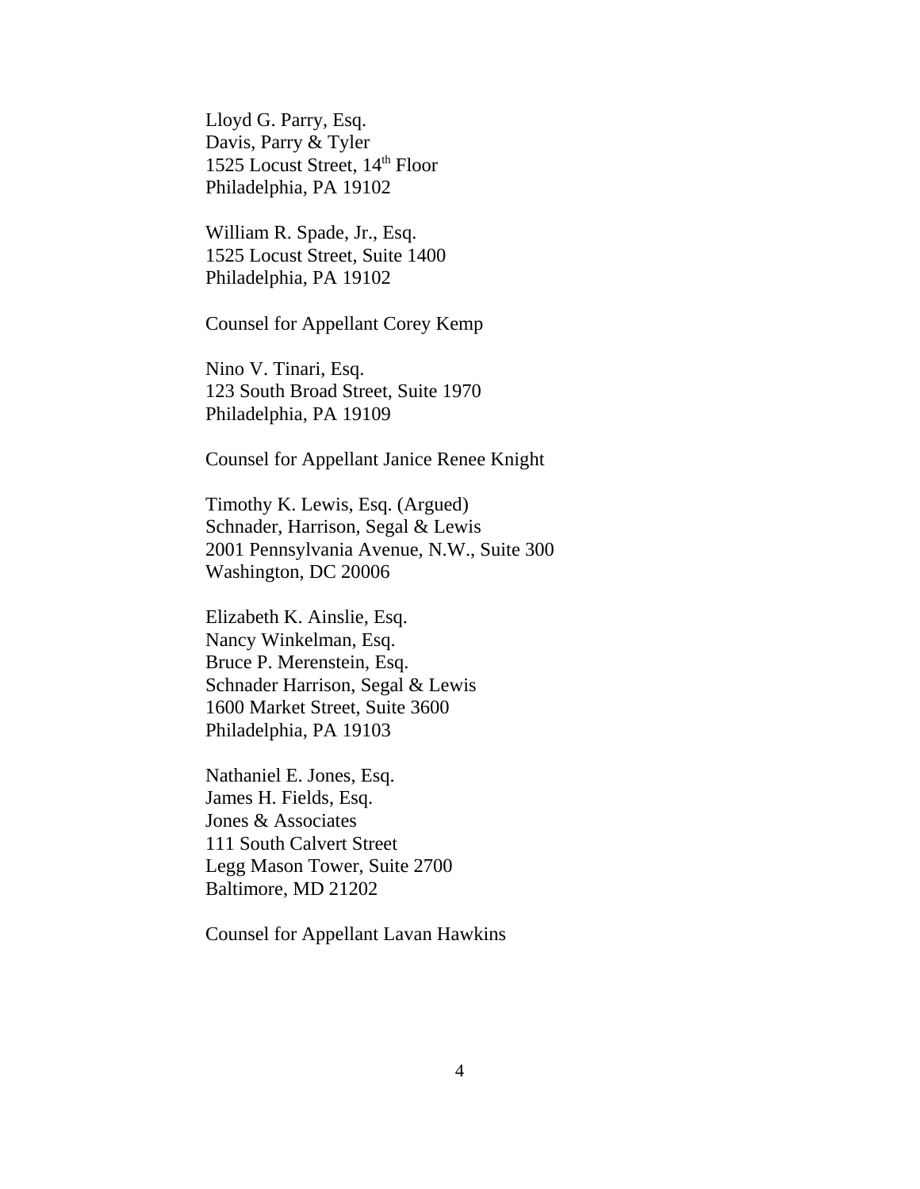Lloyd G. Parry, Esq.
Davis, Parry & Tyler
1525 Locust Street, 14th Floor
Philadelphia, PA 19102

William R. Spade, Jr., Esq.
1525 Locust Street, Suite 1400
Philadelphia, PA 19102

Counsel for Appellant Corey Kemp

Nino V. Tinari, Esq.
123 South Broad Street, Suite 1970
Philadelphia, PA 19109

Counsel for Appellant Janice Renee Knight

Timothy K. Lewis, Esq. (Argued)
Schnader, Harrison, Segal & Lewis
2001 Pennsylvania Avenue, N.W., Suite 300
Washington, DC 20006

Elizabeth K. Ainslie, Esq.
Nancy Winkelman, Esq.
Bruce P. Merenstein, Esq.
Schnader Harrison, Segal & Lewis
1600 Market Street, Suite 3600
Philadelphia, PA 19103

Nathaniel E. Jones, Esq.
James H. Fields, Esq.
Jones & Associates
111 South Calvert Street
Legg Mason Tower, Suite 2700
Baltimore, MD 21202

Counsel for Appellant Lavan Hawkins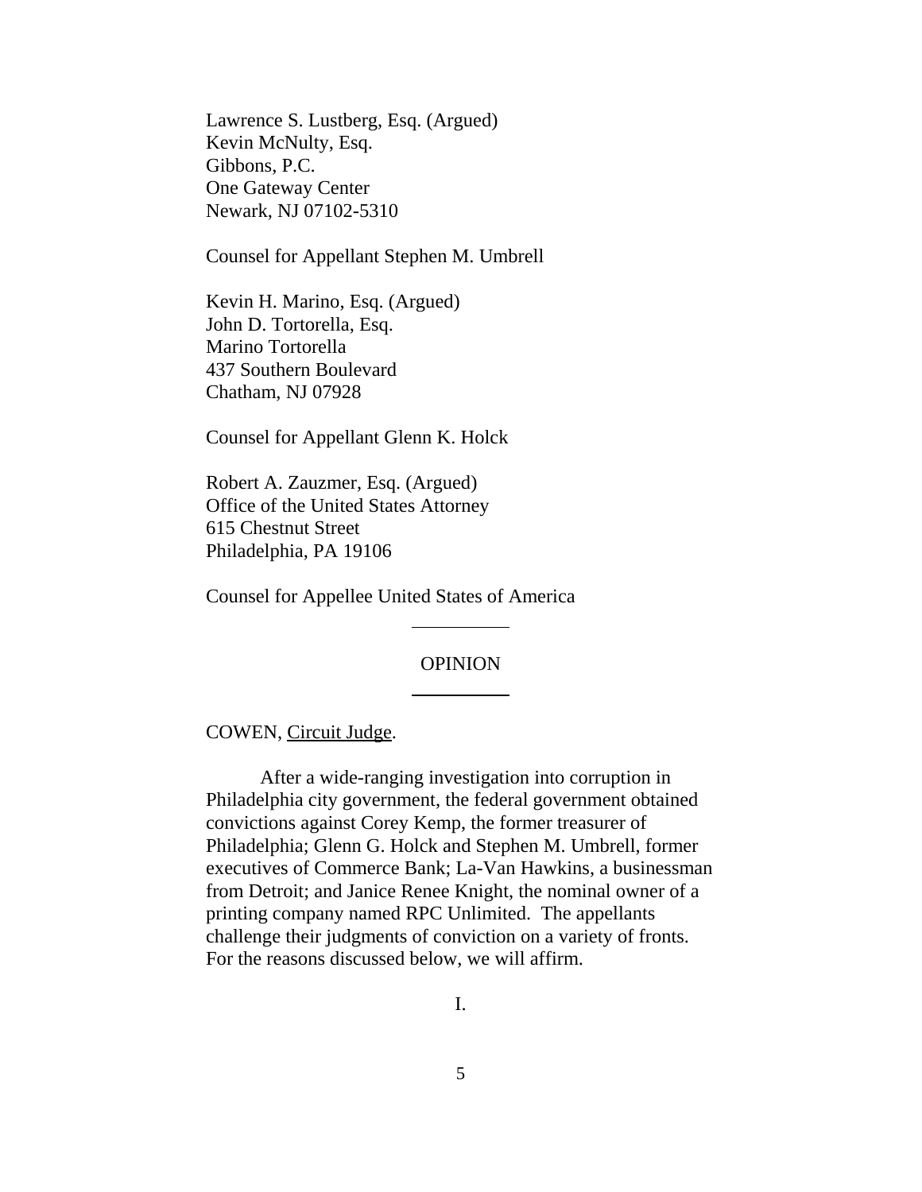Lawrence S. Lustberg, Esq. (Argued)
Kevin McNulty, Esq.
Gibbons, P.C.
One Gateway Center
Newark, NJ 07102-5310

Counsel for Appellant Stephen M. Umbrell

Kevin H. Marino, Esq. (Argued)
John D. Tortorella, Esq.
Marino Tortorella
437 Southern Boulevard
Chatham, NJ 07928

Counsel for Appellant Glenn K. Holck

Robert A. Zauzmer, Esq. (Argued)
Office of the United States Attorney
615 Chestnut Street
Philadelphia, PA 19106

Counsel for Appellee United States of America

---

## OPINION

---

COWEN, Circuit Judge.

After a wide-ranging investigation into corruption in Philadelphia city government, the federal government obtained convictions against Corey Kemp, the former treasurer of Philadelphia; Glenn G. Holck and Stephen M. Umbrell, former executives of Commerce Bank; La-Van Hawkins, a businessman from Detroit; and Janice Renee Knight, the nominal owner of a printing company named RPC Unlimited. The appellants challenge their judgments of conviction on a variety of fronts. For the reasons discussed below, we will affirm.

I.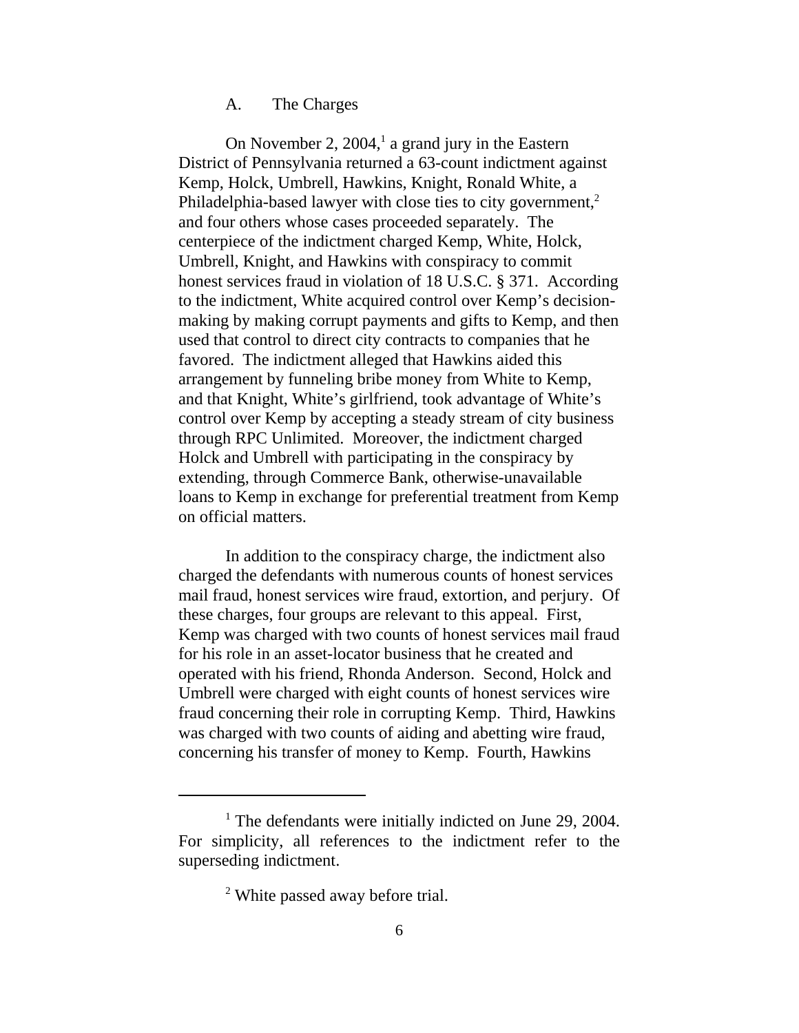### A. The Charges

On November 2, 2004,[1] a grand jury in the Eastern District of Pennsylvania returned a 63-count indictment against Kemp, Holck, Umbrell, Hawkins, Knight, Ronald White, a Philadelphia-based lawyer with close ties to city government,[2] and four others whose cases proceeded separately. The centerpiece of the indictment charged Kemp, White, Holck, Umbrell, Knight, and Hawkins with conspiracy to commit honest services fraud in violation of 18 U.S.C. § 371. According to the indictment, White acquired control over Kemp's decision-making by making corrupt payments and gifts to Kemp, and then used that control to direct city contracts to companies that he favored. The indictment alleged that Hawkins aided this arrangement by funneling bribe money from White to Kemp, and that Knight, White's girlfriend, took advantage of White's control over Kemp by accepting a steady stream of city business through RPC Unlimited. Moreover, the indictment charged Holck and Umbrell with participating in the conspiracy by extending, through Commerce Bank, otherwise-unavailable loans to Kemp in exchange for preferential treatment from Kemp on official matters.

In addition to the conspiracy charge, the indictment also charged the defendants with numerous counts of honest services mail fraud, honest services wire fraud, extortion, and perjury. Of these charges, four groups are relevant to this appeal. First, Kemp was charged with two counts of honest services mail fraud for his role in an asset-locator business that he created and operated with his friend, Rhonda Anderson. Second, Holck and Umbrell were charged with eight counts of honest services wire fraud concerning their role in corrupting Kemp. Third, Hawkins was charged with two counts of aiding and abetting wire fraud, concerning his transfer of money to Kemp. Fourth, Hawkins

---

[1] The defendants were initially indicted on June 29, 2004. For simplicity, all references to the indictment refer to the superseding indictment.

[2] White passed away before trial.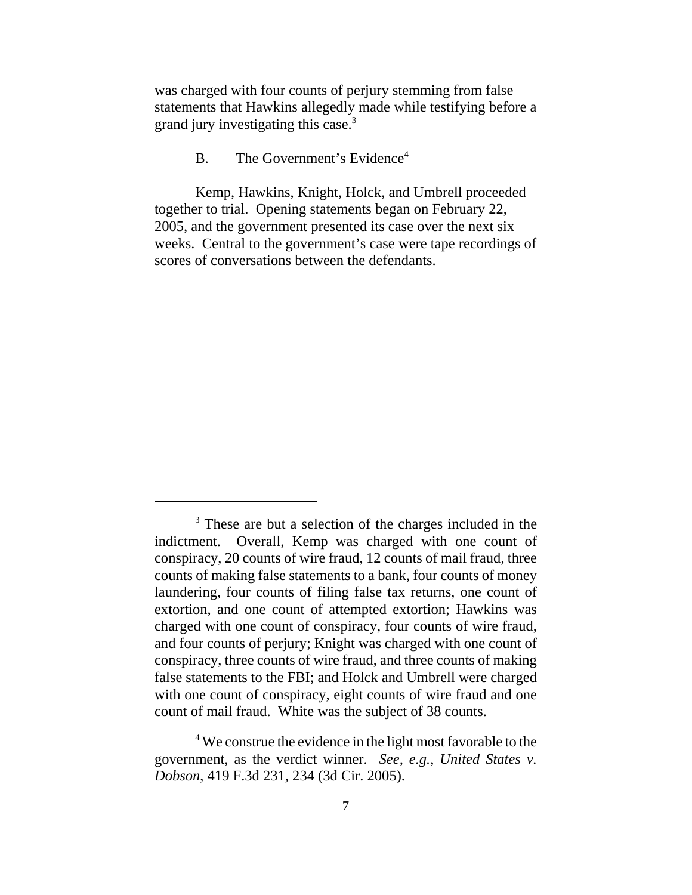was charged with four counts of perjury stemming from false statements that Hawkins allegedly made while testifying before a grand jury investigating this case.[3]

### B. The Government's Evidence[4]

Kemp, Hawkins, Knight, Holck, and Umbrell proceeded together to trial. Opening statements began on February 22, 2005, and the government presented its case over the next six weeks. Central to the government's case were tape recordings of scores of conversations between the defendants.

---

[3] These are but a selection of the charges included in the indictment. Overall, Kemp was charged with one count of conspiracy, 20 counts of wire fraud, 12 counts of mail fraud, three counts of making false statements to a bank, four counts of money laundering, four counts of filing false tax returns, one count of extortion, and one count of attempted extortion; Hawkins was charged with one count of conspiracy, four counts of wire fraud, and four counts of perjury; Knight was charged with one count of conspiracy, three counts of wire fraud, and three counts of making false statements to the FBI; and Holck and Umbrell were charged with one count of conspiracy, eight counts of wire fraud and one count of mail fraud. White was the subject of 38 counts.

[4] We construe the evidence in the light most favorable to the government, as the verdict winner. *See, e.g., United States v. Dobson*, 419 F.3d 231, 234 (3d Cir. 2005).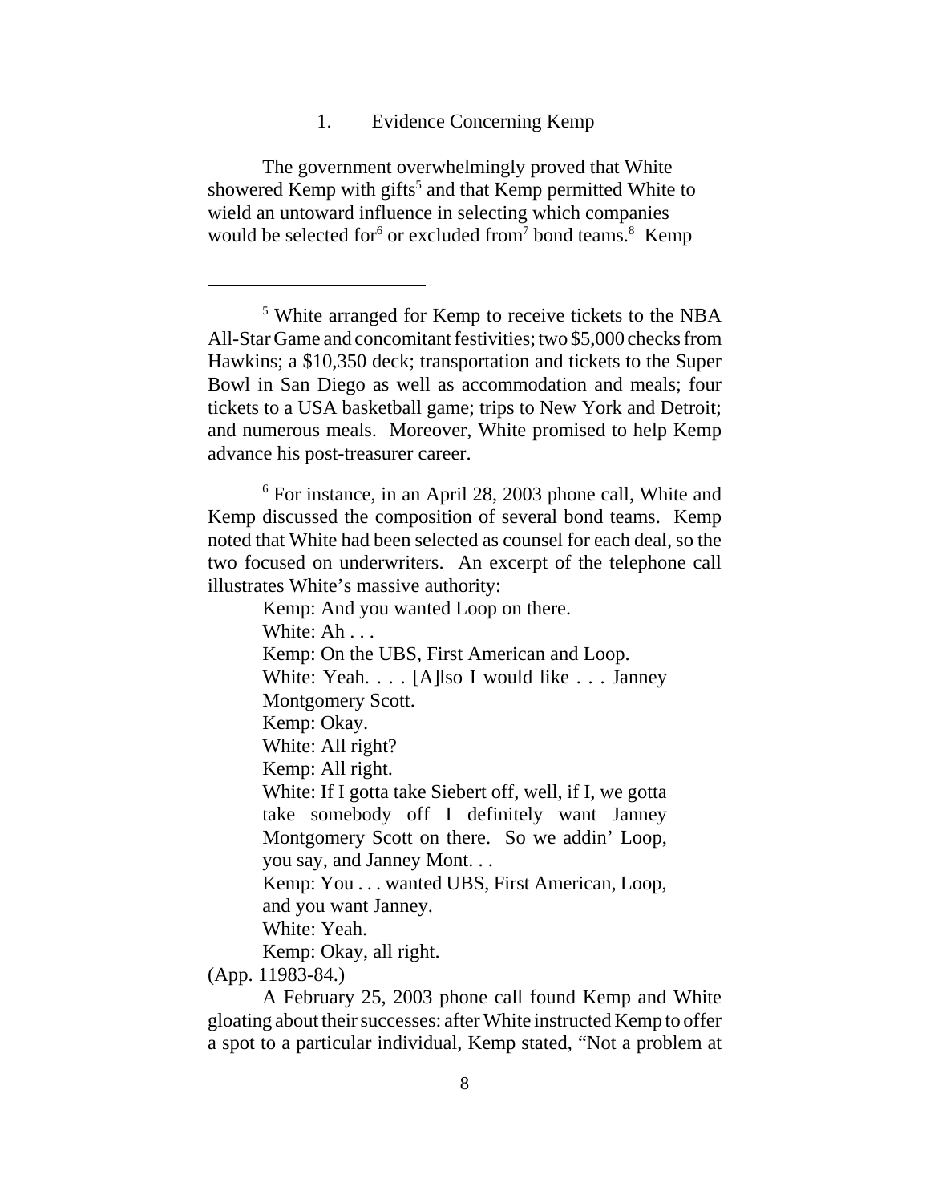1. Evidence Concerning Kemp

The government overwhelmingly proved that White showered Kemp with gifts[5] and that Kemp permitted White to wield an untoward influence in selecting which companies would be selected for[6] or excluded from[7] bond teams.[8] Kemp

---

[5] White arranged for Kemp to receive tickets to the NBA All-Star Game and concomitant festivities; two $5,000 checks from Hawkins; a $10,350 deck; transportation and tickets to the Super Bowl in San Diego as well as accommodation and meals; four tickets to a USA basketball game; trips to New York and Detroit; and numerous meals. Moreover, White promised to help Kemp advance his post-treasurer career.

[6] For instance, in an April 28, 2003 phone call, White and Kemp discussed the composition of several bond teams. Kemp noted that White had been selected as counsel for each deal, so the two focused on underwriters. An excerpt of the telephone call illustrates White's massive authority:

> Kemp: And you wanted Loop on there.
> White: Ah . . .
> Kemp: On the UBS, First American and Loop.
> White: Yeah. . . . [A]lso I would like . . . Janney Montgomery Scott.
> Kemp: Okay.
> White: All right?
> Kemp: All right.
> White: If I gotta take Siebert off, well, if I, we gotta take somebody off I definitely want Janney Montgomery Scott on there. So we addin' Loop, you say, and Janney Mont. . .
> Kemp: You . . . wanted UBS, First American, Loop, and you want Janney.
> White: Yeah.
> Kemp: Okay, all right.

(App. 11983-84.)

A February 25, 2003 phone call found Kemp and White gloating about their successes: after White instructed Kemp to offer a spot to a particular individual, Kemp stated, "Not a problem at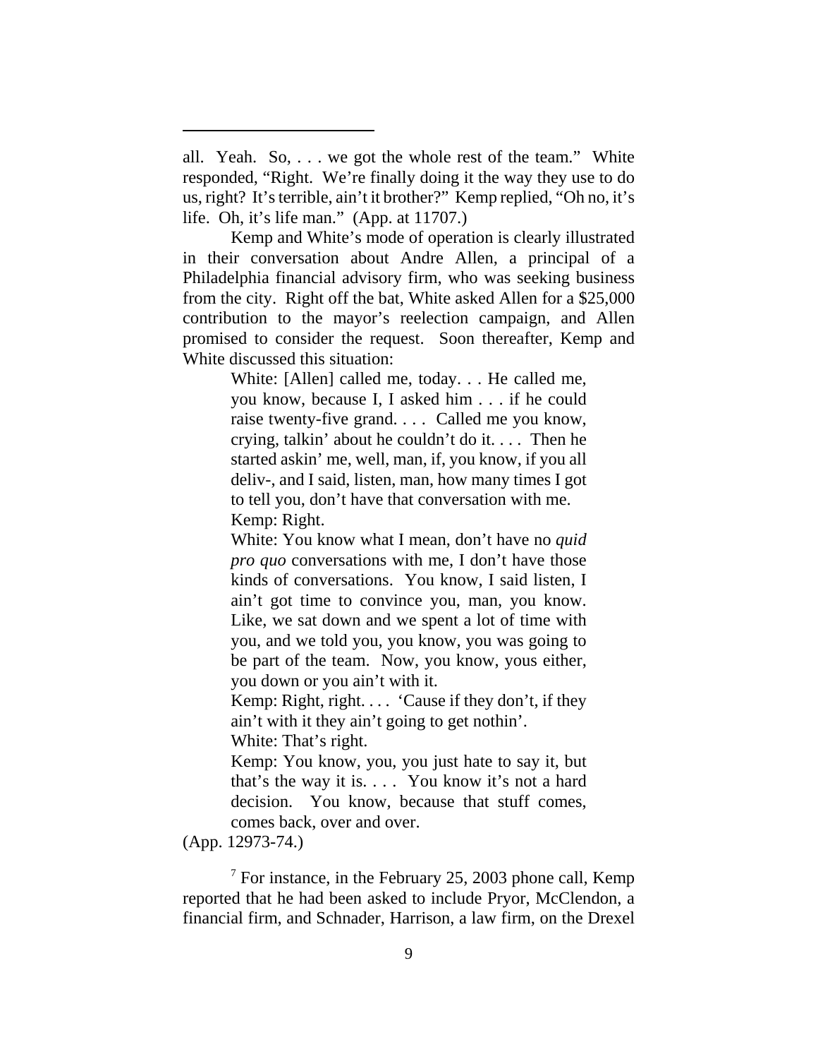all. Yeah. So, . . . we got the whole rest of the team." White responded, "Right. We're finally doing it the way they use to do us, right? It's terrible, ain't it brother?" Kemp replied, "Oh no, it's life. Oh, it's life man." (App. at 11707.)

Kemp and White's mode of operation is clearly illustrated in their conversation about Andre Allen, a principal of a Philadelphia financial advisory firm, who was seeking business from the city. Right off the bat, White asked Allen for a $25,000 contribution to the mayor's reelection campaign, and Allen promised to consider the request. Soon thereafter, Kemp and White discussed this situation:

> White: [Allen] called me, today. . . He called me, you know, because I, I asked him . . . if he could raise twenty-five grand. . . . Called me you know, crying, talkin' about he couldn't do it. . . . Then he started askin' me, well, man, if, you know, if you all deliv-, and I said, listen, man, how many times I got to tell you, don't have that conversation with me.
> Kemp: Right.
> White: You know what I mean, don't have no *quid pro quo* conversations with me, I don't have those kinds of conversations. You know, I said listen, I ain't got time to convince you, man, you know. Like, we sat down and we spent a lot of time with you, and we told you, you know, you was going to be part of the team. Now, you know, yous either, you down or you ain't with it.
> Kemp: Right, right. . . . 'Cause if they don't, if they ain't with it they ain't going to get nothin'.
> White: That's right.
> Kemp: You know, you, you just hate to say it, but that's the way it is. . . . You know it's not a hard decision. You know, because that stuff comes, comes back, over and over.

(App. 12973-74.)

[7] For instance, in the February 25, 2003 phone call, Kemp reported that he had been asked to include Pryor, McClendon, a financial firm, and Schnader, Harrison, a law firm, on the Drexel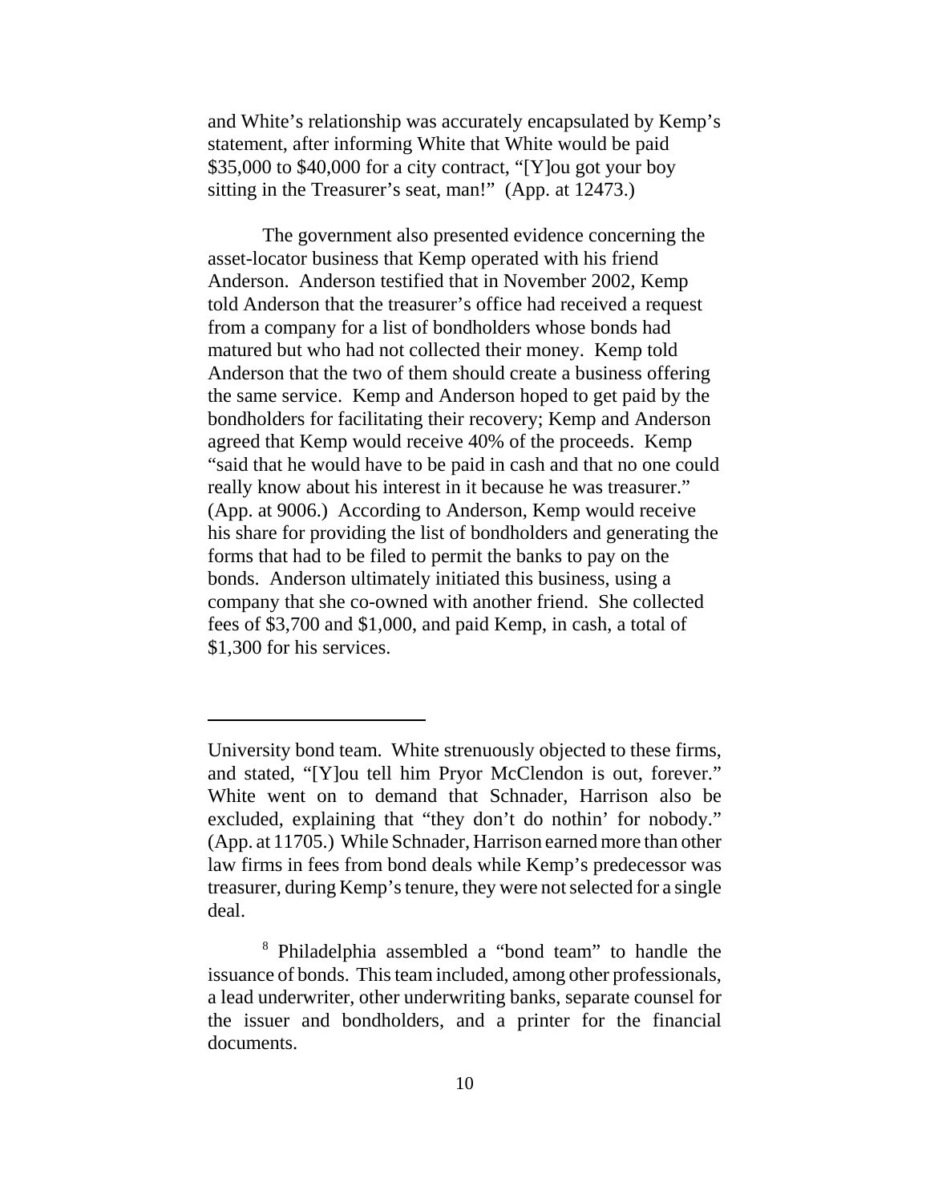and White's relationship was accurately encapsulated by Kemp's statement, after informing White that White would be paid $35,000 to $40,000 for a city contract, "[Y]ou got your boy sitting in the Treasurer's seat, man!" (App. at 12473.)

The government also presented evidence concerning the asset-locator business that Kemp operated with his friend Anderson. Anderson testified that in November 2002, Kemp told Anderson that the treasurer's office had received a request from a company for a list of bondholders whose bonds had matured but who had not collected their money. Kemp told Anderson that the two of them should create a business offering the same service. Kemp and Anderson hoped to get paid by the bondholders for facilitating their recovery; Kemp and Anderson agreed that Kemp would receive 40% of the proceeds. Kemp "said that he would have to be paid in cash and that no one could really know about his interest in it because he was treasurer." (App. at 9006.) According to Anderson, Kemp would receive his share for providing the list of bondholders and generating the forms that had to be filed to permit the banks to pay on the bonds. Anderson ultimately initiated this business, using a company that she co-owned with another friend. She collected fees of $3,700 and $1,000, and paid Kemp, in cash, a total of $1,300 for his services.

---

University bond team. White strenuously objected to these firms, and stated, "[Y]ou tell him Pryor McClendon is out, forever." White went on to demand that Schnader, Harrison also be excluded, explaining that "they don't do nothin' for nobody." (App. at 11705.) While Schnader, Harrison earned more than other law firms in fees from bond deals while Kemp's predecessor was treasurer, during Kemp's tenure, they were not selected for a single deal.

[8] Philadelphia assembled a "bond team" to handle the issuance of bonds. This team included, among other professionals, a lead underwriter, other underwriting banks, separate counsel for the issuer and bondholders, and a printer for the financial documents.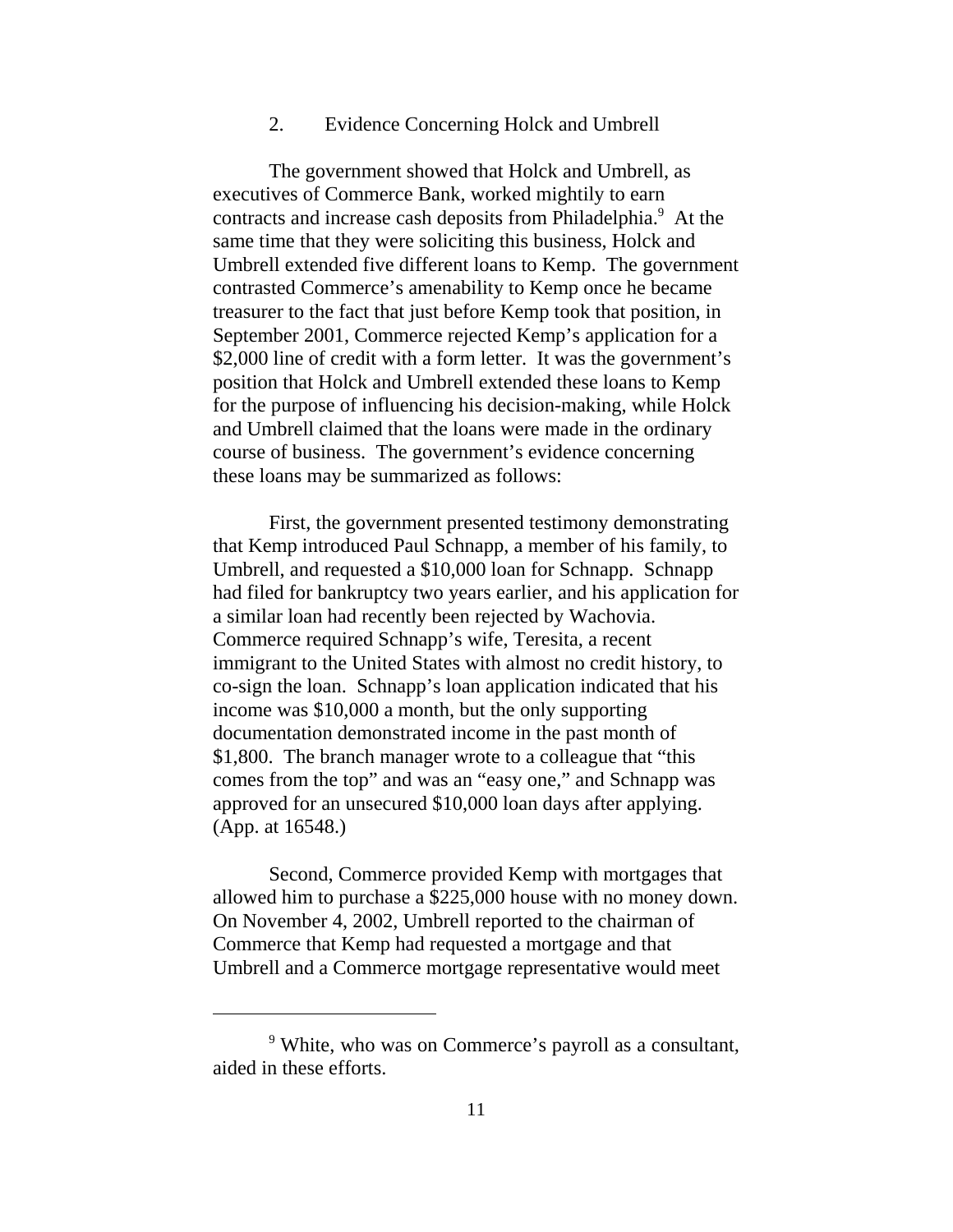2. Evidence Concerning Holck and Umbrell

The government showed that Holck and Umbrell, as executives of Commerce Bank, worked mightily to earn contracts and increase cash deposits from Philadelphia.[9] At the same time that they were soliciting this business, Holck and Umbrell extended five different loans to Kemp. The government contrasted Commerce's amenability to Kemp once he became treasurer to the fact that just before Kemp took that position, in September 2001, Commerce rejected Kemp's application for a $2,000 line of credit with a form letter. It was the government's position that Holck and Umbrell extended these loans to Kemp for the purpose of influencing his decision-making, while Holck and Umbrell claimed that the loans were made in the ordinary course of business. The government's evidence concerning these loans may be summarized as follows:

First, the government presented testimony demonstrating that Kemp introduced Paul Schnapp, a member of his family, to Umbrell, and requested a $10,000 loan for Schnapp. Schnapp had filed for bankruptcy two years earlier, and his application for a similar loan had recently been rejected by Wachovia. Commerce required Schnapp's wife, Teresita, a recent immigrant to the United States with almost no credit history, to co-sign the loan. Schnapp's loan application indicated that his income was $10,000 a month, but the only supporting documentation demonstrated income in the past month of $1,800. The branch manager wrote to a colleague that "this comes from the top" and was an "easy one," and Schnapp was approved for an unsecured $10,000 loan days after applying. (App. at 16548.)

Second, Commerce provided Kemp with mortgages that allowed him to purchase a $225,000 house with no money down. On November 4, 2002, Umbrell reported to the chairman of Commerce that Kemp had requested a mortgage and that Umbrell and a Commerce mortgage representative would meet

[9] White, who was on Commerce's payroll as a consultant, aided in these efforts.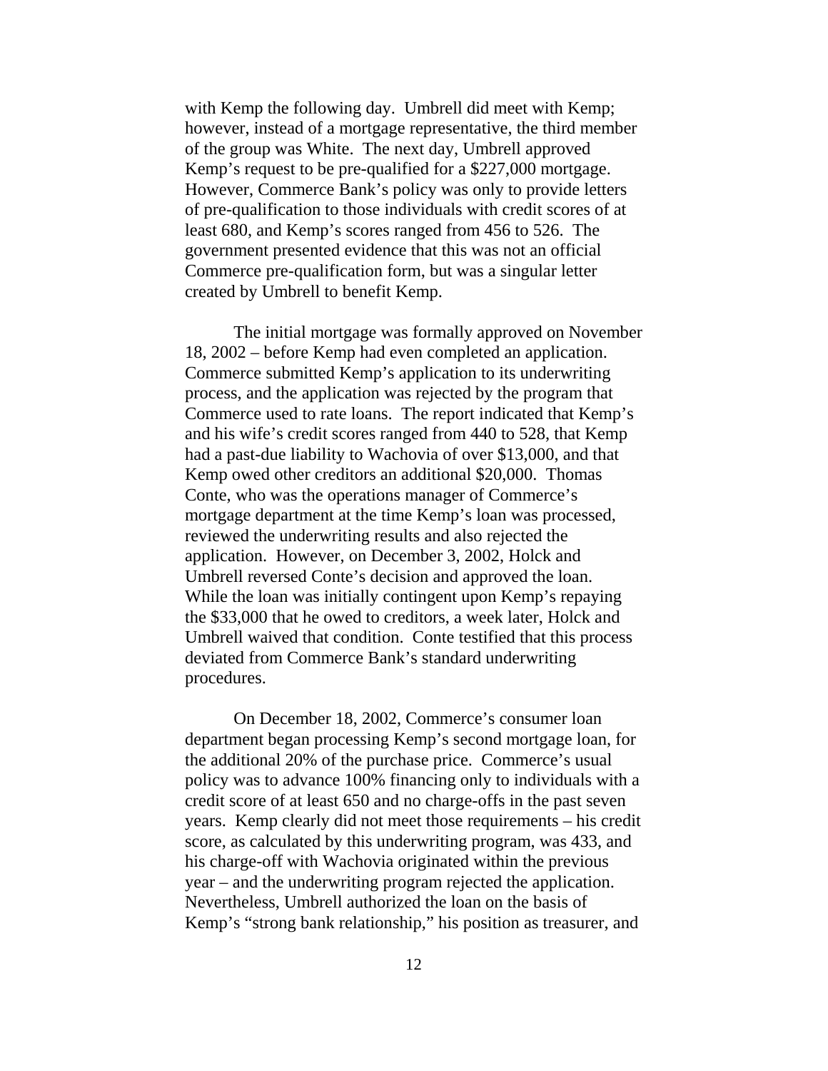with Kemp the following day. Umbrell did meet with Kemp; however, instead of a mortgage representative, the third member of the group was White. The next day, Umbrell approved Kemp's request to be pre-qualified for a $227,000 mortgage. However, Commerce Bank's policy was only to provide letters of pre-qualification to those individuals with credit scores of at least 680, and Kemp's scores ranged from 456 to 526. The government presented evidence that this was not an official Commerce pre-qualification form, but was a singular letter created by Umbrell to benefit Kemp.

The initial mortgage was formally approved on November 18, 2002 – before Kemp had even completed an application. Commerce submitted Kemp's application to its underwriting process, and the application was rejected by the program that Commerce used to rate loans. The report indicated that Kemp's and his wife's credit scores ranged from 440 to 528, that Kemp had a past-due liability to Wachovia of over $13,000, and that Kemp owed other creditors an additional $20,000. Thomas Conte, who was the operations manager of Commerce's mortgage department at the time Kemp's loan was processed, reviewed the underwriting results and also rejected the application. However, on December 3, 2002, Holck and Umbrell reversed Conte's decision and approved the loan. While the loan was initially contingent upon Kemp's repaying the $33,000 that he owed to creditors, a week later, Holck and Umbrell waived that condition. Conte testified that this process deviated from Commerce Bank's standard underwriting procedures.

On December 18, 2002, Commerce's consumer loan department began processing Kemp's second mortgage loan, for the additional 20% of the purchase price. Commerce's usual policy was to advance 100% financing only to individuals with a credit score of at least 650 and no charge-offs in the past seven years. Kemp clearly did not meet those requirements – his credit score, as calculated by this underwriting program, was 433, and his charge-off with Wachovia originated within the previous year – and the underwriting program rejected the application. Nevertheless, Umbrell authorized the loan on the basis of Kemp's "strong bank relationship," his position as treasurer, and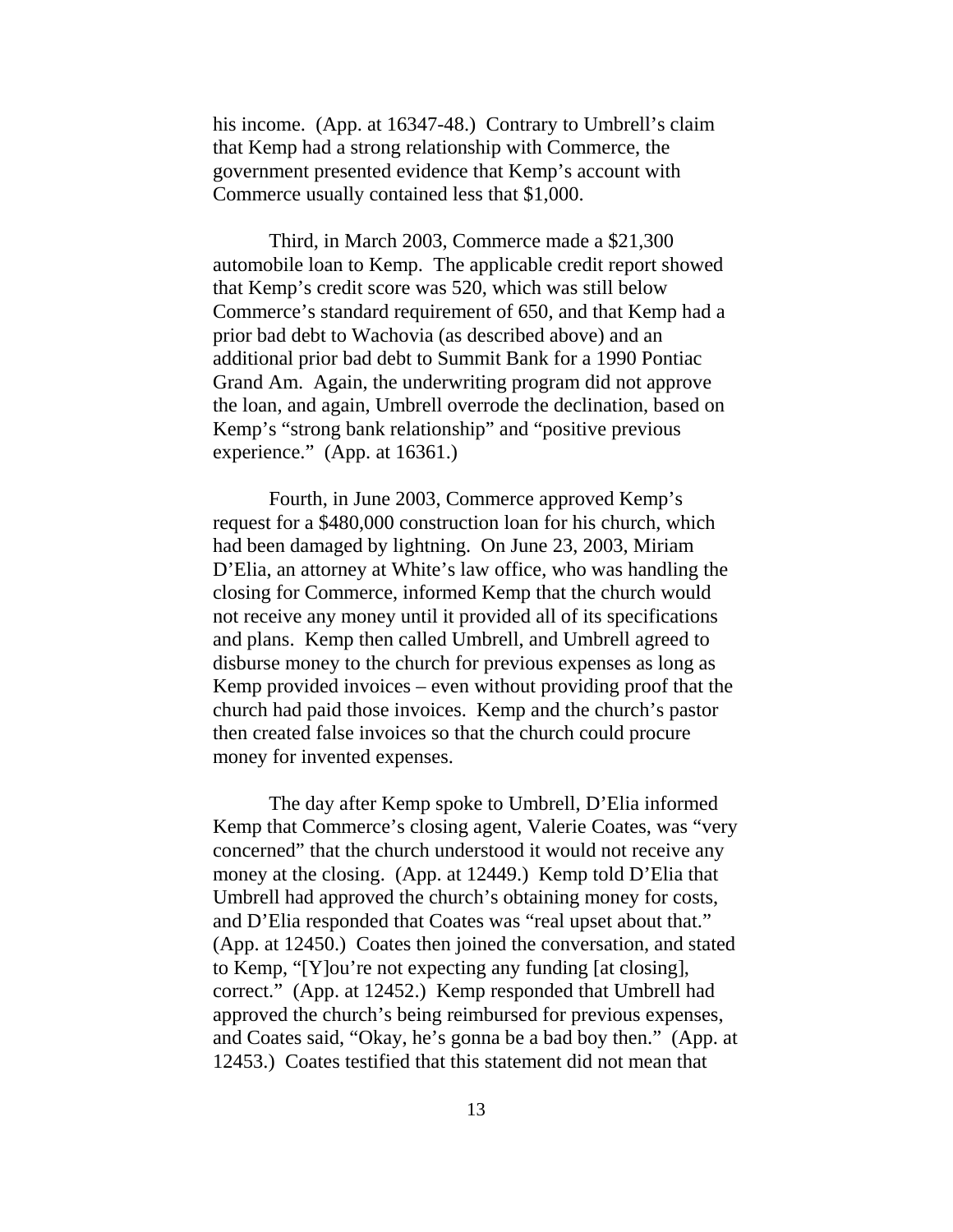his income. (App. at 16347-48.) Contrary to Umbrell's claim that Kemp had a strong relationship with Commerce, the government presented evidence that Kemp's account with Commerce usually contained less that $1,000.

Third, in March 2003, Commerce made a $21,300 automobile loan to Kemp. The applicable credit report showed that Kemp's credit score was 520, which was still below Commerce's standard requirement of 650, and that Kemp had a prior bad debt to Wachovia (as described above) and an additional prior bad debt to Summit Bank for a 1990 Pontiac Grand Am. Again, the underwriting program did not approve the loan, and again, Umbrell overrode the declination, based on Kemp's "strong bank relationship" and "positive previous experience." (App. at 16361.)

Fourth, in June 2003, Commerce approved Kemp's request for a $480,000 construction loan for his church, which had been damaged by lightning. On June 23, 2003, Miriam D'Elia, an attorney at White's law office, who was handling the closing for Commerce, informed Kemp that the church would not receive any money until it provided all of its specifications and plans. Kemp then called Umbrell, and Umbrell agreed to disburse money to the church for previous expenses as long as Kemp provided invoices – even without providing proof that the church had paid those invoices. Kemp and the church's pastor then created false invoices so that the church could procure money for invented expenses.

The day after Kemp spoke to Umbrell, D'Elia informed Kemp that Commerce's closing agent, Valerie Coates, was "very concerned" that the church understood it would not receive any money at the closing. (App. at 12449.) Kemp told D'Elia that Umbrell had approved the church's obtaining money for costs, and D'Elia responded that Coates was "real upset about that." (App. at 12450.) Coates then joined the conversation, and stated to Kemp, "[Y]ou're not expecting any funding [at closing], correct." (App. at 12452.) Kemp responded that Umbrell had approved the church's being reimbursed for previous expenses, and Coates said, "Okay, he's gonna be a bad boy then." (App. at 12453.) Coates testified that this statement did not mean that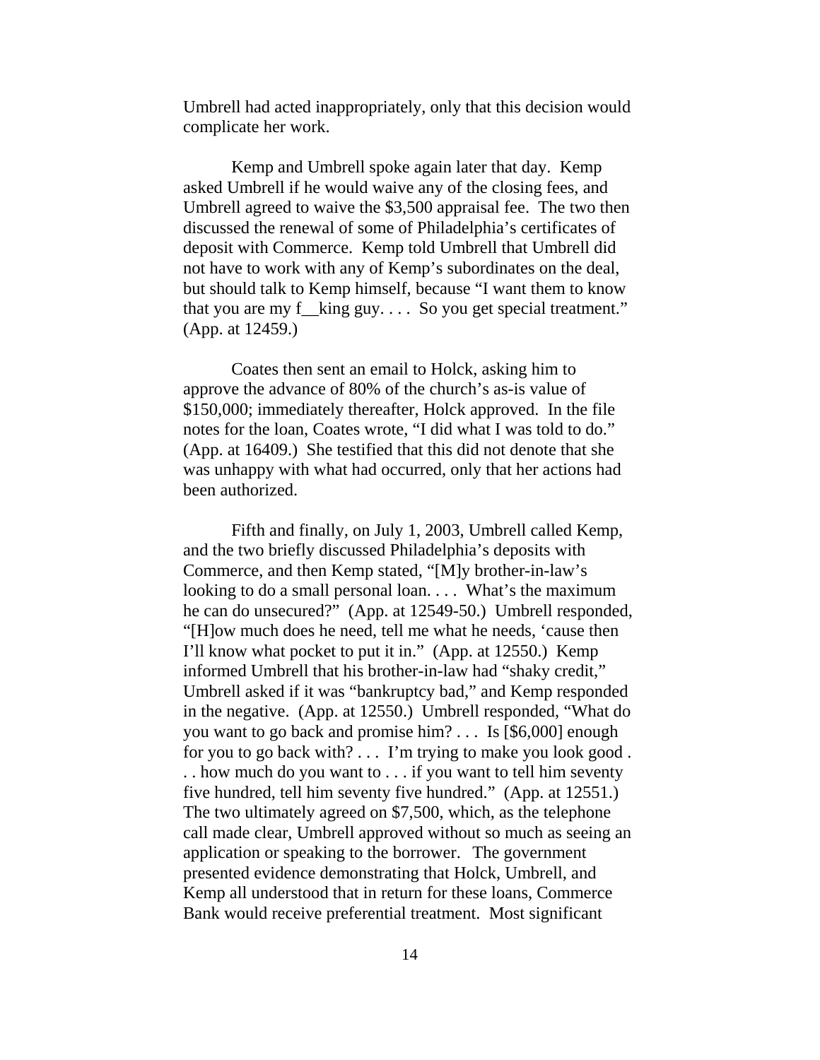Umbrell had acted inappropriately, only that this decision would complicate her work.

Kemp and Umbrell spoke again later that day. Kemp asked Umbrell if he would waive any of the closing fees, and Umbrell agreed to waive the $3,500 appraisal fee. The two then discussed the renewal of some of Philadelphia's certificates of deposit with Commerce. Kemp told Umbrell that Umbrell did not have to work with any of Kemp's subordinates on the deal, but should talk to Kemp himself, because "I want them to know that you are my f__king guy. . . . So you get special treatment." (App. at 12459.)

Coates then sent an email to Holck, asking him to approve the advance of 80% of the church's as-is value of $150,000; immediately thereafter, Holck approved. In the file notes for the loan, Coates wrote, "I did what I was told to do." (App. at 16409.) She testified that this did not denote that she was unhappy with what had occurred, only that her actions had been authorized.

Fifth and finally, on July 1, 2003, Umbrell called Kemp, and the two briefly discussed Philadelphia's deposits with Commerce, and then Kemp stated, "[M]y brother-in-law's looking to do a small personal loan. . . . What's the maximum he can do unsecured?" (App. at 12549-50.) Umbrell responded, "[H]ow much does he need, tell me what he needs, 'cause then I'll know what pocket to put it in." (App. at 12550.) Kemp informed Umbrell that his brother-in-law had "shaky credit," Umbrell asked if it was "bankruptcy bad," and Kemp responded in the negative. (App. at 12550.) Umbrell responded, "What do you want to go back and promise him? . . . Is [$6,000] enough for you to go back with? . . . I'm trying to make you look good . . . how much do you want to . . . if you want to tell him seventy five hundred, tell him seventy five hundred." (App. at 12551.) The two ultimately agreed on $7,500, which, as the telephone call made clear, Umbrell approved without so much as seeing an application or speaking to the borrower. The government presented evidence demonstrating that Holck, Umbrell, and Kemp all understood that in return for these loans, Commerce Bank would receive preferential treatment. Most significant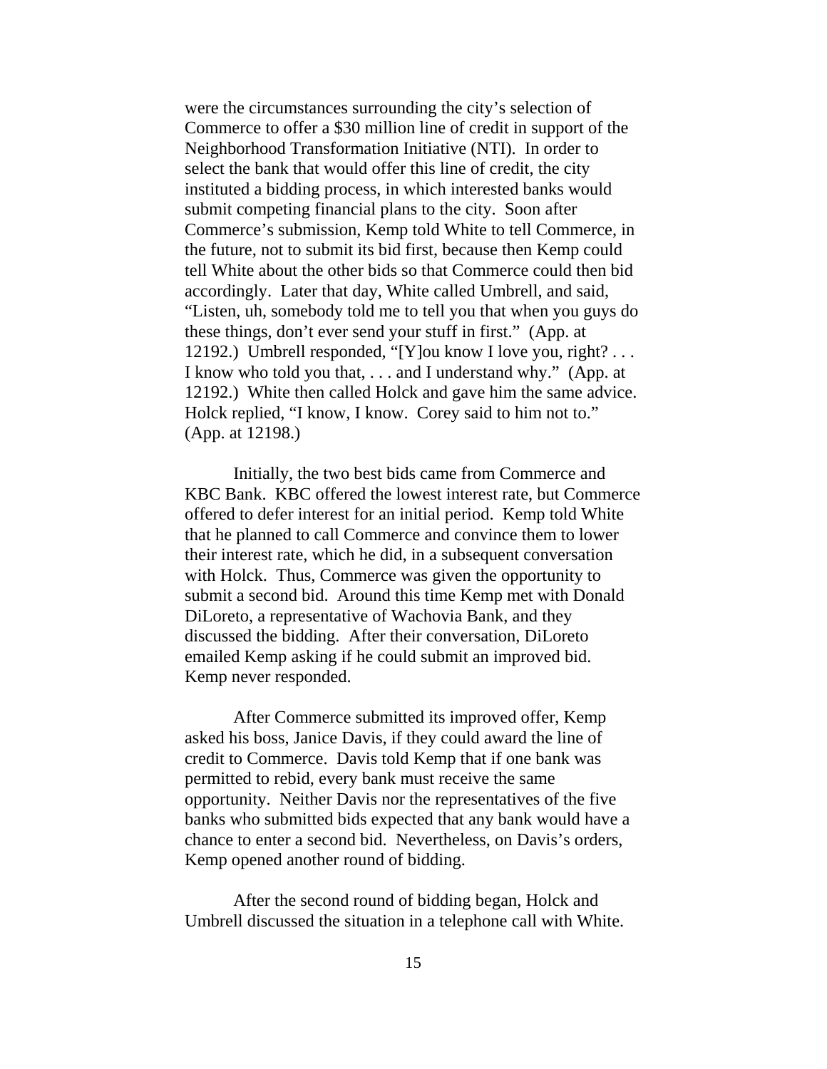were the circumstances surrounding the city's selection of Commerce to offer a $30 million line of credit in support of the Neighborhood Transformation Initiative (NTI). In order to select the bank that would offer this line of credit, the city instituted a bidding process, in which interested banks would submit competing financial plans to the city. Soon after Commerce's submission, Kemp told White to tell Commerce, in the future, not to submit its bid first, because then Kemp could tell White about the other bids so that Commerce could then bid accordingly. Later that day, White called Umbrell, and said, "Listen, uh, somebody told me to tell you that when you guys do these things, don't ever send your stuff in first." (App. at 12192.) Umbrell responded, "[Y]ou know I love you, right? . . . I know who told you that, . . . and I understand why." (App. at 12192.) White then called Holck and gave him the same advice. Holck replied, "I know, I know. Corey said to him not to." (App. at 12198.)

Initially, the two best bids came from Commerce and KBC Bank. KBC offered the lowest interest rate, but Commerce offered to defer interest for an initial period. Kemp told White that he planned to call Commerce and convince them to lower their interest rate, which he did, in a subsequent conversation with Holck. Thus, Commerce was given the opportunity to submit a second bid. Around this time Kemp met with Donald DiLoreto, a representative of Wachovia Bank, and they discussed the bidding. After their conversation, DiLoreto emailed Kemp asking if he could submit an improved bid. Kemp never responded.

After Commerce submitted its improved offer, Kemp asked his boss, Janice Davis, if they could award the line of credit to Commerce. Davis told Kemp that if one bank was permitted to rebid, every bank must receive the same opportunity. Neither Davis nor the representatives of the five banks who submitted bids expected that any bank would have a chance to enter a second bid. Nevertheless, on Davis's orders, Kemp opened another round of bidding.

After the second round of bidding began, Holck and Umbrell discussed the situation in a telephone call with White.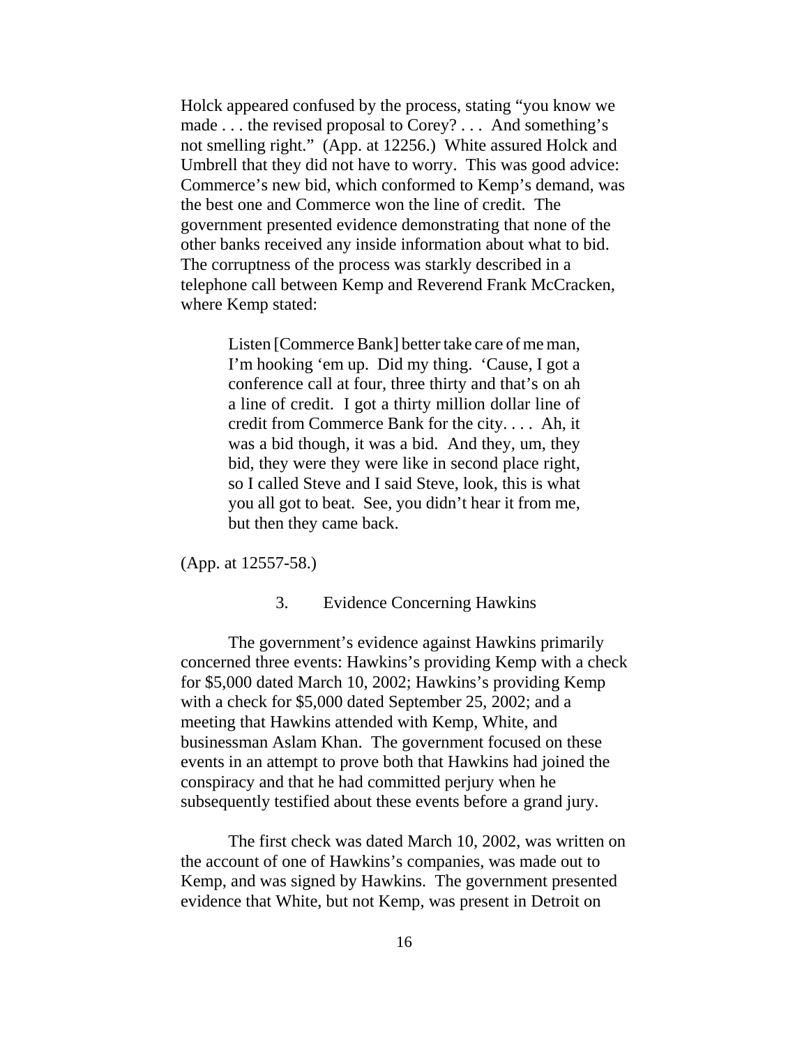Holck appeared confused by the process, stating "you know we made . . . the revised proposal to Corey? . . . And something's not smelling right." (App. at 12256.) White assured Holck and Umbrell that they did not have to worry. This was good advice: Commerce's new bid, which conformed to Kemp's demand, was the best one and Commerce won the line of credit. The government presented evidence demonstrating that none of the other banks received any inside information about what to bid. The corruptness of the process was starkly described in a telephone call between Kemp and Reverend Frank McCracken, where Kemp stated:

> Listen [Commerce Bank] better take care of me man, I'm hooking 'em up. Did my thing. 'Cause, I got a conference call at four, three thirty and that's on ah a line of credit. I got a thirty million dollar line of credit from Commerce Bank for the city. . . . Ah, it was a bid though, it was a bid. And they, um, they bid, they were they were like in second place right, so I called Steve and I said Steve, look, this is what you all got to beat. See, you didn't hear it from me, but then they came back.

(App. at 12557-58.)

### 3. Evidence Concerning Hawkins

The government's evidence against Hawkins primarily concerned three events: Hawkins's providing Kemp with a check for $5,000 dated March 10, 2002; Hawkins's providing Kemp with a check for $5,000 dated September 25, 2002; and a meeting that Hawkins attended with Kemp, White, and businessman Aslam Khan. The government focused on these events in an attempt to prove both that Hawkins had joined the conspiracy and that he had committed perjury when he subsequently testified about these events before a grand jury.

The first check was dated March 10, 2002, was written on the account of one of Hawkins's companies, was made out to Kemp, and was signed by Hawkins. The government presented evidence that White, but not Kemp, was present in Detroit on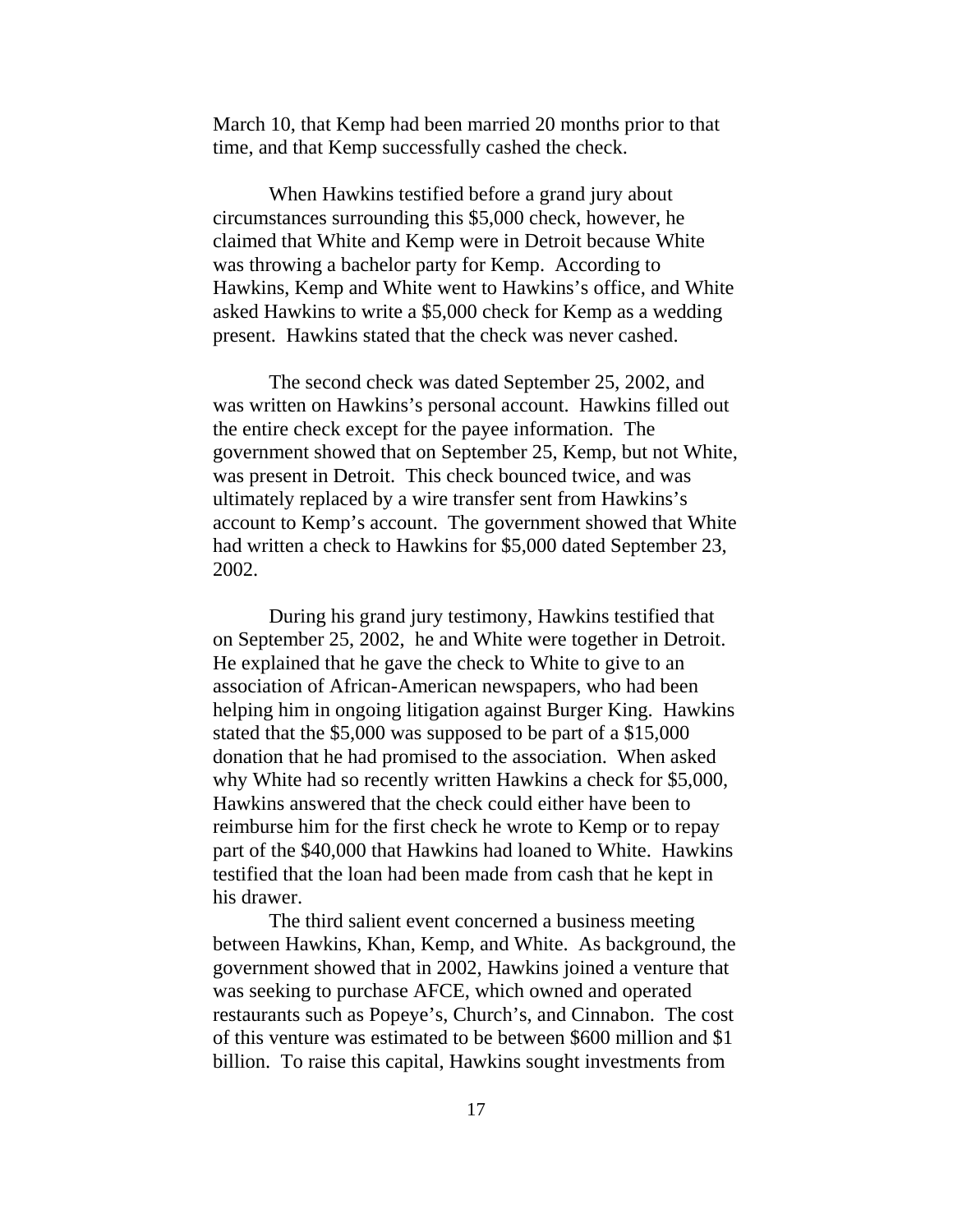March 10, that Kemp had been married 20 months prior to that time, and that Kemp successfully cashed the check.

When Hawkins testified before a grand jury about circumstances surrounding this $5,000 check, however, he claimed that White and Kemp were in Detroit because White was throwing a bachelor party for Kemp. According to Hawkins, Kemp and White went to Hawkins's office, and White asked Hawkins to write a $5,000 check for Kemp as a wedding present. Hawkins stated that the check was never cashed.

The second check was dated September 25, 2002, and was written on Hawkins's personal account. Hawkins filled out the entire check except for the payee information. The government showed that on September 25, Kemp, but not White, was present in Detroit. This check bounced twice, and was ultimately replaced by a wire transfer sent from Hawkins's account to Kemp's account. The government showed that White had written a check to Hawkins for $5,000 dated September 23, 2002.

During his grand jury testimony, Hawkins testified that on September 25, 2002, he and White were together in Detroit. He explained that he gave the check to White to give to an association of African-American newspapers, who had been helping him in ongoing litigation against Burger King. Hawkins stated that the $5,000 was supposed to be part of a $15,000 donation that he had promised to the association. When asked why White had so recently written Hawkins a check for $5,000, Hawkins answered that the check could either have been to reimburse him for the first check he wrote to Kemp or to repay part of the $40,000 that Hawkins had loaned to White. Hawkins testified that the loan had been made from cash that he kept in his drawer.

The third salient event concerned a business meeting between Hawkins, Khan, Kemp, and White. As background, the government showed that in 2002, Hawkins joined a venture that was seeking to purchase AFCE, which owned and operated restaurants such as Popeye's, Church's, and Cinnabon. The cost of this venture was estimated to be between $600 million and $1 billion. To raise this capital, Hawkins sought investments from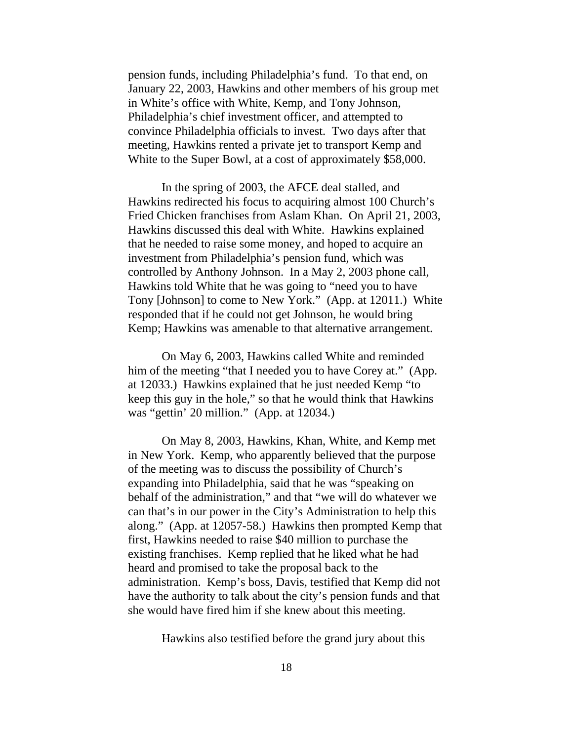pension funds, including Philadelphia's fund. To that end, on January 22, 2003, Hawkins and other members of his group met in White's office with White, Kemp, and Tony Johnson, Philadelphia's chief investment officer, and attempted to convince Philadelphia officials to invest. Two days after that meeting, Hawkins rented a private jet to transport Kemp and White to the Super Bowl, at a cost of approximately $58,000.

In the spring of 2003, the AFCE deal stalled, and Hawkins redirected his focus to acquiring almost 100 Church's Fried Chicken franchises from Aslam Khan. On April 21, 2003, Hawkins discussed this deal with White. Hawkins explained that he needed to raise some money, and hoped to acquire an investment from Philadelphia's pension fund, which was controlled by Anthony Johnson. In a May 2, 2003 phone call, Hawkins told White that he was going to "need you to have Tony [Johnson] to come to New York." (App. at 12011.) White responded that if he could not get Johnson, he would bring Kemp; Hawkins was amenable to that alternative arrangement.

On May 6, 2003, Hawkins called White and reminded him of the meeting "that I needed you to have Corey at." (App. at 12033.) Hawkins explained that he just needed Kemp "to keep this guy in the hole," so that he would think that Hawkins was "gettin' 20 million." (App. at 12034.)

On May 8, 2003, Hawkins, Khan, White, and Kemp met in New York. Kemp, who apparently believed that the purpose of the meeting was to discuss the possibility of Church's expanding into Philadelphia, said that he was "speaking on behalf of the administration," and that "we will do whatever we can that's in our power in the City's Administration to help this along." (App. at 12057-58.) Hawkins then prompted Kemp that first, Hawkins needed to raise $40 million to purchase the existing franchises. Kemp replied that he liked what he had heard and promised to take the proposal back to the administration. Kemp's boss, Davis, testified that Kemp did not have the authority to talk about the city's pension funds and that she would have fired him if she knew about this meeting.

Hawkins also testified before the grand jury about this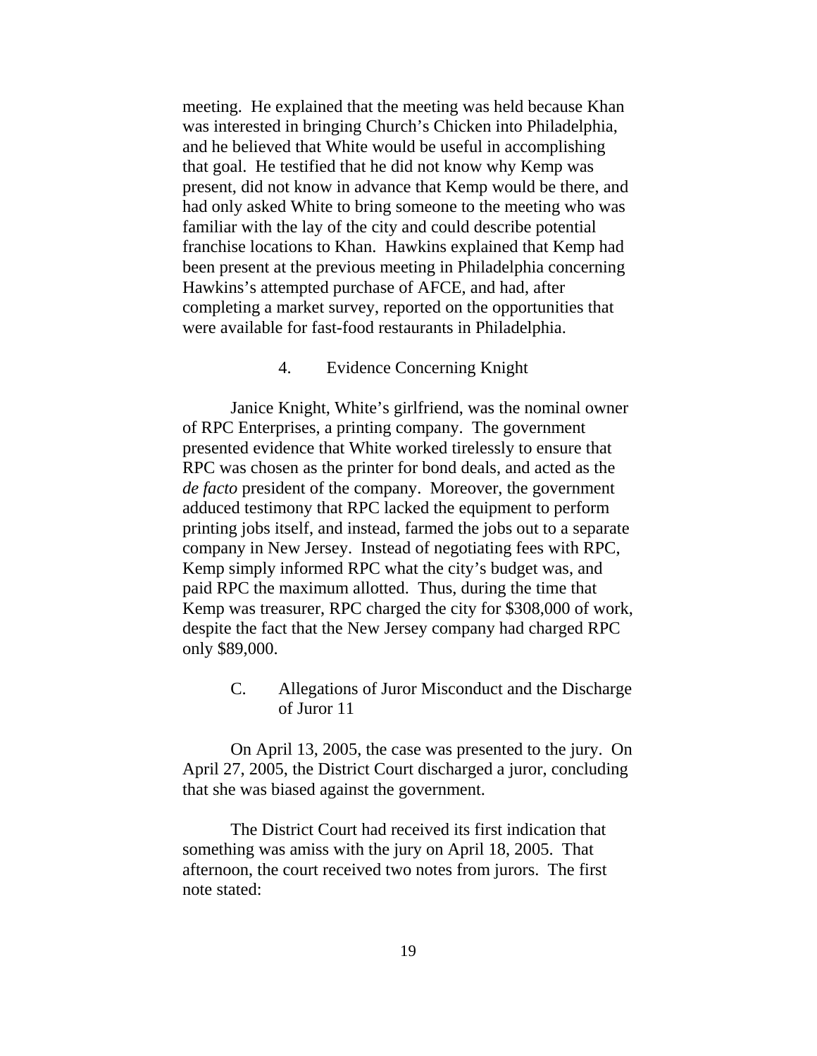meeting. He explained that the meeting was held because Khan was interested in bringing Church's Chicken into Philadelphia, and he believed that White would be useful in accomplishing that goal. He testified that he did not know why Kemp was present, did not know in advance that Kemp would be there, and had only asked White to bring someone to the meeting who was familiar with the lay of the city and could describe potential franchise locations to Khan. Hawkins explained that Kemp had been present at the previous meeting in Philadelphia concerning Hawkins's attempted purchase of AFCE, and had, after completing a market survey, reported on the opportunities that were available for fast-food restaurants in Philadelphia.

#### 4. Evidence Concerning Knight

Janice Knight, White's girlfriend, was the nominal owner of RPC Enterprises, a printing company. The government presented evidence that White worked tirelessly to ensure that RPC was chosen as the printer for bond deals, and acted as the *de facto* president of the company. Moreover, the government adduced testimony that RPC lacked the equipment to perform printing jobs itself, and instead, farmed the jobs out to a separate company in New Jersey. Instead of negotiating fees with RPC, Kemp simply informed RPC what the city's budget was, and paid RPC the maximum allotted. Thus, during the time that Kemp was treasurer, RPC charged the city for $308,000 of work, despite the fact that the New Jersey company had charged RPC only $89,000.

### C. Allegations of Juror Misconduct and the Discharge of Juror 11

On April 13, 2005, the case was presented to the jury. On April 27, 2005, the District Court discharged a juror, concluding that she was biased against the government.

The District Court had received its first indication that something was amiss with the jury on April 18, 2005. That afternoon, the court received two notes from jurors. The first note stated: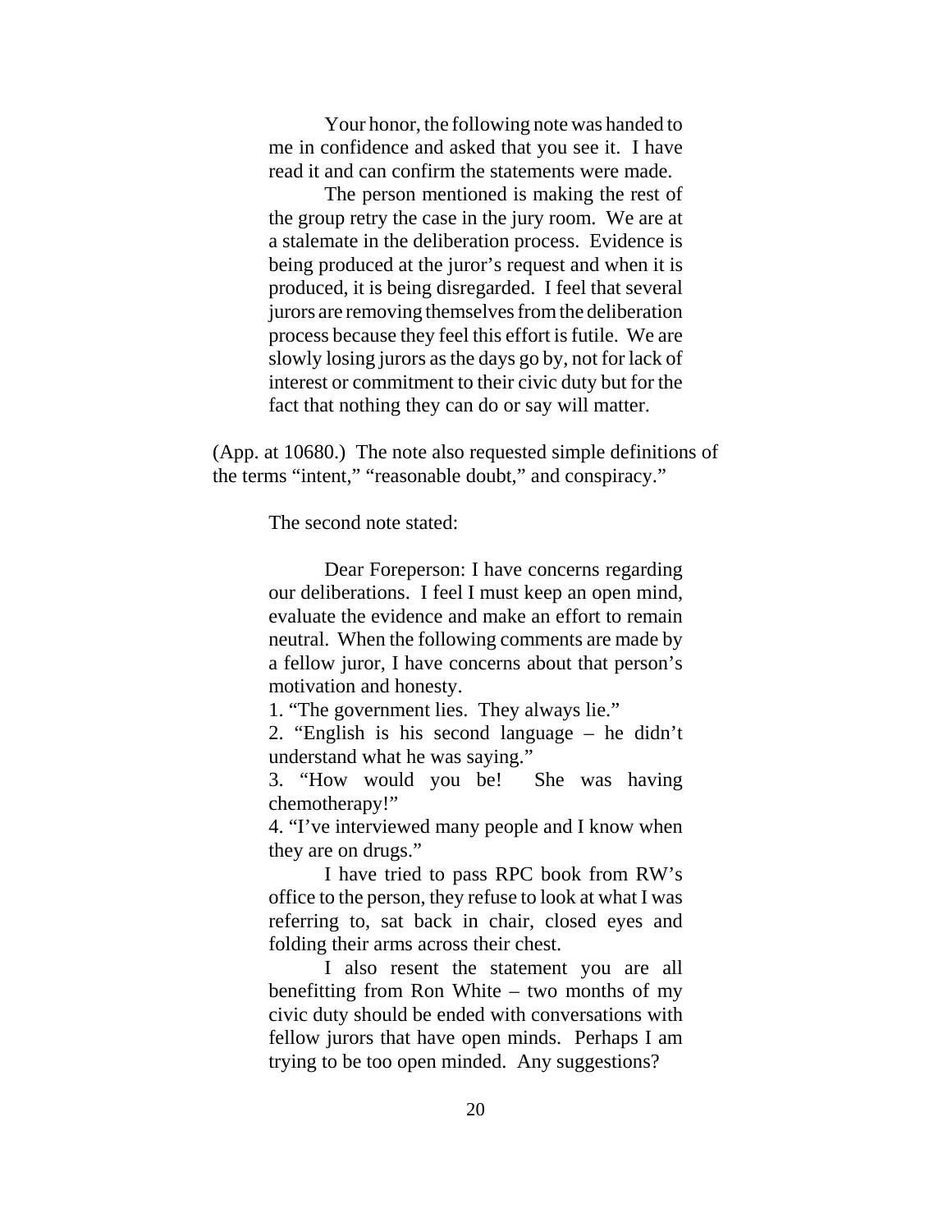> Your honor, the following note was handed to me in confidence and asked that you see it. I have read it and can confirm the statements were made.
>
> The person mentioned is making the rest of the group retry the case in the jury room. We are at a stalemate in the deliberation process. Evidence is being produced at the juror's request and when it is produced, it is being disregarded. I feel that several jurors are removing themselves from the deliberation process because they feel this effort is futile. We are slowly losing jurors as the days go by, not for lack of interest or commitment to their civic duty but for the fact that nothing they can do or say will matter.

(App. at 10680.) The note also requested simple definitions of the terms "intent," "reasonable doubt," and conspiracy."

The second note stated:

> Dear Foreperson: I have concerns regarding our deliberations. I feel I must keep an open mind, evaluate the evidence and make an effort to remain neutral. When the following comments are made by a fellow juror, I have concerns about that person's motivation and honesty.
>
> 1. "The government lies. They always lie."
> 2. "English is his second language – he didn't understand what he was saying."
> 3. "How would you be! She was having chemotherapy!"
> 4. "I've interviewed many people and I know when they are on drugs."
>
> I have tried to pass RPC book from RW's office to the person, they refuse to look at what I was referring to, sat back in chair, closed eyes and folding their arms across their chest.
>
> I also resent the statement you are all benefitting from Ron White – two months of my civic duty should be ended with conversations with fellow jurors that have open minds. Perhaps I am trying to be too open minded. Any suggestions?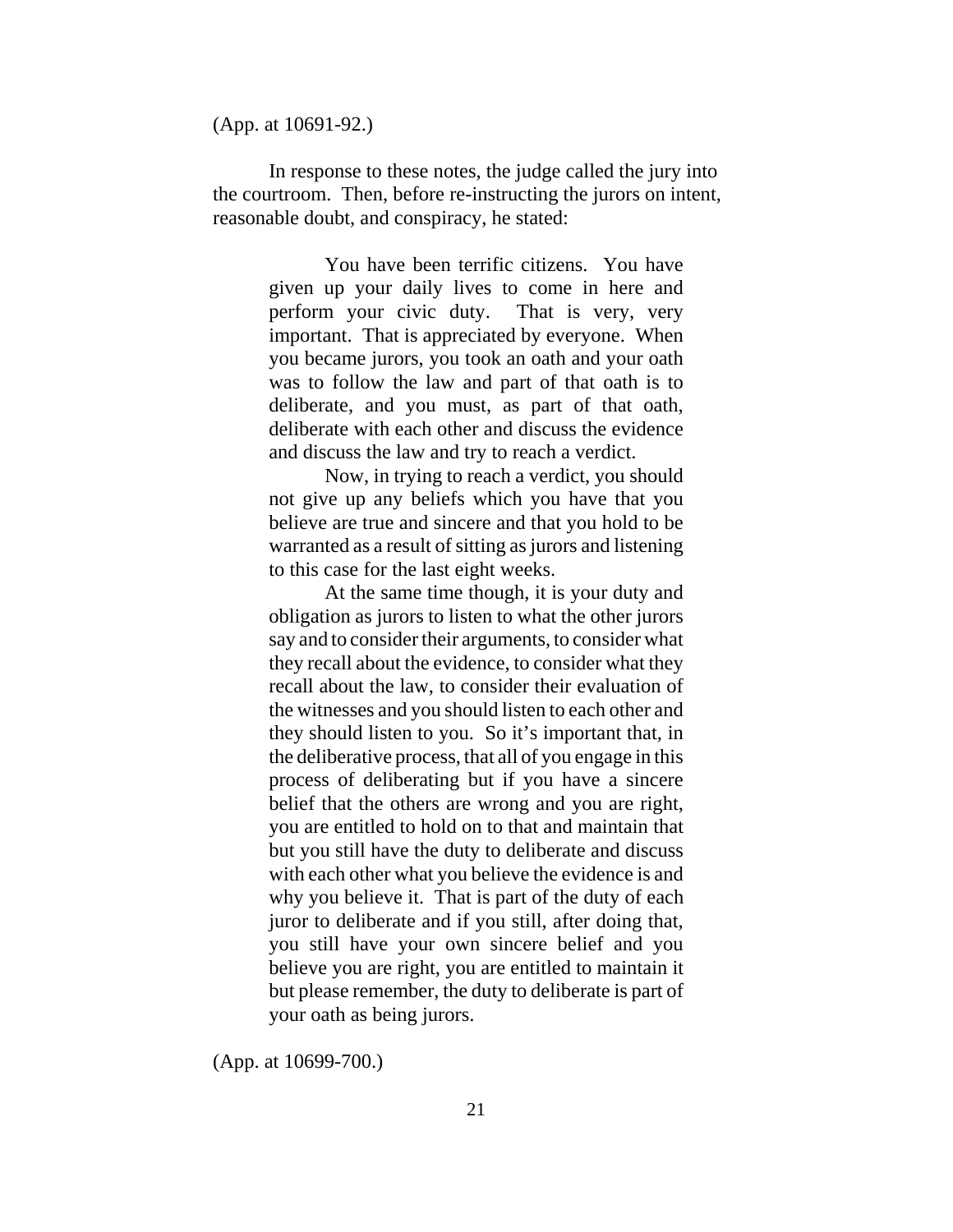(App. at 10691-92.)

In response to these notes, the judge called the jury into the courtroom. Then, before re-instructing the jurors on intent, reasonable doubt, and conspiracy, he stated:

> You have been terrific citizens. You have given up your daily lives to come in here and perform your civic duty. That is very, very important. That is appreciated by everyone. When you became jurors, you took an oath and your oath was to follow the law and part of that oath is to deliberate, and you must, as part of that oath, deliberate with each other and discuss the evidence and discuss the law and try to reach a verdict.
>
> Now, in trying to reach a verdict, you should not give up any beliefs which you have that you believe are true and sincere and that you hold to be warranted as a result of sitting as jurors and listening to this case for the last eight weeks.
>
> At the same time though, it is your duty and obligation as jurors to listen to what the other jurors say and to consider their arguments, to consider what they recall about the evidence, to consider what they recall about the law, to consider their evaluation of the witnesses and you should listen to each other and they should listen to you. So it's important that, in the deliberative process, that all of you engage in this process of deliberating but if you have a sincere belief that the others are wrong and you are right, you are entitled to hold on to that and maintain that but you still have the duty to deliberate and discuss with each other what you believe the evidence is and why you believe it. That is part of the duty of each juror to deliberate and if you still, after doing that, you still have your own sincere belief and you believe you are right, you are entitled to maintain it but please remember, the duty to deliberate is part of your oath as being jurors.

(App. at 10699-700.)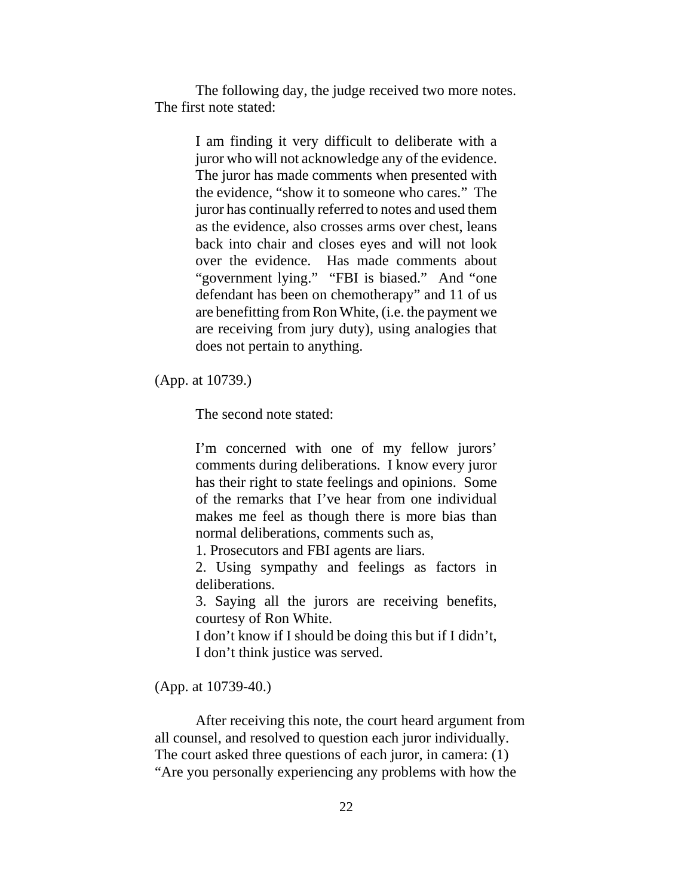The following day, the judge received two more notes. The first note stated:

> I am finding it very difficult to deliberate with a juror who will not acknowledge any of the evidence. The juror has made comments when presented with the evidence, "show it to someone who cares." The juror has continually referred to notes and used them as the evidence, also crosses arms over chest, leans back into chair and closes eyes and will not look over the evidence. Has made comments about "government lying." "FBI is biased." And "one defendant has been on chemotherapy" and 11 of us are benefitting from Ron White, (i.e. the payment we are receiving from jury duty), using analogies that does not pertain to anything.

(App. at 10739.)

The second note stated:

> I'm concerned with one of my fellow jurors' comments during deliberations. I know every juror has their right to state feelings and opinions. Some of the remarks that I've hear from one individual makes me feel as though there is more bias than normal deliberations, comments such as,
> 1. Prosecutors and FBI agents are liars.
> 2. Using sympathy and feelings as factors in deliberations.
> 3. Saying all the jurors are receiving benefits, courtesy of Ron White.
> I don't know if I should be doing this but if I didn't, I don't think justice was served.

(App. at 10739-40.)

After receiving this note, the court heard argument from all counsel, and resolved to question each juror individually. The court asked three questions of each juror, in camera: (1) "Are you personally experiencing any problems with how the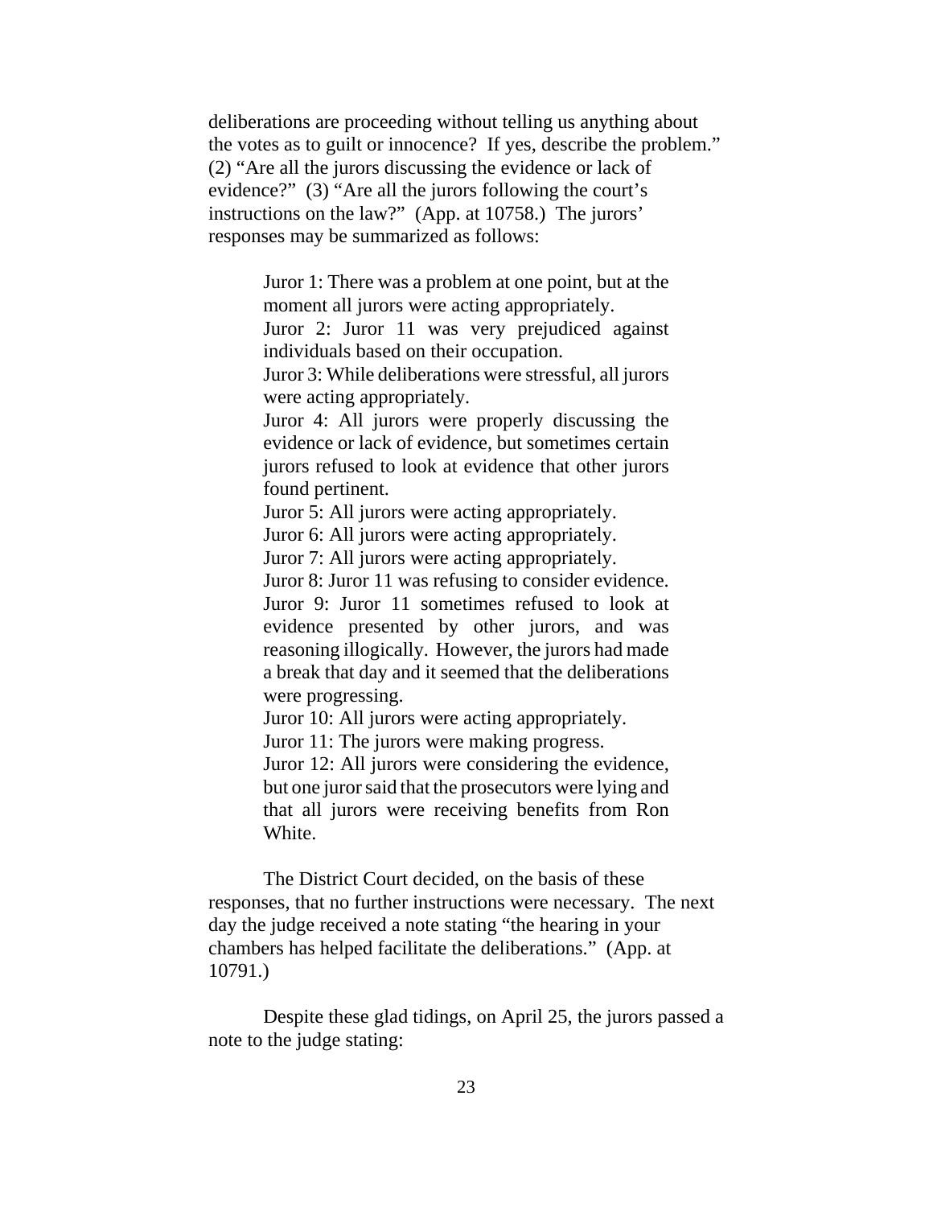deliberations are proceeding without telling us anything about the votes as to guilt or innocence? If yes, describe the problem." (2) "Are all the jurors discussing the evidence or lack of evidence?" (3) "Are all the jurors following the court's instructions on the law?" (App. at 10758.) The jurors' responses may be summarized as follows:

> Juror 1: There was a problem at one point, but at the moment all jurors were acting appropriately.
> Juror 2: Juror 11 was very prejudiced against individuals based on their occupation.
> Juror 3: While deliberations were stressful, all jurors were acting appropriately.
> Juror 4: All jurors were properly discussing the evidence or lack of evidence, but sometimes certain jurors refused to look at evidence that other jurors found pertinent.
> Juror 5: All jurors were acting appropriately.
> Juror 6: All jurors were acting appropriately.
> Juror 7: All jurors were acting appropriately.
> Juror 8: Juror 11 was refusing to consider evidence.
> Juror 9: Juror 11 sometimes refused to look at evidence presented by other jurors, and was reasoning illogically. However, the jurors had made a break that day and it seemed that the deliberations were progressing.
> Juror 10: All jurors were acting appropriately.
> Juror 11: The jurors were making progress.
> Juror 12: All jurors were considering the evidence, but one juror said that the prosecutors were lying and that all jurors were receiving benefits from Ron White.

The District Court decided, on the basis of these responses, that no further instructions were necessary. The next day the judge received a note stating "the hearing in your chambers has helped facilitate the deliberations." (App. at 10791.)

Despite these glad tidings, on April 25, the jurors passed a note to the judge stating: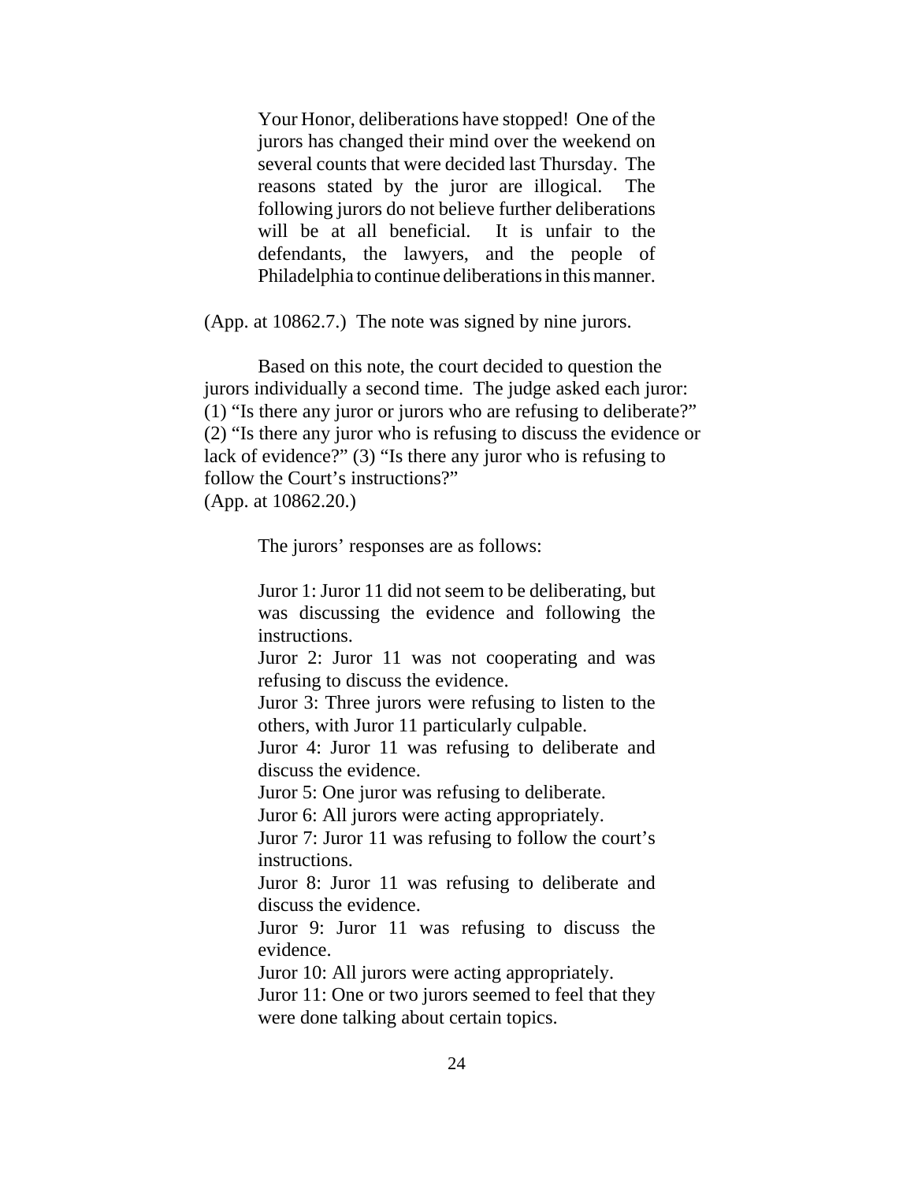> Your Honor, deliberations have stopped! One of the jurors has changed their mind over the weekend on several counts that were decided last Thursday. The reasons stated by the juror are illogical. The following jurors do not believe further deliberations will be at all beneficial. It is unfair to the defendants, the lawyers, and the people of Philadelphia to continue deliberations in this manner.

(App. at 10862.7.) The note was signed by nine jurors.

Based on this note, the court decided to question the jurors individually a second time. The judge asked each juror: (1) "Is there any juror or jurors who are refusing to deliberate?" (2) "Is there any juror who is refusing to discuss the evidence or lack of evidence?" (3) "Is there any juror who is refusing to follow the Court's instructions?"
(App. at 10862.20.)

The jurors' responses are as follows:

> Juror 1: Juror 11 did not seem to be deliberating, but was discussing the evidence and following the instructions.
> Juror 2: Juror 11 was not cooperating and was refusing to discuss the evidence.
> Juror 3: Three jurors were refusing to listen to the others, with Juror 11 particularly culpable.
> Juror 4: Juror 11 was refusing to deliberate and discuss the evidence.
> Juror 5: One juror was refusing to deliberate.
> Juror 6: All jurors were acting appropriately.
> Juror 7: Juror 11 was refusing to follow the court's instructions.
> Juror 8: Juror 11 was refusing to deliberate and discuss the evidence.
> Juror 9: Juror 11 was refusing to discuss the evidence.
> Juror 10: All jurors were acting appropriately.
> Juror 11: One or two jurors seemed to feel that they were done talking about certain topics.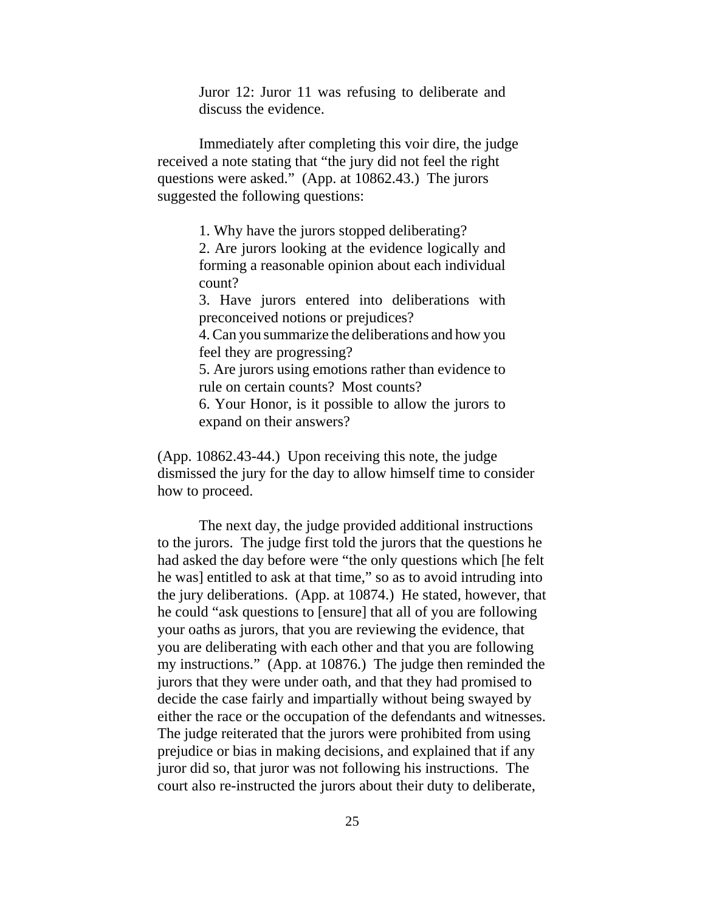> Juror 12: Juror 11 was refusing to deliberate and discuss the evidence.

Immediately after completing this voir dire, the judge received a note stating that "the jury did not feel the right questions were asked." (App. at 10862.43.) The jurors suggested the following questions:

> 1. Why have the jurors stopped deliberating?
> 2. Are jurors looking at the evidence logically and forming a reasonable opinion about each individual count?
> 3. Have jurors entered into deliberations with preconceived notions or prejudices?
> 4. Can you summarize the deliberations and how you feel they are progressing?
> 5. Are jurors using emotions rather than evidence to rule on certain counts? Most counts?
> 6. Your Honor, is it possible to allow the jurors to expand on their answers?

(App. 10862.43-44.) Upon receiving this note, the judge dismissed the jury for the day to allow himself time to consider how to proceed.

The next day, the judge provided additional instructions to the jurors. The judge first told the jurors that the questions he had asked the day before were "the only questions which [he felt he was] entitled to ask at that time," so as to avoid intruding into the jury deliberations. (App. at 10874.) He stated, however, that he could "ask questions to [ensure] that all of you are following your oaths as jurors, that you are reviewing the evidence, that you are deliberating with each other and that you are following my instructions." (App. at 10876.) The judge then reminded the jurors that they were under oath, and that they had promised to decide the case fairly and impartially without being swayed by either the race or the occupation of the defendants and witnesses. The judge reiterated that the jurors were prohibited from using prejudice or bias in making decisions, and explained that if any juror did so, that juror was not following his instructions. The court also re-instructed the jurors about their duty to deliberate,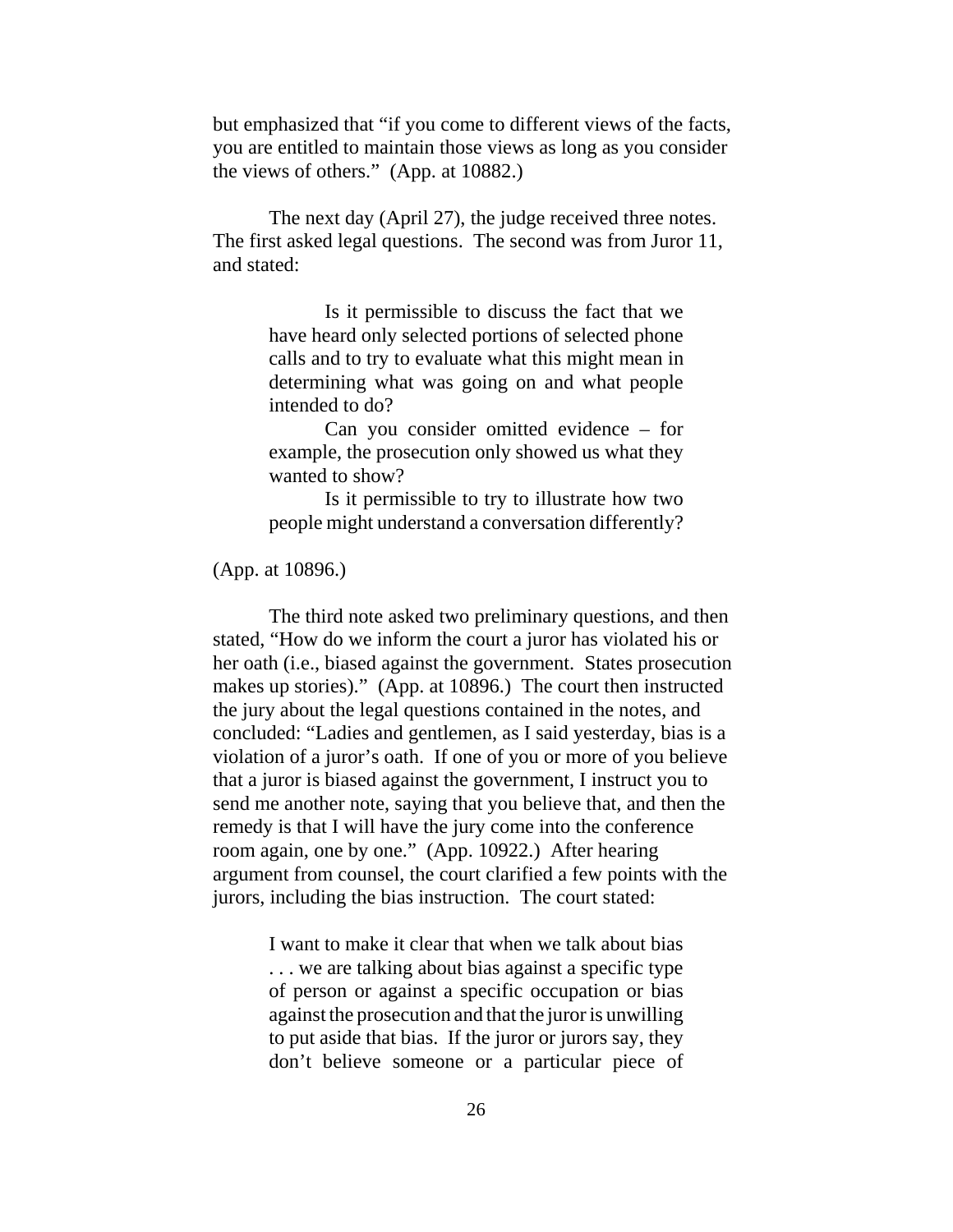but emphasized that "if you come to different views of the facts, you are entitled to maintain those views as long as you consider the views of others." (App. at 10882.)

The next day (April 27), the judge received three notes. The first asked legal questions. The second was from Juror 11, and stated:

> Is it permissible to discuss the fact that we have heard only selected portions of selected phone calls and to try to evaluate what this might mean in determining what was going on and what people intended to do?
>
> Can you consider omitted evidence – for example, the prosecution only showed us what they wanted to show?
>
> Is it permissible to try to illustrate how two people might understand a conversation differently?

(App. at 10896.)

The third note asked two preliminary questions, and then stated, "How do we inform the court a juror has violated his or her oath (i.e., biased against the government. States prosecution makes up stories)." (App. at 10896.) The court then instructed the jury about the legal questions contained in the notes, and concluded: "Ladies and gentlemen, as I said yesterday, bias is a violation of a juror's oath. If one of you or more of you believe that a juror is biased against the government, I instruct you to send me another note, saying that you believe that, and then the remedy is that I will have the jury come into the conference room again, one by one." (App. 10922.) After hearing argument from counsel, the court clarified a few points with the jurors, including the bias instruction. The court stated:

> I want to make it clear that when we talk about bias . . . we are talking about bias against a specific type of person or against a specific occupation or bias against the prosecution and that the juror is unwilling to put aside that bias. If the juror or jurors say, they don't believe someone or a particular piece of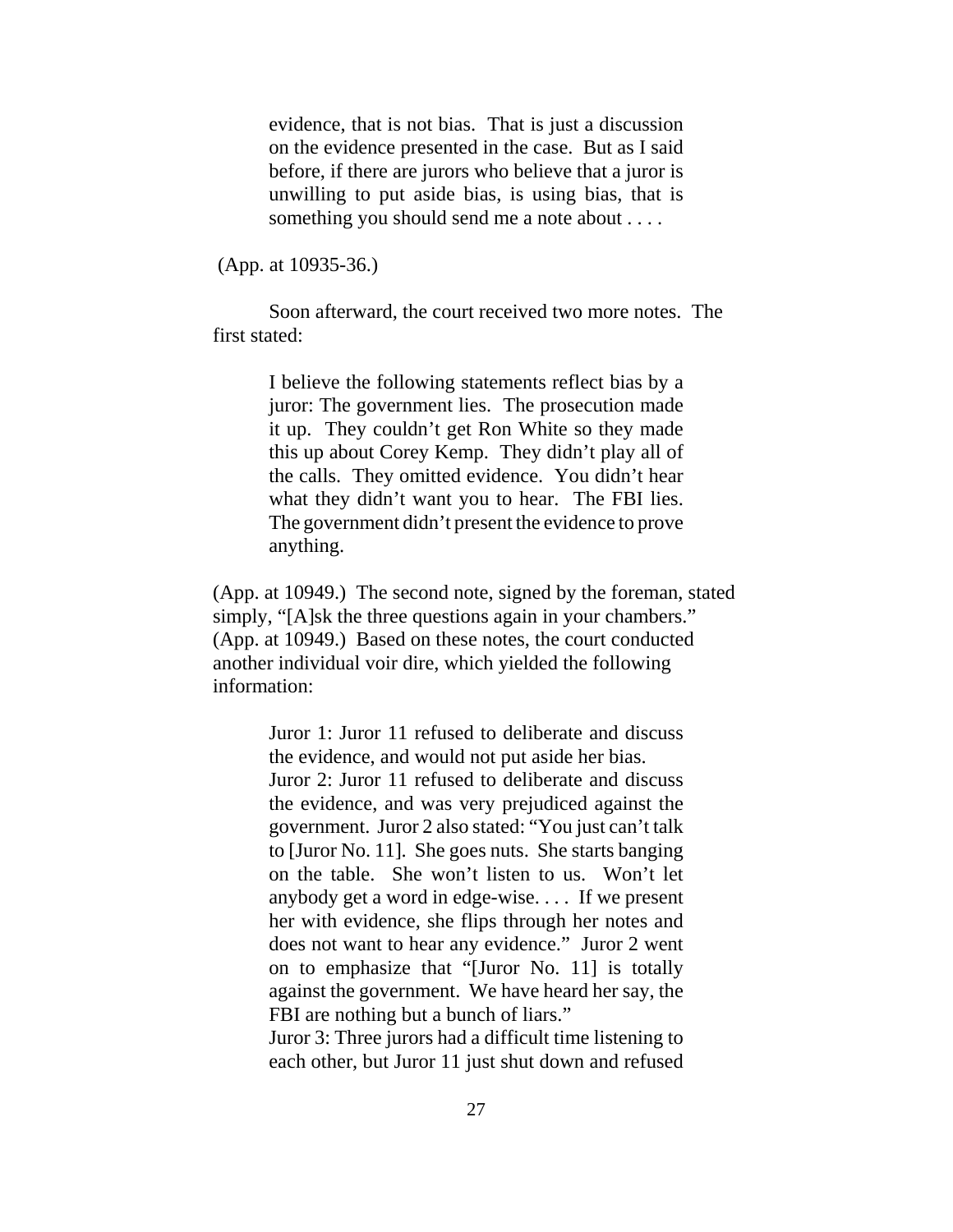> evidence, that is not bias. That is just a discussion on the evidence presented in the case. But as I said before, if there are jurors who believe that a juror is unwilling to put aside bias, is using bias, that is something you should send me a note about . . . .

(App. at 10935-36.)

Soon afterward, the court received two more notes. The first stated:

> I believe the following statements reflect bias by a juror: The government lies. The prosecution made it up. They couldn't get Ron White so they made this up about Corey Kemp. They didn't play all of the calls. They omitted evidence. You didn't hear what they didn't want you to hear. The FBI lies. The government didn't present the evidence to prove anything.

(App. at 10949.) The second note, signed by the foreman, stated simply, "[A]sk the three questions again in your chambers." (App. at 10949.) Based on these notes, the court conducted another individual voir dire, which yielded the following information:

> Juror 1: Juror 11 refused to deliberate and discuss the evidence, and would not put aside her bias.
> Juror 2: Juror 11 refused to deliberate and discuss the evidence, and was very prejudiced against the government. Juror 2 also stated: "You just can't talk to [Juror No. 11]. She goes nuts. She starts banging on the table. She won't listen to us. Won't let anybody get a word in edge-wise. . . . If we present her with evidence, she flips through her notes and does not want to hear any evidence." Juror 2 went on to emphasize that "[Juror No. 11] is totally against the government. We have heard her say, the FBI are nothing but a bunch of liars."
> Juror 3: Three jurors had a difficult time listening to each other, but Juror 11 just shut down and refused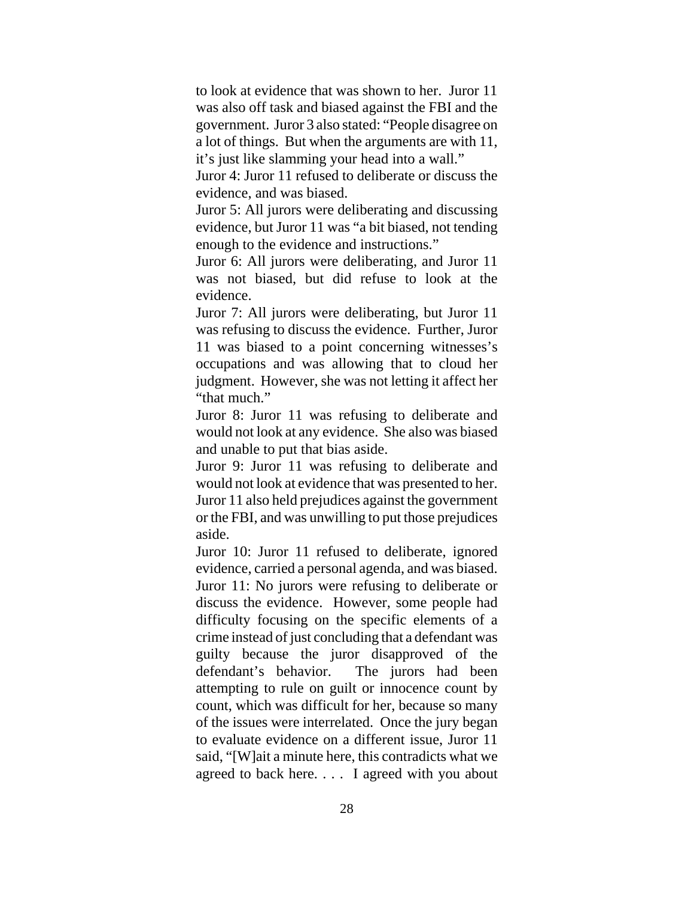to look at evidence that was shown to her. Juror 11 was also off task and biased against the FBI and the government. Juror 3 also stated: "People disagree on a lot of things. But when the arguments are with 11, it's just like slamming your head into a wall."

Juror 4: Juror 11 refused to deliberate or discuss the evidence, and was biased.

Juror 5: All jurors were deliberating and discussing evidence, but Juror 11 was "a bit biased, not tending enough to the evidence and instructions."

Juror 6: All jurors were deliberating, and Juror 11 was not biased, but did refuse to look at the evidence.

Juror 7: All jurors were deliberating, but Juror 11 was refusing to discuss the evidence. Further, Juror 11 was biased to a point concerning witnesses's occupations and was allowing that to cloud her judgment. However, she was not letting it affect her "that much."

Juror 8: Juror 11 was refusing to deliberate and would not look at any evidence. She also was biased and unable to put that bias aside.

Juror 9: Juror 11 was refusing to deliberate and would not look at evidence that was presented to her. Juror 11 also held prejudices against the government or the FBI, and was unwilling to put those prejudices aside.

Juror 10: Juror 11 refused to deliberate, ignored evidence, carried a personal agenda, and was biased.

Juror 11: No jurors were refusing to deliberate or discuss the evidence. However, some people had difficulty focusing on the specific elements of a crime instead of just concluding that a defendant was guilty because the juror disapproved of the defendant's behavior. The jurors had been attempting to rule on guilt or innocence count by count, which was difficult for her, because so many of the issues were interrelated. Once the jury began to evaluate evidence on a different issue, Juror 11 said, "[W]ait a minute here, this contradicts what we agreed to back here. . . . I agreed with you about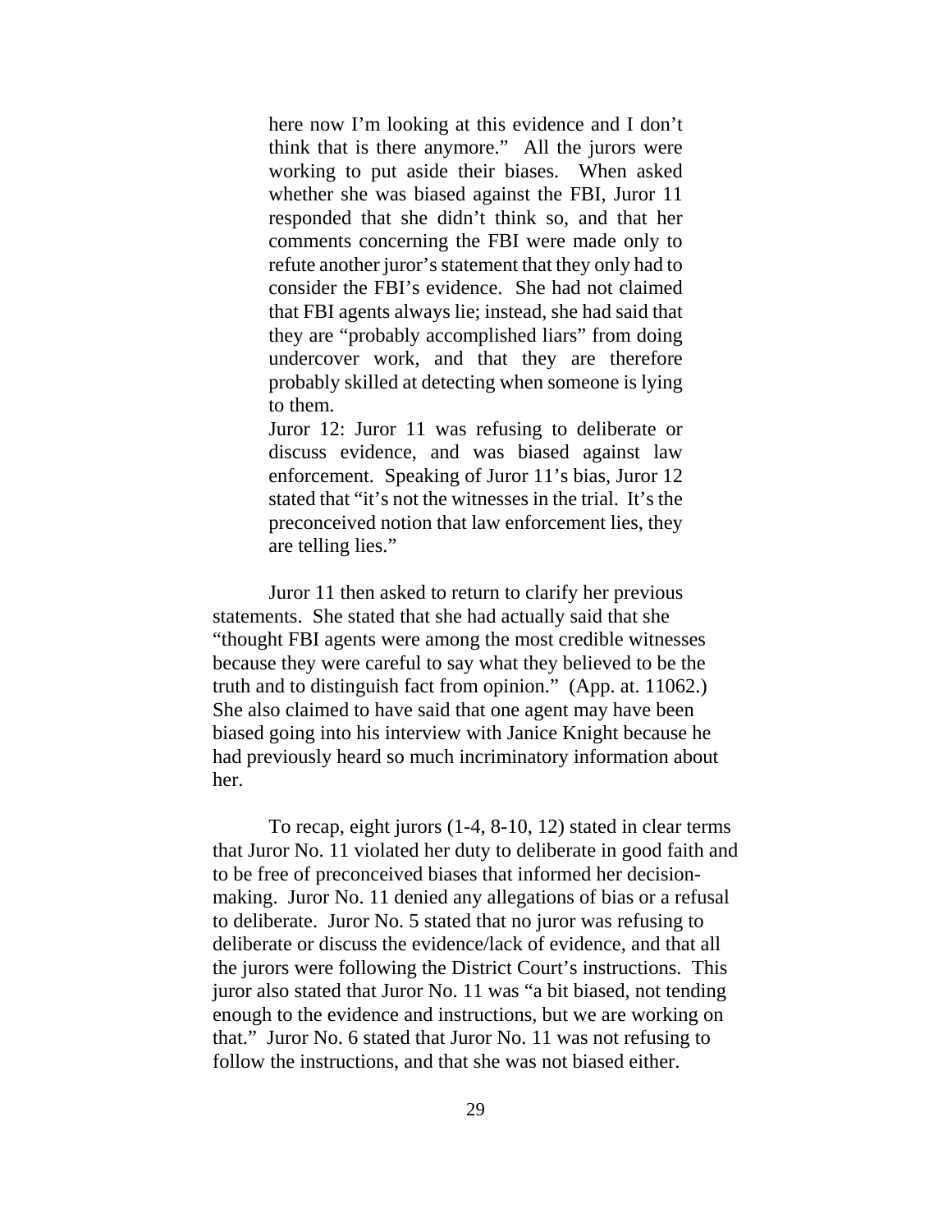> here now I'm looking at this evidence and I don't think that is there anymore." All the jurors were working to put aside their biases. When asked whether she was biased against the FBI, Juror 11 responded that she didn't think so, and that her comments concerning the FBI were made only to refute another juror's statement that they only had to consider the FBI's evidence. She had not claimed that FBI agents always lie; instead, she had said that they are "probably accomplished liars" from doing undercover work, and that they are therefore probably skilled at detecting when someone is lying to them.
>
> Juror 12: Juror 11 was refusing to deliberate or discuss evidence, and was biased against law enforcement. Speaking of Juror 11's bias, Juror 12 stated that "it's not the witnesses in the trial. It's the preconceived notion that law enforcement lies, they are telling lies."

Juror 11 then asked to return to clarify her previous statements. She stated that she had actually said that she "thought FBI agents were among the most credible witnesses because they were careful to say what they believed to be the truth and to distinguish fact from opinion." (App. at. 11062.) She also claimed to have said that one agent may have been biased going into his interview with Janice Knight because he had previously heard so much incriminatory information about her.

To recap, eight jurors (1-4, 8-10, 12) stated in clear terms that Juror No. 11 violated her duty to deliberate in good faith and to be free of preconceived biases that informed her decision-making. Juror No. 11 denied any allegations of bias or a refusal to deliberate. Juror No. 5 stated that no juror was refusing to deliberate or discuss the evidence/lack of evidence, and that all the jurors were following the District Court's instructions. This juror also stated that Juror No. 11 was "a bit biased, not tending enough to the evidence and instructions, but we are working on that." Juror No. 6 stated that Juror No. 11 was not refusing to follow the instructions, and that she was not biased either.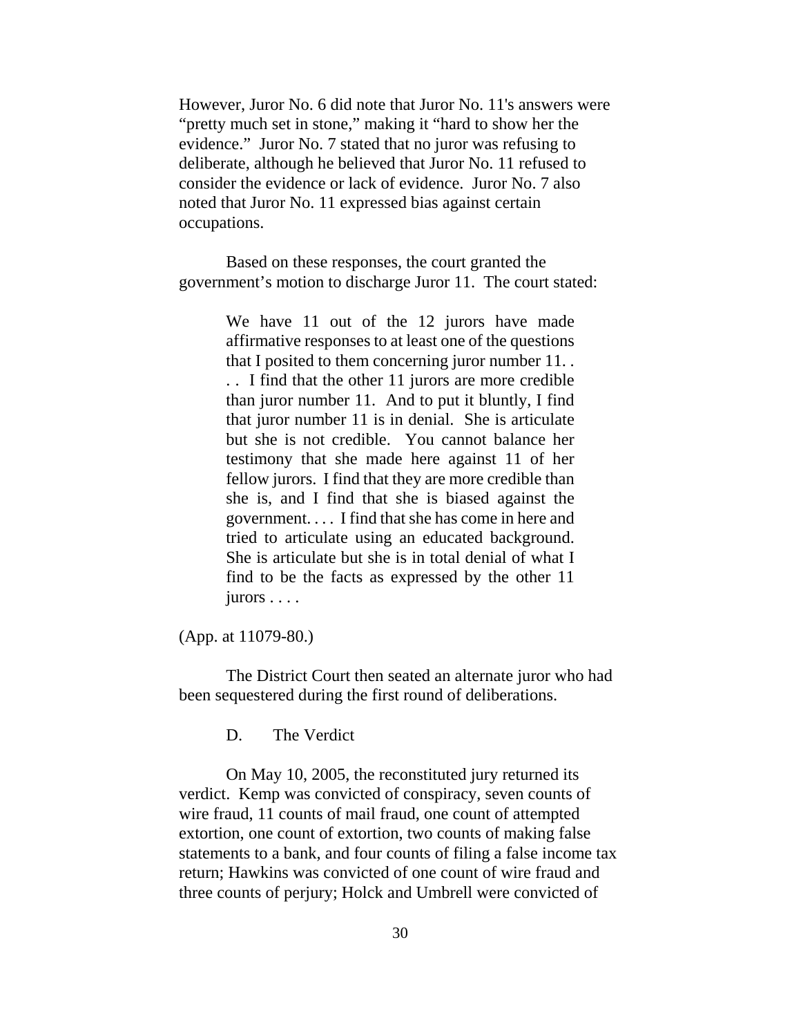However, Juror No. 6 did note that Juror No. 11's answers were "pretty much set in stone," making it "hard to show her the evidence." Juror No. 7 stated that no juror was refusing to deliberate, although he believed that Juror No. 11 refused to consider the evidence or lack of evidence. Juror No. 7 also noted that Juror No. 11 expressed bias against certain occupations.

Based on these responses, the court granted the government's motion to discharge Juror 11. The court stated:

> We have 11 out of the 12 jurors have made affirmative responses to at least one of the questions that I posited to them concerning juror number 11. . . . I find that the other 11 jurors are more credible than juror number 11. And to put it bluntly, I find that juror number 11 is in denial. She is articulate but she is not credible. You cannot balance her testimony that she made here against 11 of her fellow jurors. I find that they are more credible than she is, and I find that she is biased against the government. . . . I find that she has come in here and tried to articulate using an educated background. She is articulate but she is in total denial of what I find to be the facts as expressed by the other 11 jurors . . . .

(App. at 11079-80.)

The District Court then seated an alternate juror who had been sequestered during the first round of deliberations.

### D. The Verdict

On May 10, 2005, the reconstituted jury returned its verdict. Kemp was convicted of conspiracy, seven counts of wire fraud, 11 counts of mail fraud, one count of attempted extortion, one count of extortion, two counts of making false statements to a bank, and four counts of filing a false income tax return; Hawkins was convicted of one count of wire fraud and three counts of perjury; Holck and Umbrell were convicted of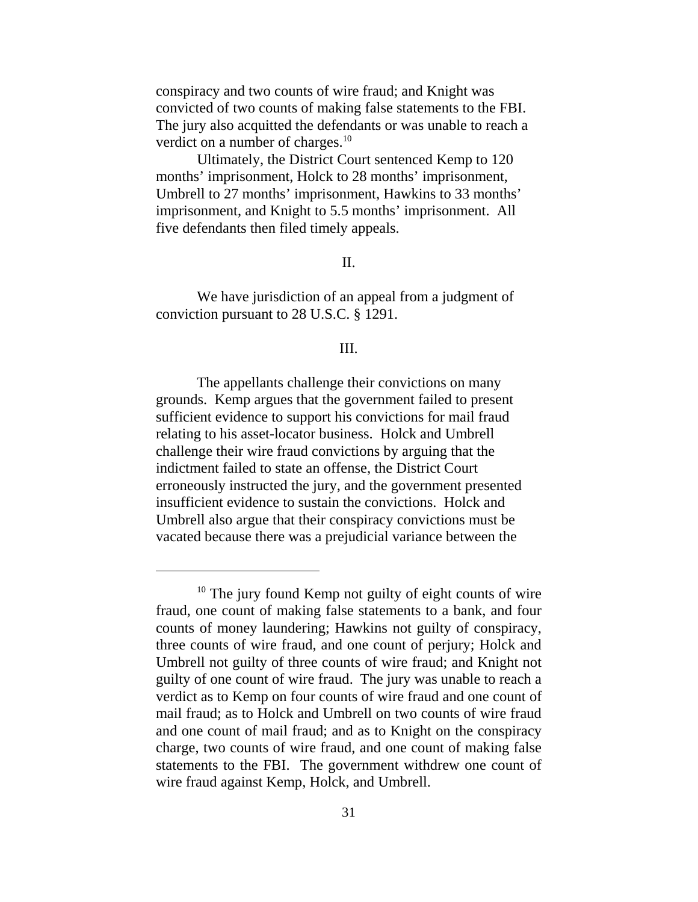conspiracy and two counts of wire fraud; and Knight was convicted of two counts of making false statements to the FBI. The jury also acquitted the defendants or was unable to reach a verdict on a number of charges.[10]

Ultimately, the District Court sentenced Kemp to 120 months' imprisonment, Holck to 28 months' imprisonment, Umbrell to 27 months' imprisonment, Hawkins to 33 months' imprisonment, and Knight to 5.5 months' imprisonment. All five defendants then filed timely appeals.

## II.

We have jurisdiction of an appeal from a judgment of conviction pursuant to 28 U.S.C. § 1291.

## III.

The appellants challenge their convictions on many grounds. Kemp argues that the government failed to present sufficient evidence to support his convictions for mail fraud relating to his asset-locator business. Holck and Umbrell challenge their wire fraud convictions by arguing that the indictment failed to state an offense, the District Court erroneously instructed the jury, and the government presented insufficient evidence to sustain the convictions. Holck and Umbrell also argue that their conspiracy convictions must be vacated because there was a prejudicial variance between the

---

[10] The jury found Kemp not guilty of eight counts of wire fraud, one count of making false statements to a bank, and four counts of money laundering; Hawkins not guilty of conspiracy, three counts of wire fraud, and one count of perjury; Holck and Umbrell not guilty of three counts of wire fraud; and Knight not guilty of one count of wire fraud. The jury was unable to reach a verdict as to Kemp on four counts of wire fraud and one count of mail fraud; as to Holck and Umbrell on two counts of wire fraud and one count of mail fraud; and as to Knight on the conspiracy charge, two counts of wire fraud, and one count of making false statements to the FBI. The government withdrew one count of wire fraud against Kemp, Holck, and Umbrell.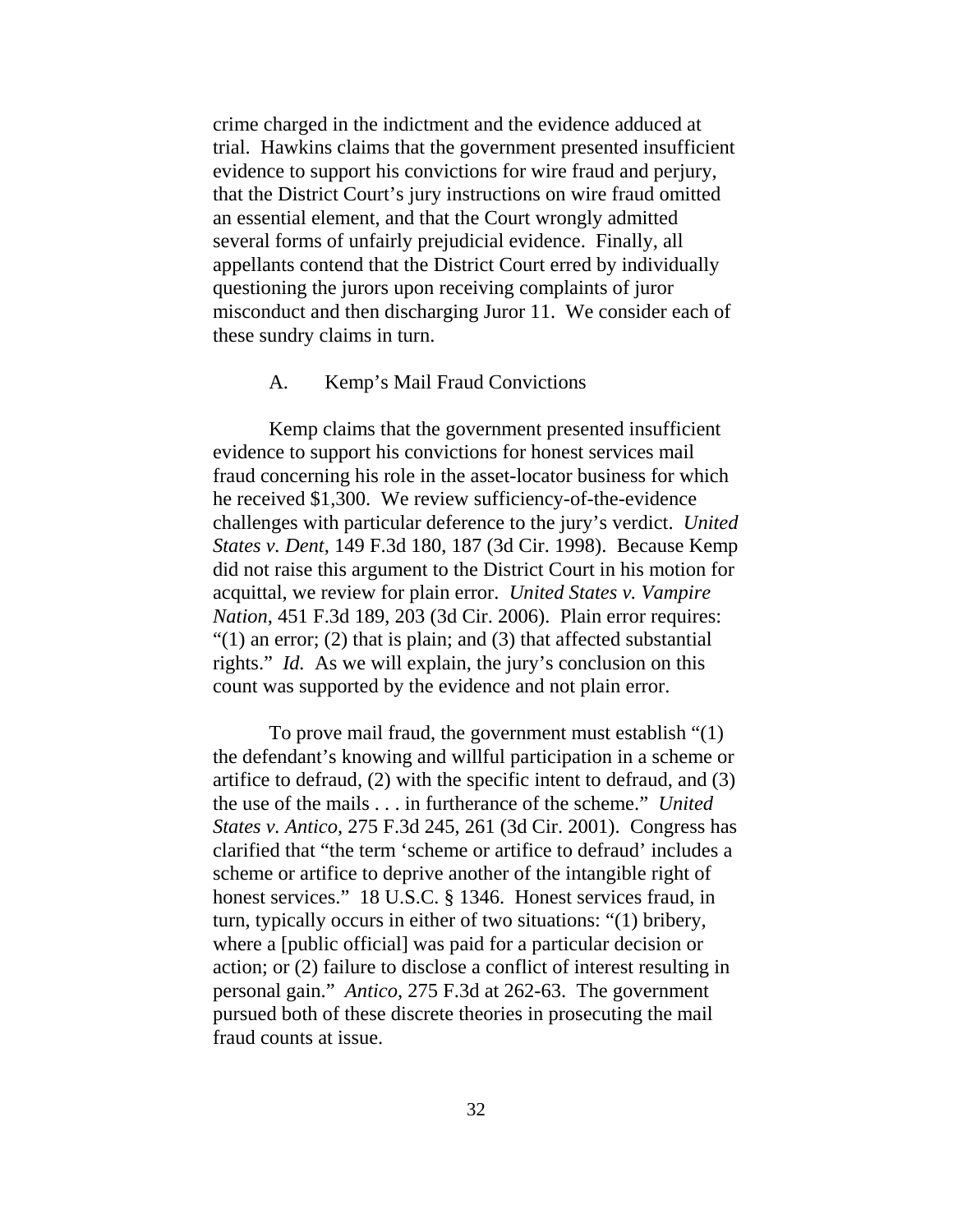crime charged in the indictment and the evidence adduced at trial. Hawkins claims that the government presented insufficient evidence to support his convictions for wire fraud and perjury, that the District Court's jury instructions on wire fraud omitted an essential element, and that the Court wrongly admitted several forms of unfairly prejudicial evidence. Finally, all appellants contend that the District Court erred by individually questioning the jurors upon receiving complaints of juror misconduct and then discharging Juror 11. We consider each of these sundry claims in turn.

### A. Kemp's Mail Fraud Convictions

Kemp claims that the government presented insufficient evidence to support his convictions for honest services mail fraud concerning his role in the asset-locator business for which he received $1,300. We review sufficiency-of-the-evidence challenges with particular deference to the jury's verdict. *United States v. Dent*, 149 F.3d 180, 187 (3d Cir. 1998). Because Kemp did not raise this argument to the District Court in his motion for acquittal, we review for plain error. *United States v. Vampire Nation*, 451 F.3d 189, 203 (3d Cir. 2006). Plain error requires: "(1) an error; (2) that is plain; and (3) that affected substantial rights." *Id.* As we will explain, the jury's conclusion on this count was supported by the evidence and not plain error.

To prove mail fraud, the government must establish "(1) the defendant's knowing and willful participation in a scheme or artifice to defraud, (2) with the specific intent to defraud, and (3) the use of the mails . . . in furtherance of the scheme." *United States v. Antico*, 275 F.3d 245, 261 (3d Cir. 2001). Congress has clarified that "the term 'scheme or artifice to defraud' includes a scheme or artifice to deprive another of the intangible right of honest services." 18 U.S.C. § 1346. Honest services fraud, in turn, typically occurs in either of two situations: "(1) bribery, where a [public official] was paid for a particular decision or action; or (2) failure to disclose a conflict of interest resulting in personal gain." *Antico*, 275 F.3d at 262-63. The government pursued both of these discrete theories in prosecuting the mail fraud counts at issue.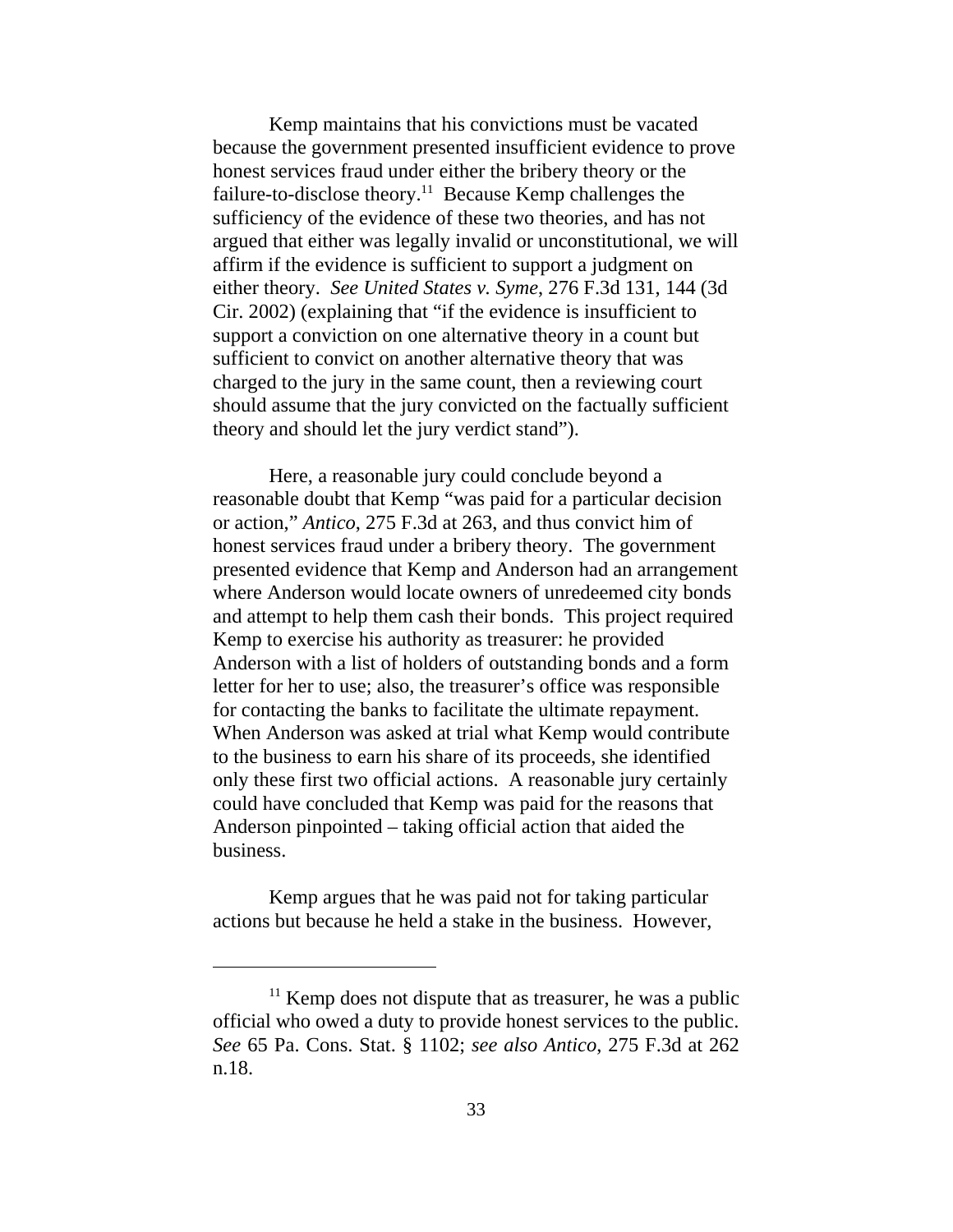Kemp maintains that his convictions must be vacated because the government presented insufficient evidence to prove honest services fraud under either the bribery theory or the failure-to-disclose theory.[11] Because Kemp challenges the sufficiency of the evidence of these two theories, and has not argued that either was legally invalid or unconstitutional, we will affirm if the evidence is sufficient to support a judgment on either theory. *See United States v. Syme*, 276 F.3d 131, 144 (3d Cir. 2002) (explaining that "if the evidence is insufficient to support a conviction on one alternative theory in a count but sufficient to convict on another alternative theory that was charged to the jury in the same count, then a reviewing court should assume that the jury convicted on the factually sufficient theory and should let the jury verdict stand").

Here, a reasonable jury could conclude beyond a reasonable doubt that Kemp "was paid for a particular decision or action," *Antico*, 275 F.3d at 263, and thus convict him of honest services fraud under a bribery theory. The government presented evidence that Kemp and Anderson had an arrangement where Anderson would locate owners of unredeemed city bonds and attempt to help them cash their bonds. This project required Kemp to exercise his authority as treasurer: he provided Anderson with a list of holders of outstanding bonds and a form letter for her to use; also, the treasurer's office was responsible for contacting the banks to facilitate the ultimate repayment. When Anderson was asked at trial what Kemp would contribute to the business to earn his share of its proceeds, she identified only these first two official actions. A reasonable jury certainly could have concluded that Kemp was paid for the reasons that Anderson pinpointed – taking official action that aided the business.

Kemp argues that he was paid not for taking particular actions but because he held a stake in the business. However,

---

[11] Kemp does not dispute that as treasurer, he was a public official who owed a duty to provide honest services to the public. *See* 65 Pa. Cons. Stat. § 1102; *see also Antico*, 275 F.3d at 262 n.18.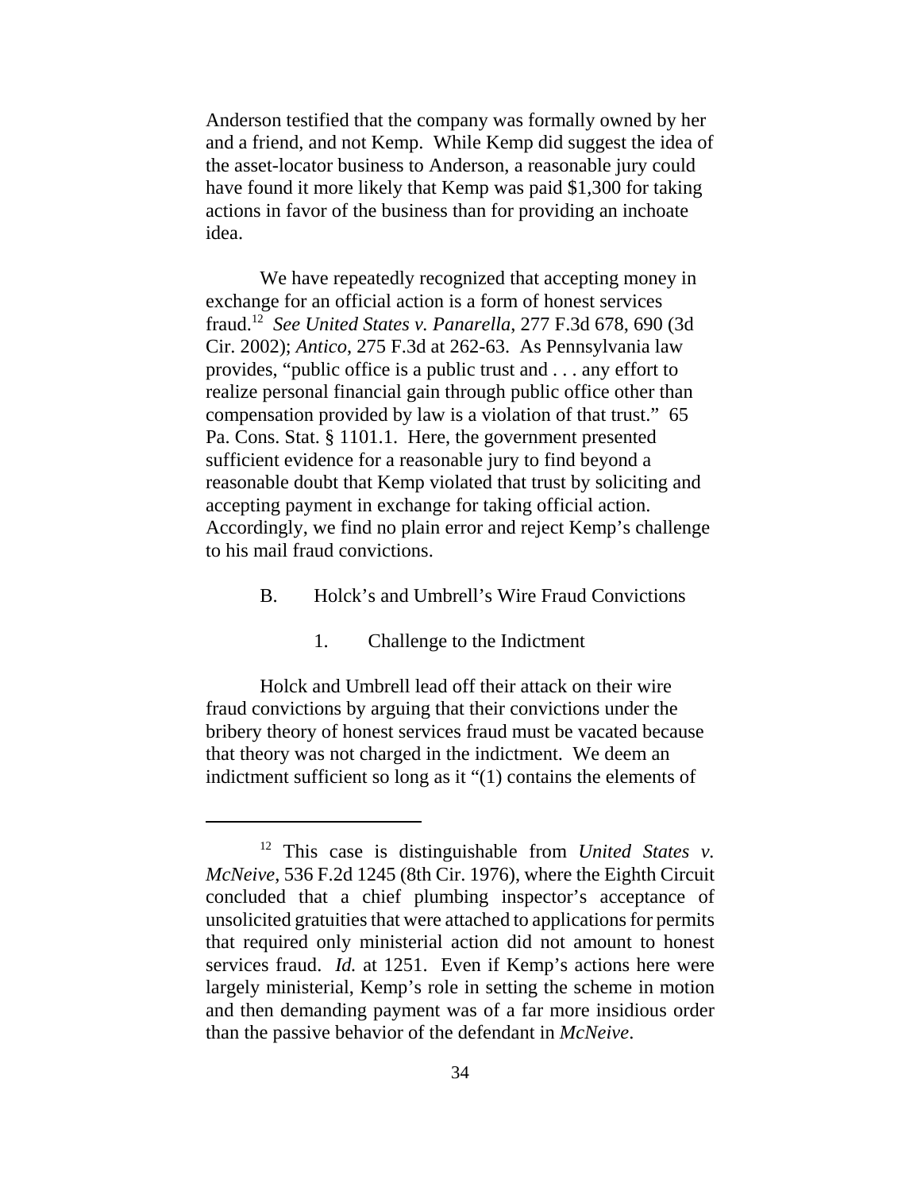Anderson testified that the company was formally owned by her and a friend, and not Kemp. While Kemp did suggest the idea of the asset-locator business to Anderson, a reasonable jury could have found it more likely that Kemp was paid $1,300 for taking actions in favor of the business than for providing an inchoate idea.

We have repeatedly recognized that accepting money in exchange for an official action is a form of honest services fraud.[12] *See United States v. Panarella*, 277 F.3d 678, 690 (3d Cir. 2002); *Antico*, 275 F.3d at 262-63. As Pennsylvania law provides, "public office is a public trust and . . . any effort to realize personal financial gain through public office other than compensation provided by law is a violation of that trust." 65 Pa. Cons. Stat. § 1101.1. Here, the government presented sufficient evidence for a reasonable jury to find beyond a reasonable doubt that Kemp violated that trust by soliciting and accepting payment in exchange for taking official action. Accordingly, we find no plain error and reject Kemp's challenge to his mail fraud convictions.

### B. Holck's and Umbrell's Wire Fraud Convictions

#### 1. Challenge to the Indictment

Holck and Umbrell lead off their attack on their wire fraud convictions by arguing that their convictions under the bribery theory of honest services fraud must be vacated because that theory was not charged in the indictment. We deem an indictment sufficient so long as it "(1) contains the elements of

---

[12] This case is distinguishable from *United States v. McNeive*, 536 F.2d 1245 (8th Cir. 1976), where the Eighth Circuit concluded that a chief plumbing inspector's acceptance of unsolicited gratuities that were attached to applications for permits that required only ministerial action did not amount to honest services fraud. *Id.* at 1251. Even if Kemp's actions here were largely ministerial, Kemp's role in setting the scheme in motion and then demanding payment was of a far more insidious order than the passive behavior of the defendant in *McNeive*.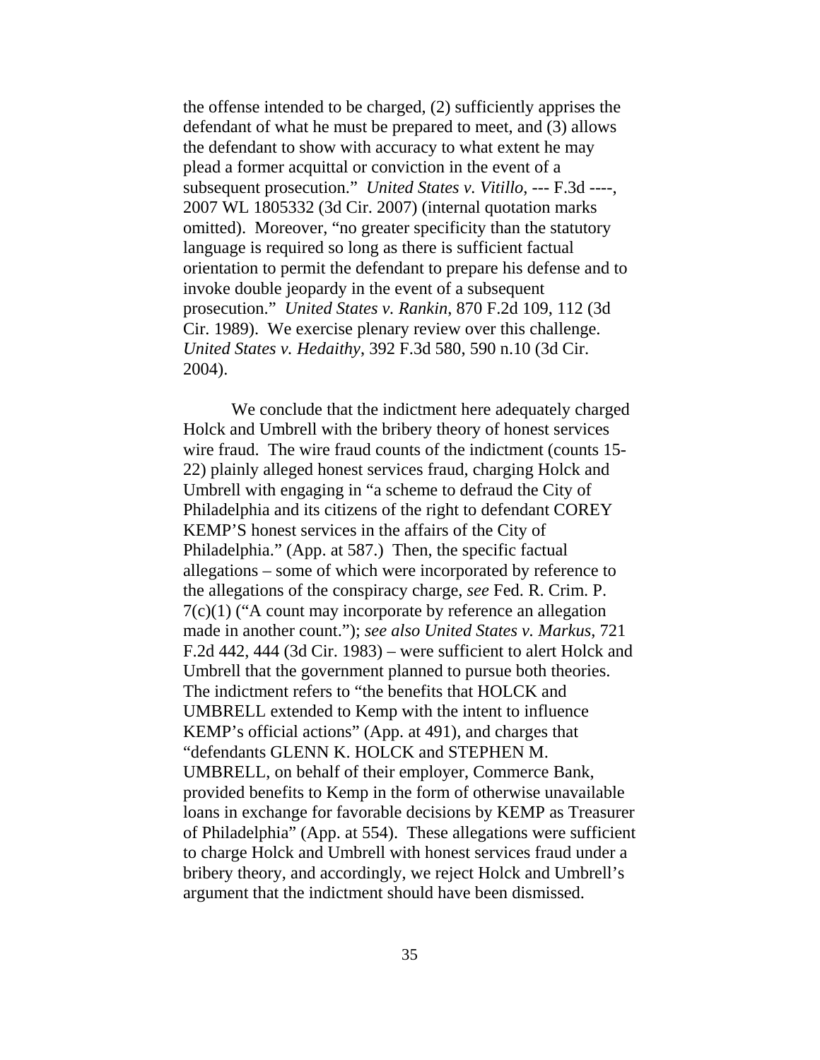the offense intended to be charged, (2) sufficiently apprises the defendant of what he must be prepared to meet, and (3) allows the defendant to show with accuracy to what extent he may plead a former acquittal or conviction in the event of a subsequent prosecution." *United States v. Vitillo*, --- F.3d ----, 2007 WL 1805332 (3d Cir. 2007) (internal quotation marks omitted). Moreover, "no greater specificity than the statutory language is required so long as there is sufficient factual orientation to permit the defendant to prepare his defense and to invoke double jeopardy in the event of a subsequent prosecution." *United States v. Rankin*, 870 F.2d 109, 112 (3d Cir. 1989). We exercise plenary review over this challenge. *United States v. Hedaithy*, 392 F.3d 580, 590 n.10 (3d Cir. 2004).

We conclude that the indictment here adequately charged Holck and Umbrell with the bribery theory of honest services wire fraud. The wire fraud counts of the indictment (counts 15-22) plainly alleged honest services fraud, charging Holck and Umbrell with engaging in "a scheme to defraud the City of Philadelphia and its citizens of the right to defendant COREY KEMP'S honest services in the affairs of the City of Philadelphia." (App. at 587.) Then, the specific factual allegations – some of which were incorporated by reference to the allegations of the conspiracy charge, *see* Fed. R. Crim. P. 7(c)(1) ("A count may incorporate by reference an allegation made in another count."); *see also United States v. Markus*, 721 F.2d 442, 444 (3d Cir. 1983) – were sufficient to alert Holck and Umbrell that the government planned to pursue both theories. The indictment refers to "the benefits that HOLCK and UMBRELL extended to Kemp with the intent to influence KEMP's official actions" (App. at 491), and charges that "defendants GLENN K. HOLCK and STEPHEN M. UMBRELL, on behalf of their employer, Commerce Bank, provided benefits to Kemp in the form of otherwise unavailable loans in exchange for favorable decisions by KEMP as Treasurer of Philadelphia" (App. at 554). These allegations were sufficient to charge Holck and Umbrell with honest services fraud under a bribery theory, and accordingly, we reject Holck and Umbrell's argument that the indictment should have been dismissed.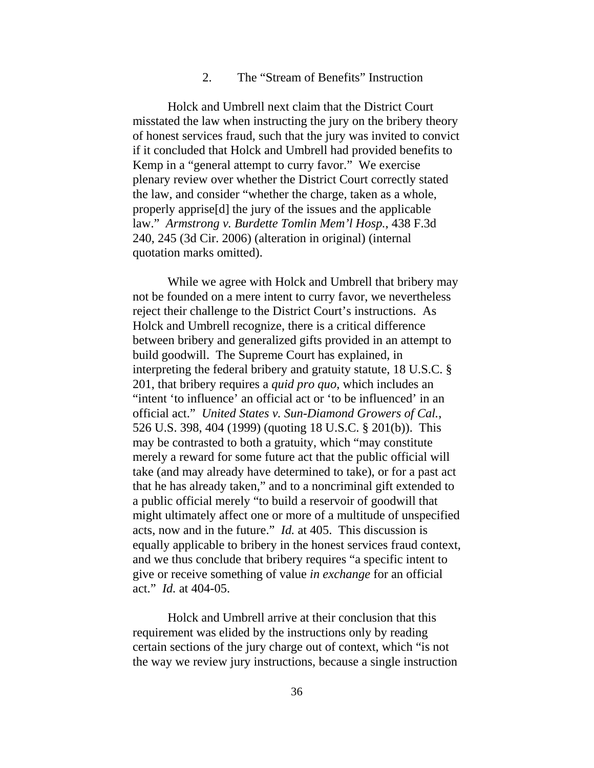### 2. The "Stream of Benefits" Instruction

Holck and Umbrell next claim that the District Court misstated the law when instructing the jury on the bribery theory of honest services fraud, such that the jury was invited to convict if it concluded that Holck and Umbrell had provided benefits to Kemp in a "general attempt to curry favor." We exercise plenary review over whether the District Court correctly stated the law, and consider "whether the charge, taken as a whole, properly apprise[d] the jury of the issues and the applicable law." *Armstrong v. Burdette Tomlin Mem'l Hosp.*, 438 F.3d 240, 245 (3d Cir. 2006) (alteration in original) (internal quotation marks omitted).

While we agree with Holck and Umbrell that bribery may not be founded on a mere intent to curry favor, we nevertheless reject their challenge to the District Court's instructions. As Holck and Umbrell recognize, there is a critical difference between bribery and generalized gifts provided in an attempt to build goodwill. The Supreme Court has explained, in interpreting the federal bribery and gratuity statute, 18 U.S.C. § 201, that bribery requires a *quid pro quo*, which includes an "intent 'to influence' an official act or 'to be influenced' in an official act." *United States v. Sun-Diamond Growers of Cal.*, 526 U.S. 398, 404 (1999) (quoting 18 U.S.C. § 201(b)). This may be contrasted to both a gratuity, which "may constitute merely a reward for some future act that the public official will take (and may already have determined to take), or for a past act that he has already taken," and to a noncriminal gift extended to a public official merely "to build a reservoir of goodwill that might ultimately affect one or more of a multitude of unspecified acts, now and in the future." *Id.* at 405. This discussion is equally applicable to bribery in the honest services fraud context, and we thus conclude that bribery requires "a specific intent to give or receive something of value *in exchange* for an official act." *Id.* at 404-05.

Holck and Umbrell arrive at their conclusion that this requirement was elided by the instructions only by reading certain sections of the jury charge out of context, which "is not the way we review jury instructions, because a single instruction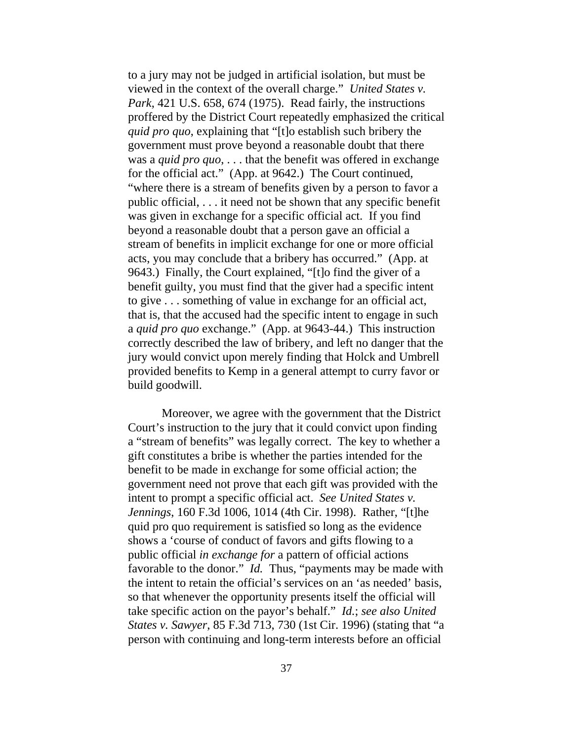to a jury may not be judged in artificial isolation, but must be viewed in the context of the overall charge." *United States v. Park*, 421 U.S. 658, 674 (1975). Read fairly, the instructions proffered by the District Court repeatedly emphasized the critical *quid pro quo*, explaining that "[t]o establish such bribery the government must prove beyond a reasonable doubt that there was a *quid pro quo*, . . . that the benefit was offered in exchange for the official act." (App. at 9642.) The Court continued, "where there is a stream of benefits given by a person to favor a public official, . . . it need not be shown that any specific benefit was given in exchange for a specific official act. If you find beyond a reasonable doubt that a person gave an official a stream of benefits in implicit exchange for one or more official acts, you may conclude that a bribery has occurred." (App. at 9643.) Finally, the Court explained, "[t]o find the giver of a benefit guilty, you must find that the giver had a specific intent to give . . . something of value in exchange for an official act, that is, that the accused had the specific intent to engage in such a *quid pro quo* exchange." (App. at 9643-44.) This instruction correctly described the law of bribery, and left no danger that the jury would convict upon merely finding that Holck and Umbrell provided benefits to Kemp in a general attempt to curry favor or build goodwill.

Moreover, we agree with the government that the District Court's instruction to the jury that it could convict upon finding a "stream of benefits" was legally correct. The key to whether a gift constitutes a bribe is whether the parties intended for the benefit to be made in exchange for some official action; the government need not prove that each gift was provided with the intent to prompt a specific official act. *See United States v. Jennings*, 160 F.3d 1006, 1014 (4th Cir. 1998). Rather, "[t]he quid pro quo requirement is satisfied so long as the evidence shows a 'course of conduct of favors and gifts flowing to a public official *in exchange for* a pattern of official actions favorable to the donor." *Id.* Thus, "payments may be made with the intent to retain the official's services on an 'as needed' basis, so that whenever the opportunity presents itself the official will take specific action on the payor's behalf." *Id.*; *see also United States v. Sawyer*, 85 F.3d 713, 730 (1st Cir. 1996) (stating that "a person with continuing and long-term interests before an official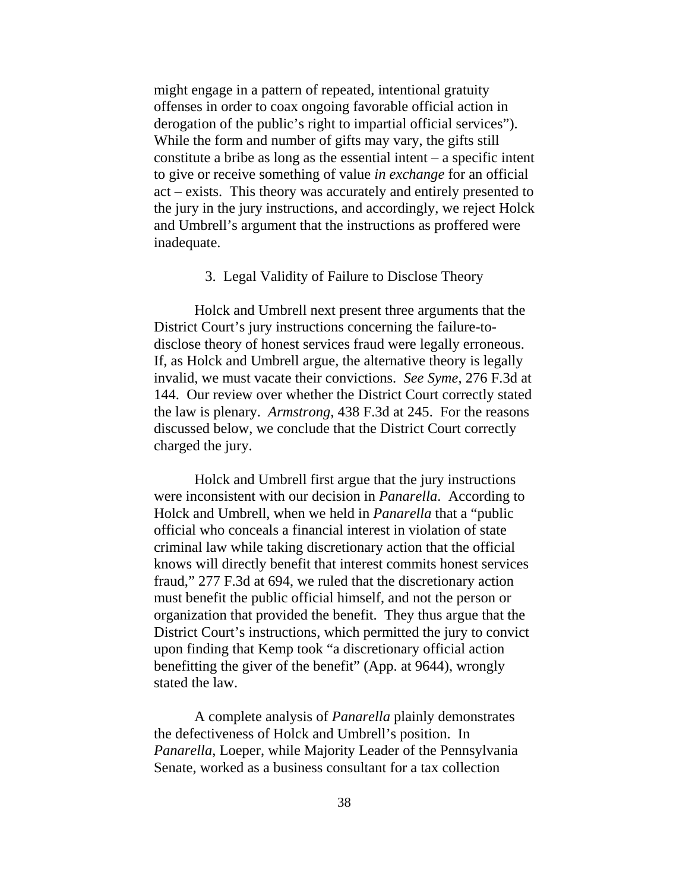might engage in a pattern of repeated, intentional gratuity offenses in order to coax ongoing favorable official action in derogation of the public's right to impartial official services"). While the form and number of gifts may vary, the gifts still constitute a bribe as long as the essential intent – a specific intent to give or receive something of value *in exchange* for an official act – exists. This theory was accurately and entirely presented to the jury in the jury instructions, and accordingly, we reject Holck and Umbrell's argument that the instructions as proffered were inadequate.

### 3. Legal Validity of Failure to Disclose Theory

Holck and Umbrell next present three arguments that the District Court's jury instructions concerning the failure-to-disclose theory of honest services fraud were legally erroneous. If, as Holck and Umbrell argue, the alternative theory is legally invalid, we must vacate their convictions. *See Syme*, 276 F.3d at 144. Our review over whether the District Court correctly stated the law is plenary. *Armstrong*, 438 F.3d at 245. For the reasons discussed below, we conclude that the District Court correctly charged the jury.

Holck and Umbrell first argue that the jury instructions were inconsistent with our decision in *Panarella*. According to Holck and Umbrell, when we held in *Panarella* that a "public official who conceals a financial interest in violation of state criminal law while taking discretionary action that the official knows will directly benefit that interest commits honest services fraud," 277 F.3d at 694, we ruled that the discretionary action must benefit the public official himself, and not the person or organization that provided the benefit. They thus argue that the District Court's instructions, which permitted the jury to convict upon finding that Kemp took "a discretionary official action benefitting the giver of the benefit" (App. at 9644), wrongly stated the law.

A complete analysis of *Panarella* plainly demonstrates the defectiveness of Holck and Umbrell's position. In *Panarella*, Loeper, while Majority Leader of the Pennsylvania Senate, worked as a business consultant for a tax collection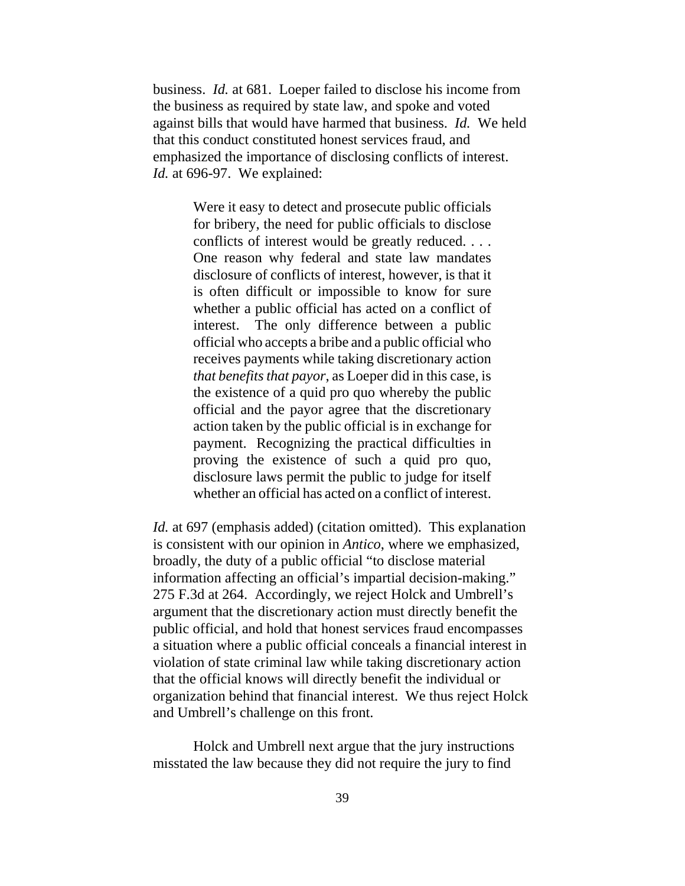business. *Id.* at 681. Loeper failed to disclose his income from the business as required by state law, and spoke and voted against bills that would have harmed that business. *Id.* We held that this conduct constituted honest services fraud, and emphasized the importance of disclosing conflicts of interest. *Id.* at 696-97. We explained:

> Were it easy to detect and prosecute public officials for bribery, the need for public officials to disclose conflicts of interest would be greatly reduced. . . . One reason why federal and state law mandates disclosure of conflicts of interest, however, is that it is often difficult or impossible to know for sure whether a public official has acted on a conflict of interest. The only difference between a public official who accepts a bribe and a public official who receives payments while taking discretionary action *that benefits that payor*, as Loeper did in this case, is the existence of a quid pro quo whereby the public official and the payor agree that the discretionary action taken by the public official is in exchange for payment. Recognizing the practical difficulties in proving the existence of such a quid pro quo, disclosure laws permit the public to judge for itself whether an official has acted on a conflict of interest.

*Id.* at 697 (emphasis added) (citation omitted). This explanation is consistent with our opinion in *Antico*, where we emphasized, broadly, the duty of a public official "to disclose material information affecting an official's impartial decision-making." 275 F.3d at 264. Accordingly, we reject Holck and Umbrell's argument that the discretionary action must directly benefit the public official, and hold that honest services fraud encompasses a situation where a public official conceals a financial interest in violation of state criminal law while taking discretionary action that the official knows will directly benefit the individual or organization behind that financial interest. We thus reject Holck and Umbrell's challenge on this front.

Holck and Umbrell next argue that the jury instructions misstated the law because they did not require the jury to find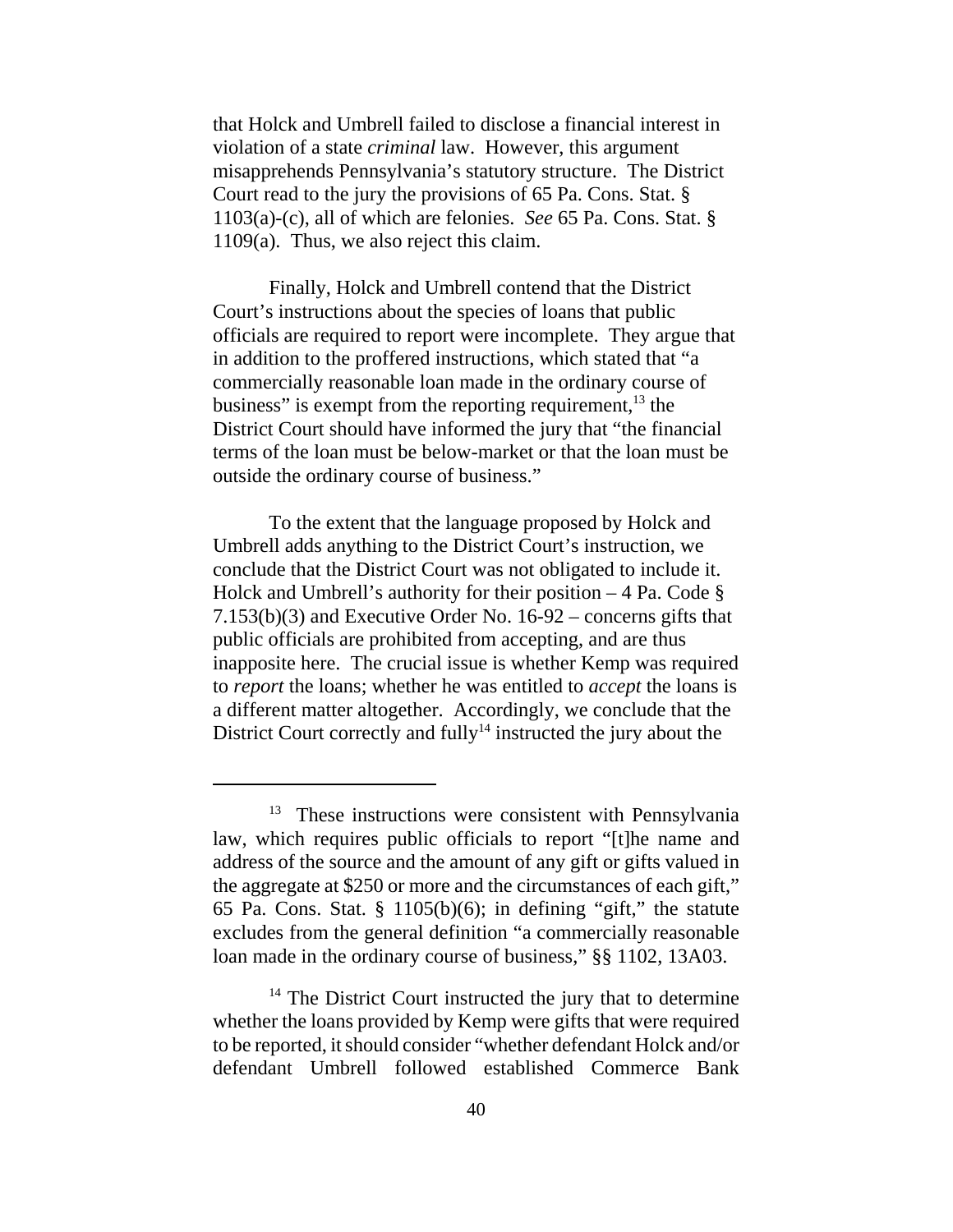that Holck and Umbrell failed to disclose a financial interest in violation of a state *criminal* law. However, this argument misapprehends Pennsylvania's statutory structure. The District Court read to the jury the provisions of 65 Pa. Cons. Stat. § 1103(a)-(c), all of which are felonies. *See* 65 Pa. Cons. Stat. § 1109(a). Thus, we also reject this claim.

Finally, Holck and Umbrell contend that the District Court's instructions about the species of loans that public officials are required to report were incomplete. They argue that in addition to the proffered instructions, which stated that "a commercially reasonable loan made in the ordinary course of business" is exempt from the reporting requirement,[13] the District Court should have informed the jury that "the financial terms of the loan must be below-market or that the loan must be outside the ordinary course of business."

To the extent that the language proposed by Holck and Umbrell adds anything to the District Court's instruction, we conclude that the District Court was not obligated to include it. Holck and Umbrell's authority for their position – 4 Pa. Code § 7.153(b)(3) and Executive Order No. 16-92 – concerns gifts that public officials are prohibited from accepting, and are thus inapposite here. The crucial issue is whether Kemp was required to *report* the loans; whether he was entitled to *accept* the loans is a different matter altogether. Accordingly, we conclude that the District Court correctly and fully[14] instructed the jury about the

---

[13] These instructions were consistent with Pennsylvania law, which requires public officials to report "[t]he name and address of the source and the amount of any gift or gifts valued in the aggregate at $250 or more and the circumstances of each gift," 65 Pa. Cons. Stat. § 1105(b)(6); in defining "gift," the statute excludes from the general definition "a commercially reasonable loan made in the ordinary course of business," §§ 1102, 13A03.

[14] The District Court instructed the jury that to determine whether the loans provided by Kemp were gifts that were required to be reported, it should consider "whether defendant Holck and/or defendant Umbrell followed established Commerce Bank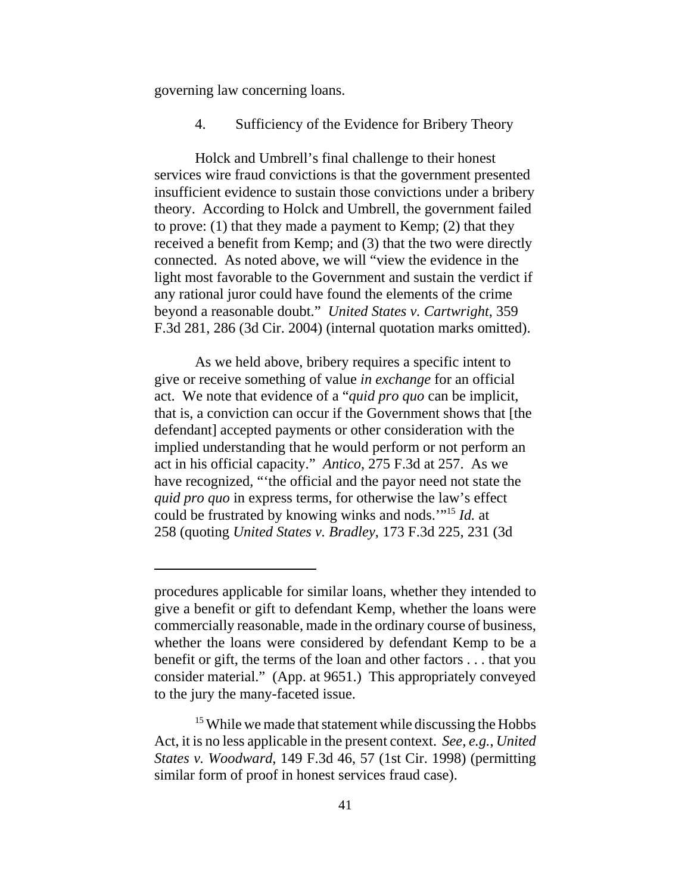governing law concerning loans.

4. Sufficiency of the Evidence for Bribery Theory

Holck and Umbrell's final challenge to their honest services wire fraud convictions is that the government presented insufficient evidence to sustain those convictions under a bribery theory. According to Holck and Umbrell, the government failed to prove: (1) that they made a payment to Kemp; (2) that they received a benefit from Kemp; and (3) that the two were directly connected. As noted above, we will "view the evidence in the light most favorable to the Government and sustain the verdict if any rational juror could have found the elements of the crime beyond a reasonable doubt." *United States v. Cartwright*, 359 F.3d 281, 286 (3d Cir. 2004) (internal quotation marks omitted).

As we held above, bribery requires a specific intent to give or receive something of value *in exchange* for an official act. We note that evidence of a "*quid pro quo* can be implicit, that is, a conviction can occur if the Government shows that [the defendant] accepted payments or other consideration with the implied understanding that he would perform or not perform an act in his official capacity." *Antico*, 275 F.3d at 257. As we have recognized, "'the official and the payor need not state the *quid pro quo* in express terms, for otherwise the law's effect could be frustrated by knowing winks and nods.'"[15] *Id.* at 258 (quoting *United States v. Bradley*, 173 F.3d 225, 231 (3d

---

procedures applicable for similar loans, whether they intended to give a benefit or gift to defendant Kemp, whether the loans were commercially reasonable, made in the ordinary course of business, whether the loans were considered by defendant Kemp to be a benefit or gift, the terms of the loan and other factors . . . that you consider material." (App. at 9651.) This appropriately conveyed to the jury the many-faceted issue.

[15] While we made that statement while discussing the Hobbs Act, it is no less applicable in the present context. *See, e.g.*, *United States v. Woodward*, 149 F.3d 46, 57 (1st Cir. 1998) (permitting similar form of proof in honest services fraud case).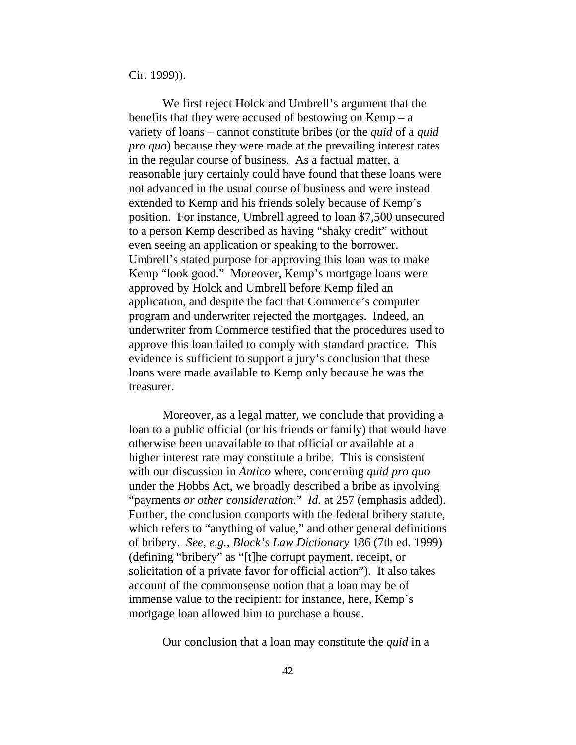Cir. 1999)).

We first reject Holck and Umbrell's argument that the benefits that they were accused of bestowing on Kemp – a variety of loans – cannot constitute bribes (or the *quid* of a *quid pro quo*) because they were made at the prevailing interest rates in the regular course of business. As a factual matter, a reasonable jury certainly could have found that these loans were not advanced in the usual course of business and were instead extended to Kemp and his friends solely because of Kemp's position. For instance, Umbrell agreed to loan $7,500 unsecured to a person Kemp described as having "shaky credit" without even seeing an application or speaking to the borrower. Umbrell's stated purpose for approving this loan was to make Kemp "look good." Moreover, Kemp's mortgage loans were approved by Holck and Umbrell before Kemp filed an application, and despite the fact that Commerce's computer program and underwriter rejected the mortgages. Indeed, an underwriter from Commerce testified that the procedures used to approve this loan failed to comply with standard practice. This evidence is sufficient to support a jury's conclusion that these loans were made available to Kemp only because he was the treasurer.

Moreover, as a legal matter, we conclude that providing a loan to a public official (or his friends or family) that would have otherwise been unavailable to that official or available at a higher interest rate may constitute a bribe. This is consistent with our discussion in *Antico* where, concerning *quid pro quo* under the Hobbs Act, we broadly described a bribe as involving "payments *or other consideration*." *Id.* at 257 (emphasis added). Further, the conclusion comports with the federal bribery statute, which refers to "anything of value," and other general definitions of bribery. *See, e.g., Black's Law Dictionary* 186 (7th ed. 1999) (defining "bribery" as "[t]he corrupt payment, receipt, or solicitation of a private favor for official action"). It also takes account of the commonsense notion that a loan may be of immense value to the recipient: for instance, here, Kemp's mortgage loan allowed him to purchase a house.

Our conclusion that a loan may constitute the *quid* in a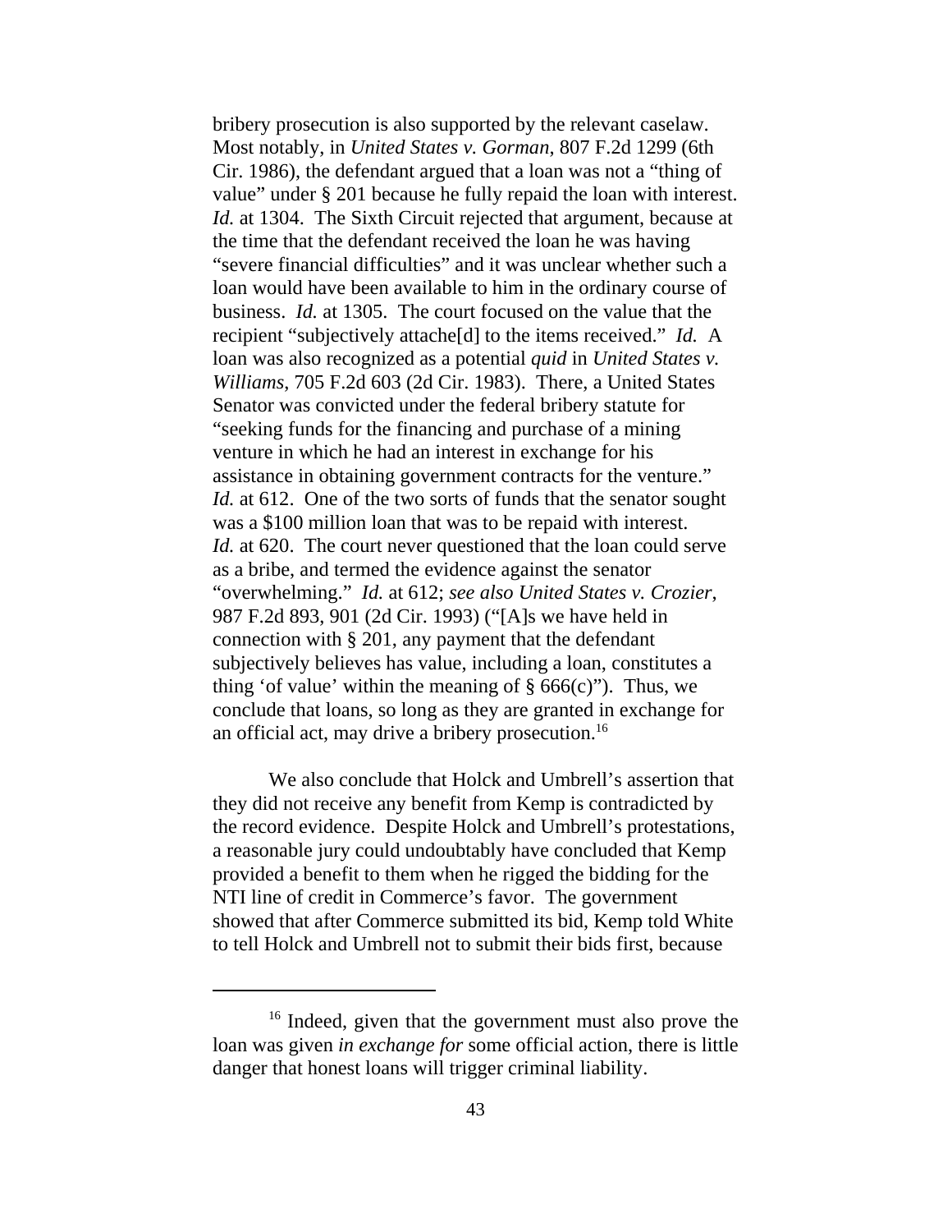bribery prosecution is also supported by the relevant caselaw. Most notably, in *United States v. Gorman*, 807 F.2d 1299 (6th Cir. 1986), the defendant argued that a loan was not a "thing of value" under § 201 because he fully repaid the loan with interest. *Id.* at 1304. The Sixth Circuit rejected that argument, because at the time that the defendant received the loan he was having "severe financial difficulties" and it was unclear whether such a loan would have been available to him in the ordinary course of business. *Id.* at 1305. The court focused on the value that the recipient "subjectively attache[d] to the items received." *Id.* A loan was also recognized as a potential *quid* in *United States v. Williams*, 705 F.2d 603 (2d Cir. 1983). There, a United States Senator was convicted under the federal bribery statute for "seeking funds for the financing and purchase of a mining venture in which he had an interest in exchange for his assistance in obtaining government contracts for the venture." *Id.* at 612. One of the two sorts of funds that the senator sought was a $100 million loan that was to be repaid with interest. *Id.* at 620. The court never questioned that the loan could serve as a bribe, and termed the evidence against the senator "overwhelming." *Id.* at 612; *see also United States v. Crozier*, 987 F.2d 893, 901 (2d Cir. 1993) ("[A]s we have held in connection with § 201, any payment that the defendant subjectively believes has value, including a loan, constitutes a thing 'of value' within the meaning of § 666(c)"). Thus, we conclude that loans, so long as they are granted in exchange for an official act, may drive a bribery prosecution.[16]

We also conclude that Holck and Umbrell's assertion that they did not receive any benefit from Kemp is contradicted by the record evidence. Despite Holck and Umbrell's protestations, a reasonable jury could undoubtably have concluded that Kemp provided a benefit to them when he rigged the bidding for the NTI line of credit in Commerce's favor. The government showed that after Commerce submitted its bid, Kemp told White to tell Holck and Umbrell not to submit their bids first, because

[16] Indeed, given that the government must also prove the loan was given *in exchange for* some official action, there is little danger that honest loans will trigger criminal liability.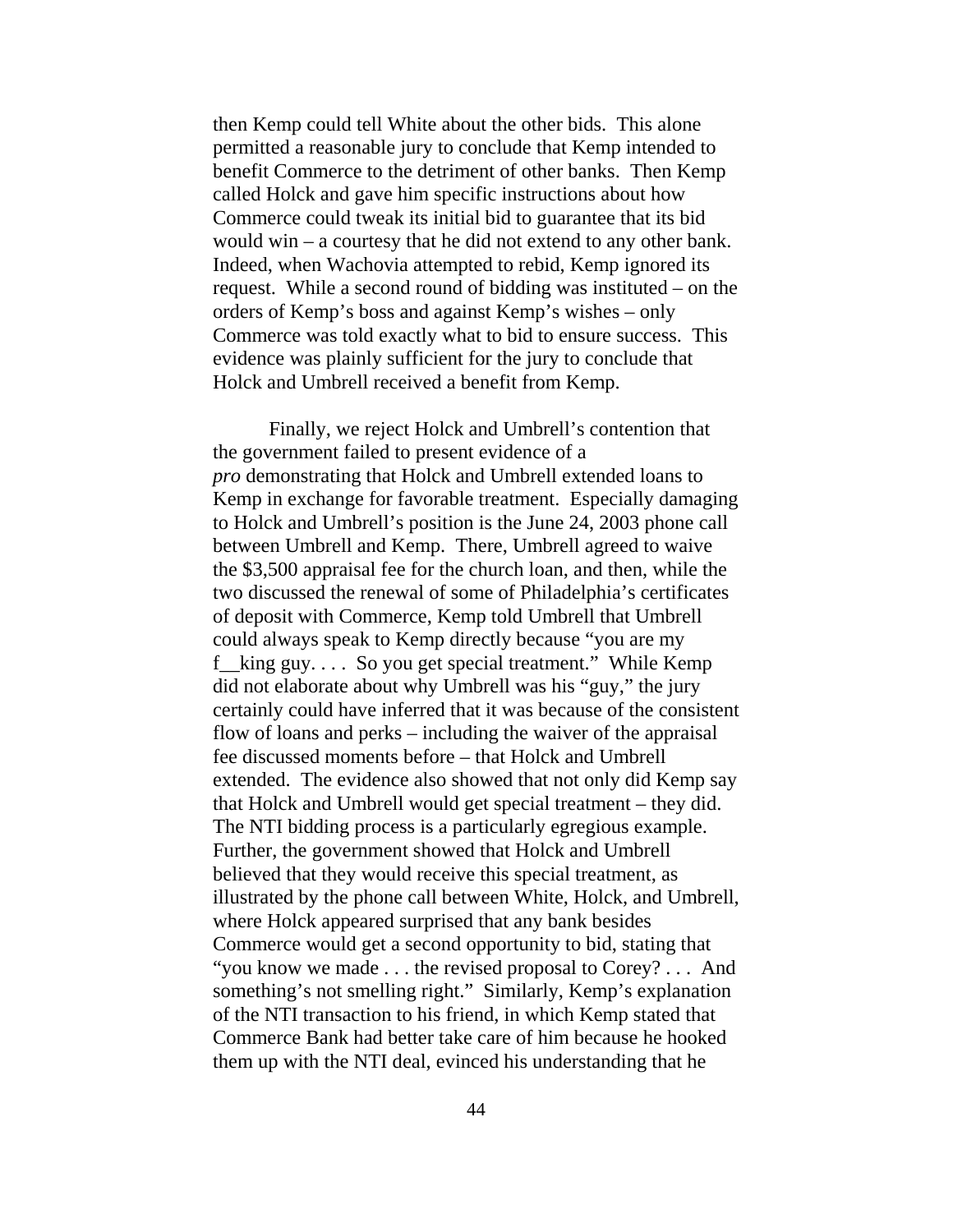then Kemp could tell White about the other bids. This alone permitted a reasonable jury to conclude that Kemp intended to benefit Commerce to the detriment of other banks. Then Kemp called Holck and gave him specific instructions about how Commerce could tweak its initial bid to guarantee that its bid would win – a courtesy that he did not extend to any other bank. Indeed, when Wachovia attempted to rebid, Kemp ignored its request. While a second round of bidding was instituted – on the orders of Kemp's boss and against Kemp's wishes – only Commerce was told exactly what to bid to ensure success. This evidence was plainly sufficient for the jury to conclude that Holck and Umbrell received a benefit from Kemp.

Finally, we reject Holck and Umbrell's contention that the government failed to present evidence of a *pro* demonstrating that Holck and Umbrell extended loans to Kemp in exchange for favorable treatment. Especially damaging to Holck and Umbrell's position is the June 24, 2003 phone call between Umbrell and Kemp. There, Umbrell agreed to waive the $3,500 appraisal fee for the church loan, and then, while the two discussed the renewal of some of Philadelphia's certificates of deposit with Commerce, Kemp told Umbrell that Umbrell could always speak to Kemp directly because "you are my f__king guy. . . . So you get special treatment." While Kemp did not elaborate about why Umbrell was his "guy," the jury certainly could have inferred that it was because of the consistent flow of loans and perks – including the waiver of the appraisal fee discussed moments before – that Holck and Umbrell extended. The evidence also showed that not only did Kemp say that Holck and Umbrell would get special treatment – they did. The NTI bidding process is a particularly egregious example. Further, the government showed that Holck and Umbrell believed that they would receive this special treatment, as illustrated by the phone call between White, Holck, and Umbrell, where Holck appeared surprised that any bank besides Commerce would get a second opportunity to bid, stating that "you know we made . . . the revised proposal to Corey? . . . And something's not smelling right." Similarly, Kemp's explanation of the NTI transaction to his friend, in which Kemp stated that Commerce Bank had better take care of him because he hooked them up with the NTI deal, evinced his understanding that he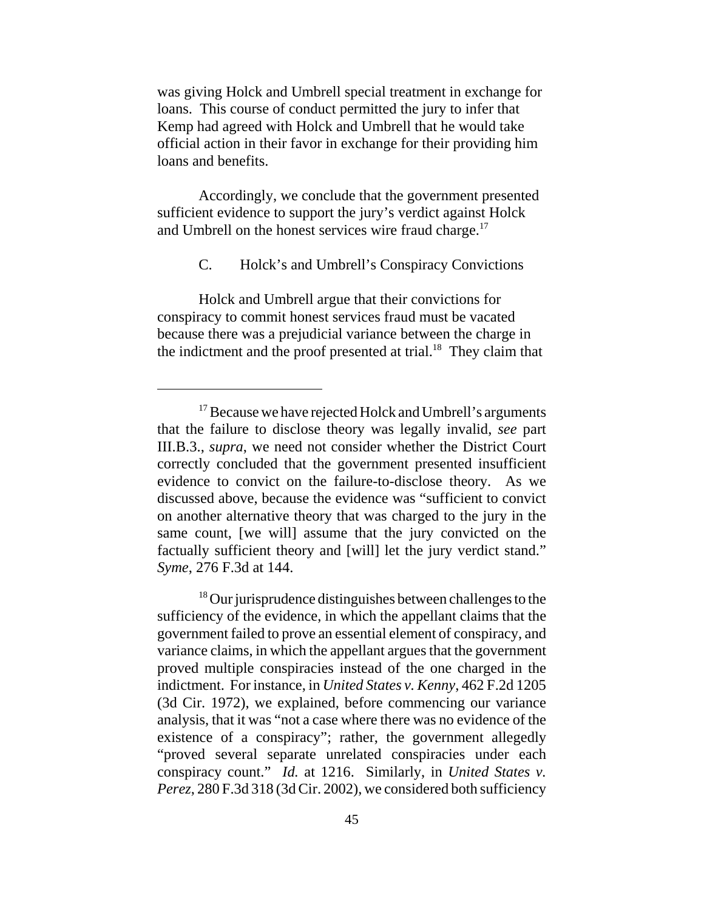was giving Holck and Umbrell special treatment in exchange for loans. This course of conduct permitted the jury to infer that Kemp had agreed with Holck and Umbrell that he would take official action in their favor in exchange for their providing him loans and benefits.

Accordingly, we conclude that the government presented sufficient evidence to support the jury's verdict against Holck and Umbrell on the honest services wire fraud charge.[17]

C. Holck's and Umbrell's Conspiracy Convictions

Holck and Umbrell argue that their convictions for conspiracy to commit honest services fraud must be vacated because there was a prejudicial variance between the charge in the indictment and the proof presented at trial.[18] They claim that

---

[17] Because we have rejected Holck and Umbrell's arguments that the failure to disclose theory was legally invalid, *see* part III.B.3., *supra*, we need not consider whether the District Court correctly concluded that the government presented insufficient evidence to convict on the failure-to-disclose theory. As we discussed above, because the evidence was "sufficient to convict on another alternative theory that was charged to the jury in the same count, [we will] assume that the jury convicted on the factually sufficient theory and [will] let the jury verdict stand." *Syme*, 276 F.3d at 144.

[18] Our jurisprudence distinguishes between challenges to the sufficiency of the evidence, in which the appellant claims that the government failed to prove an essential element of conspiracy, and variance claims, in which the appellant argues that the government proved multiple conspiracies instead of the one charged in the indictment. For instance, in *United States v. Kenny*, 462 F.2d 1205 (3d Cir. 1972), we explained, before commencing our variance analysis, that it was "not a case where there was no evidence of the existence of a conspiracy"; rather, the government allegedly "proved several separate unrelated conspiracies under each conspiracy count." *Id.* at 1216. Similarly, in *United States v. Perez*, 280 F.3d 318 (3d Cir. 2002), we considered both sufficiency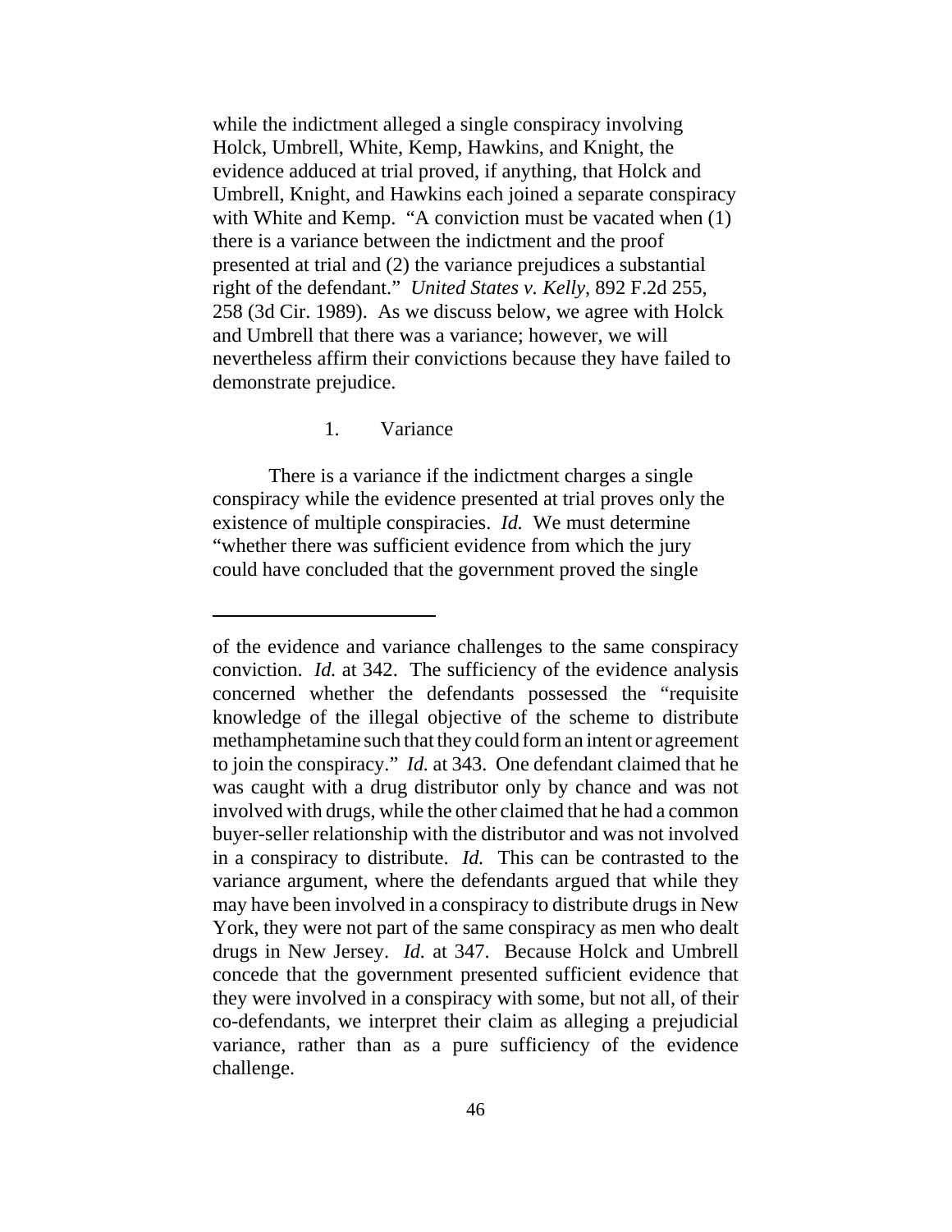while the indictment alleged a single conspiracy involving Holck, Umbrell, White, Kemp, Hawkins, and Knight, the evidence adduced at trial proved, if anything, that Holck and Umbrell, Knight, and Hawkins each joined a separate conspiracy with White and Kemp. "A conviction must be vacated when (1) there is a variance between the indictment and the proof presented at trial and (2) the variance prejudices a substantial right of the defendant." *United States v. Kelly*, 892 F.2d 255, 258 (3d Cir. 1989). As we discuss below, we agree with Holck and Umbrell that there was a variance; however, we will nevertheless affirm their convictions because they have failed to demonstrate prejudice.

### 1. Variance

There is a variance if the indictment charges a single conspiracy while the evidence presented at trial proves only the existence of multiple conspiracies. *Id.* We must determine "whether there was sufficient evidence from which the jury could have concluded that the government proved the single

---

of the evidence and variance challenges to the same conspiracy conviction. *Id.* at 342. The sufficiency of the evidence analysis concerned whether the defendants possessed the "requisite knowledge of the illegal objective of the scheme to distribute methamphetamine such that they could form an intent or agreement to join the conspiracy." *Id.* at 343. One defendant claimed that he was caught with a drug distributor only by chance and was not involved with drugs, while the other claimed that he had a common buyer-seller relationship with the distributor and was not involved in a conspiracy to distribute. *Id.* This can be contrasted to the variance argument, where the defendants argued that while they may have been involved in a conspiracy to distribute drugs in New York, they were not part of the same conspiracy as men who dealt drugs in New Jersey. *Id.* at 347. Because Holck and Umbrell concede that the government presented sufficient evidence that they were involved in a conspiracy with some, but not all, of their co-defendants, we interpret their claim as alleging a prejudicial variance, rather than as a pure sufficiency of the evidence challenge.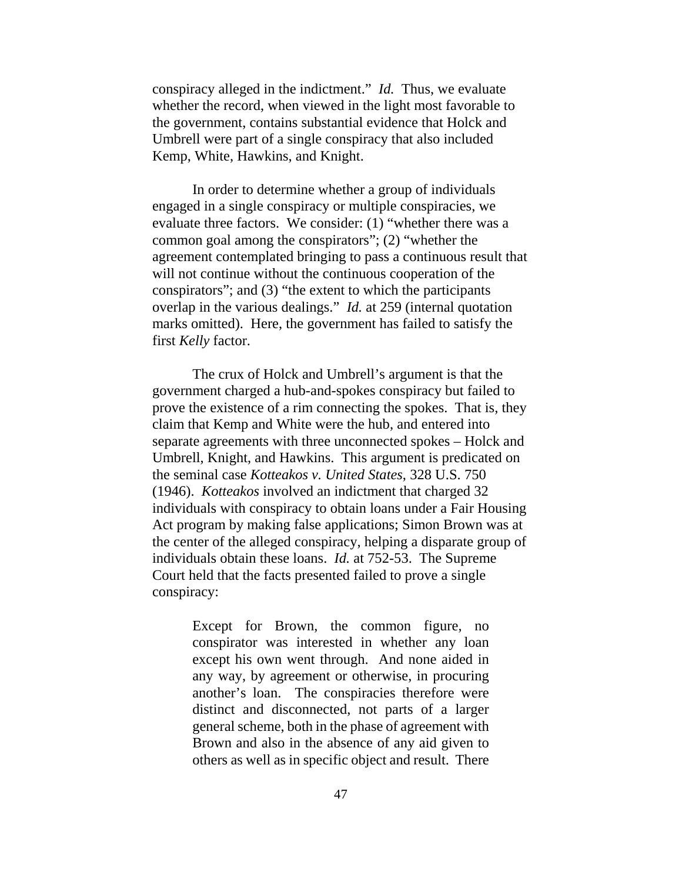conspiracy alleged in the indictment." *Id.* Thus, we evaluate whether the record, when viewed in the light most favorable to the government, contains substantial evidence that Holck and Umbrell were part of a single conspiracy that also included Kemp, White, Hawkins, and Knight.

In order to determine whether a group of individuals engaged in a single conspiracy or multiple conspiracies, we evaluate three factors. We consider: (1) "whether there was a common goal among the conspirators"; (2) "whether the agreement contemplated bringing to pass a continuous result that will not continue without the continuous cooperation of the conspirators"; and (3) "the extent to which the participants overlap in the various dealings." *Id.* at 259 (internal quotation marks omitted). Here, the government has failed to satisfy the first *Kelly* factor.

The crux of Holck and Umbrell's argument is that the government charged a hub-and-spokes conspiracy but failed to prove the existence of a rim connecting the spokes. That is, they claim that Kemp and White were the hub, and entered into separate agreements with three unconnected spokes – Holck and Umbrell, Knight, and Hawkins. This argument is predicated on the seminal case *Kotteakos v. United States*, 328 U.S. 750 (1946). *Kotteakos* involved an indictment that charged 32 individuals with conspiracy to obtain loans under a Fair Housing Act program by making false applications; Simon Brown was at the center of the alleged conspiracy, helping a disparate group of individuals obtain these loans. *Id.* at 752-53. The Supreme Court held that the facts presented failed to prove a single conspiracy:

> Except for Brown, the common figure, no conspirator was interested in whether any loan except his own went through. And none aided in any way, by agreement or otherwise, in procuring another's loan. The conspiracies therefore were distinct and disconnected, not parts of a larger general scheme, both in the phase of agreement with Brown and also in the absence of any aid given to others as well as in specific object and result. There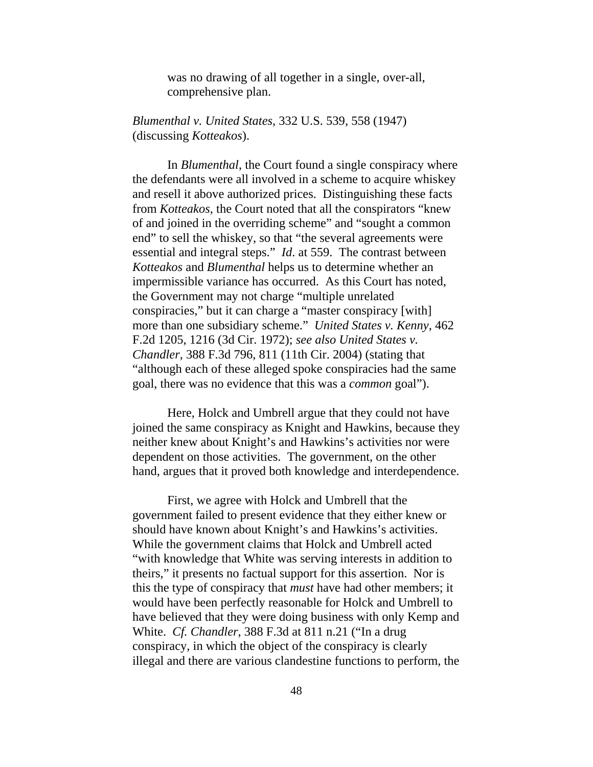> was no drawing of all together in a single, over-all, comprehensive plan.

*Blumenthal v. United States*, 332 U.S. 539, 558 (1947) (discussing *Kotteakos*).

In *Blumenthal*, the Court found a single conspiracy where the defendants were all involved in a scheme to acquire whiskey and resell it above authorized prices. Distinguishing these facts from *Kotteakos*, the Court noted that all the conspirators "knew of and joined in the overriding scheme" and "sought a common end" to sell the whiskey, so that "the several agreements were essential and integral steps." *Id*. at 559. The contrast between *Kotteakos* and *Blumenthal* helps us to determine whether an impermissible variance has occurred. As this Court has noted, the Government may not charge "multiple unrelated conspiracies," but it can charge a "master conspiracy [with] more than one subsidiary scheme." *United States v. Kenny*, 462 F.2d 1205, 1216 (3d Cir. 1972); *see also United States v. Chandler*, 388 F.3d 796, 811 (11th Cir. 2004) (stating that "although each of these alleged spoke conspiracies had the same goal, there was no evidence that this was a *common* goal").

Here, Holck and Umbrell argue that they could not have joined the same conspiracy as Knight and Hawkins, because they neither knew about Knight's and Hawkins's activities nor were dependent on those activities. The government, on the other hand, argues that it proved both knowledge and interdependence.

First, we agree with Holck and Umbrell that the government failed to present evidence that they either knew or should have known about Knight's and Hawkins's activities. While the government claims that Holck and Umbrell acted "with knowledge that White was serving interests in addition to theirs," it presents no factual support for this assertion. Nor is this the type of conspiracy that *must* have had other members; it would have been perfectly reasonable for Holck and Umbrell to have believed that they were doing business with only Kemp and White. *Cf. Chandler*, 388 F.3d at 811 n.21 ("In a drug conspiracy, in which the object of the conspiracy is clearly illegal and there are various clandestine functions to perform, the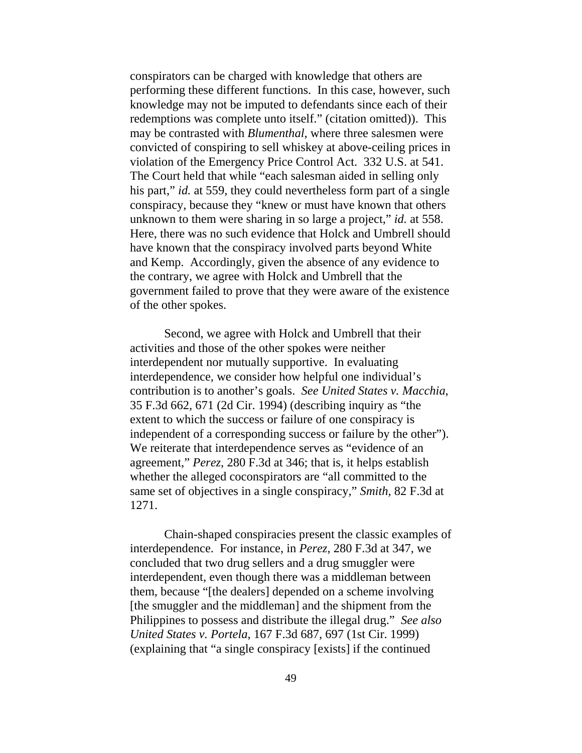conspirators can be charged with knowledge that others are performing these different functions. In this case, however, such knowledge may not be imputed to defendants since each of their redemptions was complete unto itself." (citation omitted)). This may be contrasted with *Blumenthal*, where three salesmen were convicted of conspiring to sell whiskey at above-ceiling prices in violation of the Emergency Price Control Act. 332 U.S. at 541. The Court held that while "each salesman aided in selling only his part," *id.* at 559, they could nevertheless form part of a single conspiracy, because they "knew or must have known that others unknown to them were sharing in so large a project," *id.* at 558. Here, there was no such evidence that Holck and Umbrell should have known that the conspiracy involved parts beyond White and Kemp. Accordingly, given the absence of any evidence to the contrary, we agree with Holck and Umbrell that the government failed to prove that they were aware of the existence of the other spokes.

Second, we agree with Holck and Umbrell that their activities and those of the other spokes were neither interdependent nor mutually supportive. In evaluating interdependence, we consider how helpful one individual's contribution is to another's goals. *See United States v. Macchia*, 35 F.3d 662, 671 (2d Cir. 1994) (describing inquiry as "the extent to which the success or failure of one conspiracy is independent of a corresponding success or failure by the other"). We reiterate that interdependence serves as "evidence of an agreement," *Perez*, 280 F.3d at 346; that is, it helps establish whether the alleged coconspirators are "all committed to the same set of objectives in a single conspiracy," *Smith*, 82 F.3d at 1271.

Chain-shaped conspiracies present the classic examples of interdependence. For instance, in *Perez*, 280 F.3d at 347, we concluded that two drug sellers and a drug smuggler were interdependent, even though there was a middleman between them, because "[the dealers] depended on a scheme involving [the smuggler and the middleman] and the shipment from the Philippines to possess and distribute the illegal drug." *See also United States v. Portela*, 167 F.3d 687, 697 (1st Cir. 1999) (explaining that "a single conspiracy [exists] if the continued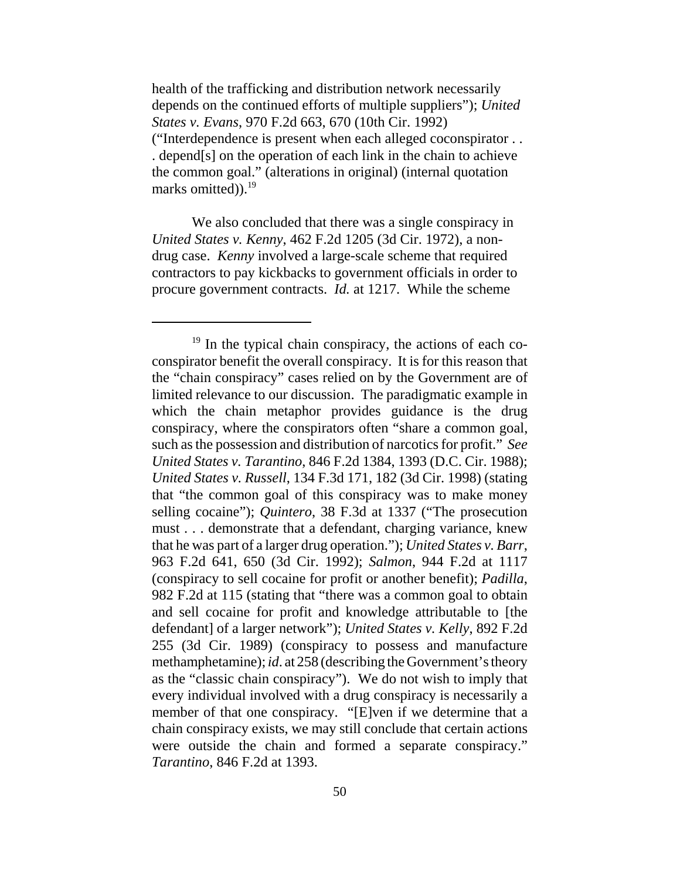health of the trafficking and distribution network necessarily depends on the continued efforts of multiple suppliers"); *United States v. Evans*, 970 F.2d 663, 670 (10th Cir. 1992) ("Interdependence is present when each alleged coconspirator . . . depend[s] on the operation of each link in the chain to achieve the common goal." (alterations in original) (internal quotation marks omitted)).[19]

We also concluded that there was a single conspiracy in *United States v. Kenny*, 462 F.2d 1205 (3d Cir. 1972), a non-drug case. *Kenny* involved a large-scale scheme that required contractors to pay kickbacks to government officials in order to procure government contracts. *Id.* at 1217. While the scheme

---

[19] In the typical chain conspiracy, the actions of each co-conspirator benefit the overall conspiracy. It is for this reason that the "chain conspiracy" cases relied on by the Government are of limited relevance to our discussion. The paradigmatic example in which the chain metaphor provides guidance is the drug conspiracy, where the conspirators often "share a common goal, such as the possession and distribution of narcotics for profit." *See United States v. Tarantino*, 846 F.2d 1384, 1393 (D.C. Cir. 1988); *United States v. Russell*, 134 F.3d 171, 182 (3d Cir. 1998) (stating that "the common goal of this conspiracy was to make money selling cocaine"); *Quintero*, 38 F.3d at 1337 ("The prosecution must . . . demonstrate that a defendant, charging variance, knew that he was part of a larger drug operation."); *United States v. Barr*, 963 F.2d 641, 650 (3d Cir. 1992); *Salmon*, 944 F.2d at 1117 (conspiracy to sell cocaine for profit or another benefit); *Padilla*, 982 F.2d at 115 (stating that "there was a common goal to obtain and sell cocaine for profit and knowledge attributable to [the defendant] of a larger network"); *United States v. Kelly*, 892 F.2d 255 (3d Cir. 1989) (conspiracy to possess and manufacture methamphetamine); *id*. at 258 (describing the Government's theory as the "classic chain conspiracy"). We do not wish to imply that every individual involved with a drug conspiracy is necessarily a member of that one conspiracy. "[E]ven if we determine that a chain conspiracy exists, we may still conclude that certain actions were outside the chain and formed a separate conspiracy." *Tarantino*, 846 F.2d at 1393.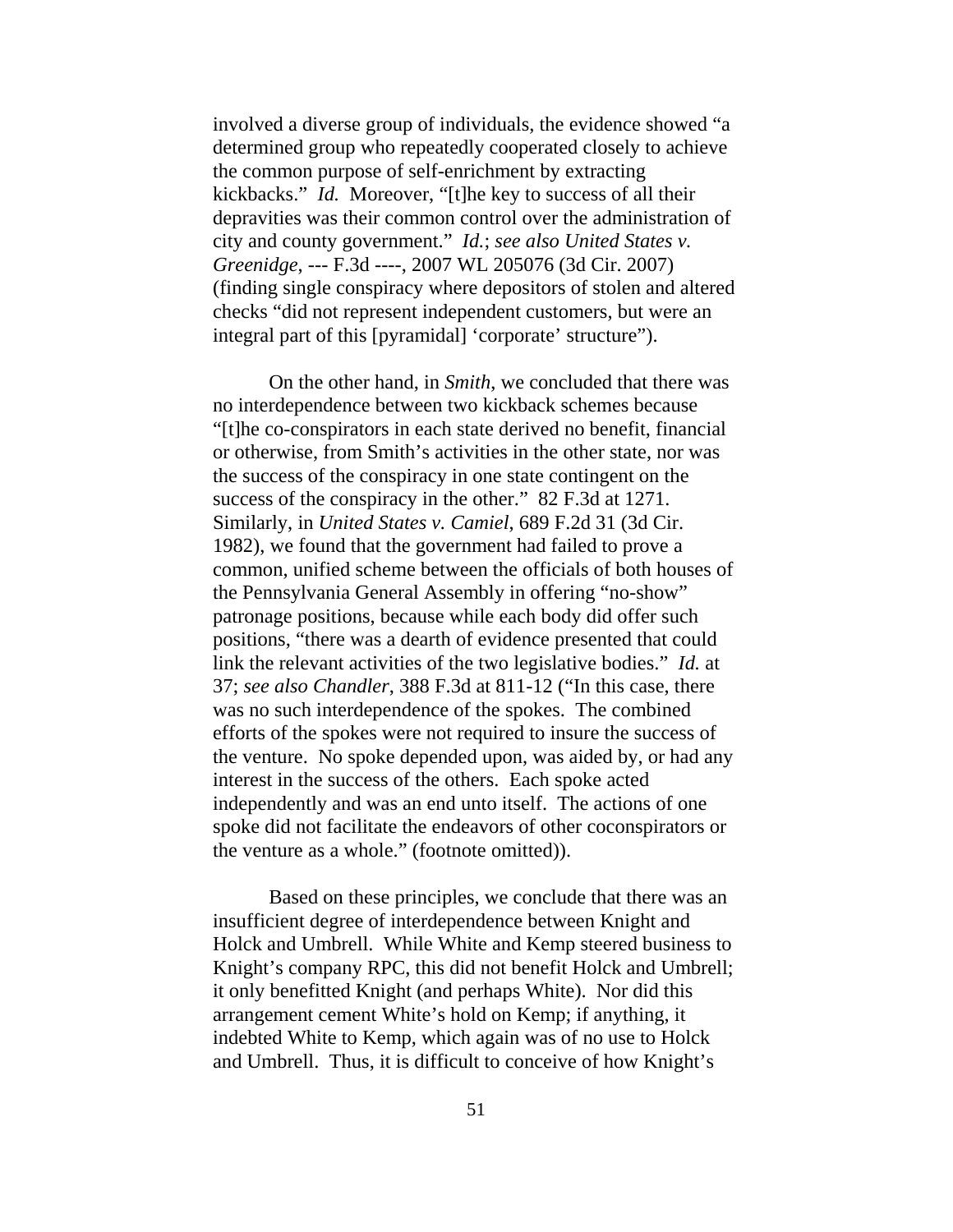involved a diverse group of individuals, the evidence showed "a determined group who repeatedly cooperated closely to achieve the common purpose of self-enrichment by extracting kickbacks." *Id.* Moreover, "[t]he key to success of all their depravities was their common control over the administration of city and county government." *Id.*; *see also United States v. Greenidge*, --- F.3d ----, 2007 WL 205076 (3d Cir. 2007) (finding single conspiracy where depositors of stolen and altered checks "did not represent independent customers, but were an integral part of this [pyramidal] 'corporate' structure").

On the other hand, in *Smith*, we concluded that there was no interdependence between two kickback schemes because "[t]he co-conspirators in each state derived no benefit, financial or otherwise, from Smith's activities in the other state, nor was the success of the conspiracy in one state contingent on the success of the conspiracy in the other." 82 F.3d at 1271. Similarly, in *United States v. Camiel*, 689 F.2d 31 (3d Cir. 1982), we found that the government had failed to prove a common, unified scheme between the officials of both houses of the Pennsylvania General Assembly in offering "no-show" patronage positions, because while each body did offer such positions, "there was a dearth of evidence presented that could link the relevant activities of the two legislative bodies." *Id.* at 37; *see also Chandler*, 388 F.3d at 811-12 ("In this case, there was no such interdependence of the spokes. The combined efforts of the spokes were not required to insure the success of the venture. No spoke depended upon, was aided by, or had any interest in the success of the others. Each spoke acted independently and was an end unto itself. The actions of one spoke did not facilitate the endeavors of other coconspirators or the venture as a whole." (footnote omitted)).

Based on these principles, we conclude that there was an insufficient degree of interdependence between Knight and Holck and Umbrell. While White and Kemp steered business to Knight's company RPC, this did not benefit Holck and Umbrell; it only benefitted Knight (and perhaps White). Nor did this arrangement cement White's hold on Kemp; if anything, it indebted White to Kemp, which again was of no use to Holck and Umbrell. Thus, it is difficult to conceive of how Knight's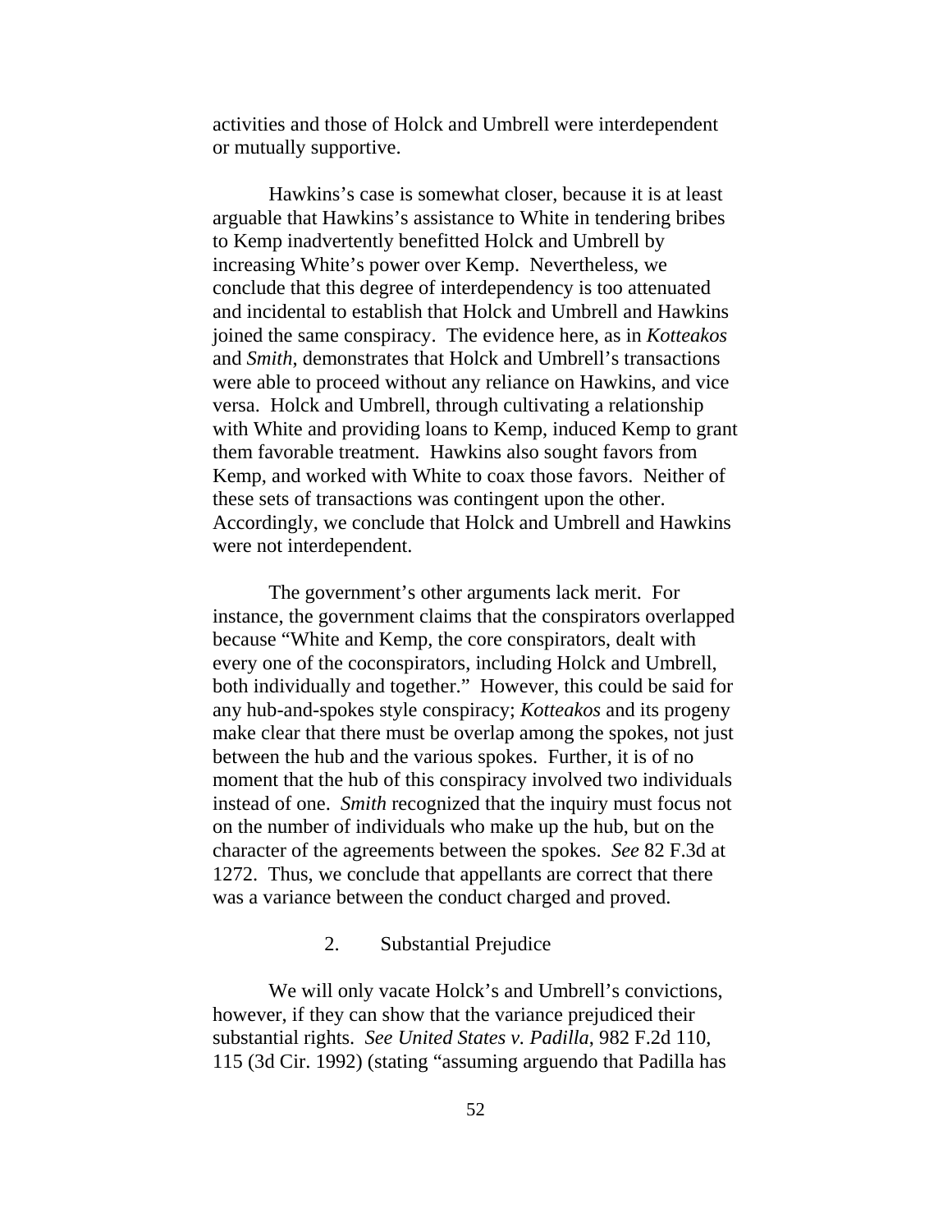activities and those of Holck and Umbrell were interdependent or mutually supportive.

Hawkins's case is somewhat closer, because it is at least arguable that Hawkins's assistance to White in tendering bribes to Kemp inadvertently benefitted Holck and Umbrell by increasing White's power over Kemp. Nevertheless, we conclude that this degree of interdependency is too attenuated and incidental to establish that Holck and Umbrell and Hawkins joined the same conspiracy. The evidence here, as in *Kotteakos* and *Smith*, demonstrates that Holck and Umbrell's transactions were able to proceed without any reliance on Hawkins, and vice versa. Holck and Umbrell, through cultivating a relationship with White and providing loans to Kemp, induced Kemp to grant them favorable treatment. Hawkins also sought favors from Kemp, and worked with White to coax those favors. Neither of these sets of transactions was contingent upon the other. Accordingly, we conclude that Holck and Umbrell and Hawkins were not interdependent.

The government's other arguments lack merit. For instance, the government claims that the conspirators overlapped because "White and Kemp, the core conspirators, dealt with every one of the coconspirators, including Holck and Umbrell, both individually and together." However, this could be said for any hub-and-spokes style conspiracy; *Kotteakos* and its progeny make clear that there must be overlap among the spokes, not just between the hub and the various spokes. Further, it is of no moment that the hub of this conspiracy involved two individuals instead of one. *Smith* recognized that the inquiry must focus not on the number of individuals who make up the hub, but on the character of the agreements between the spokes. *See* 82 F.3d at 1272. Thus, we conclude that appellants are correct that there was a variance between the conduct charged and proved.

2. Substantial Prejudice

We will only vacate Holck's and Umbrell's convictions, however, if they can show that the variance prejudiced their substantial rights. *See United States v. Padilla*, 982 F.2d 110, 115 (3d Cir. 1992) (stating "assuming arguendo that Padilla has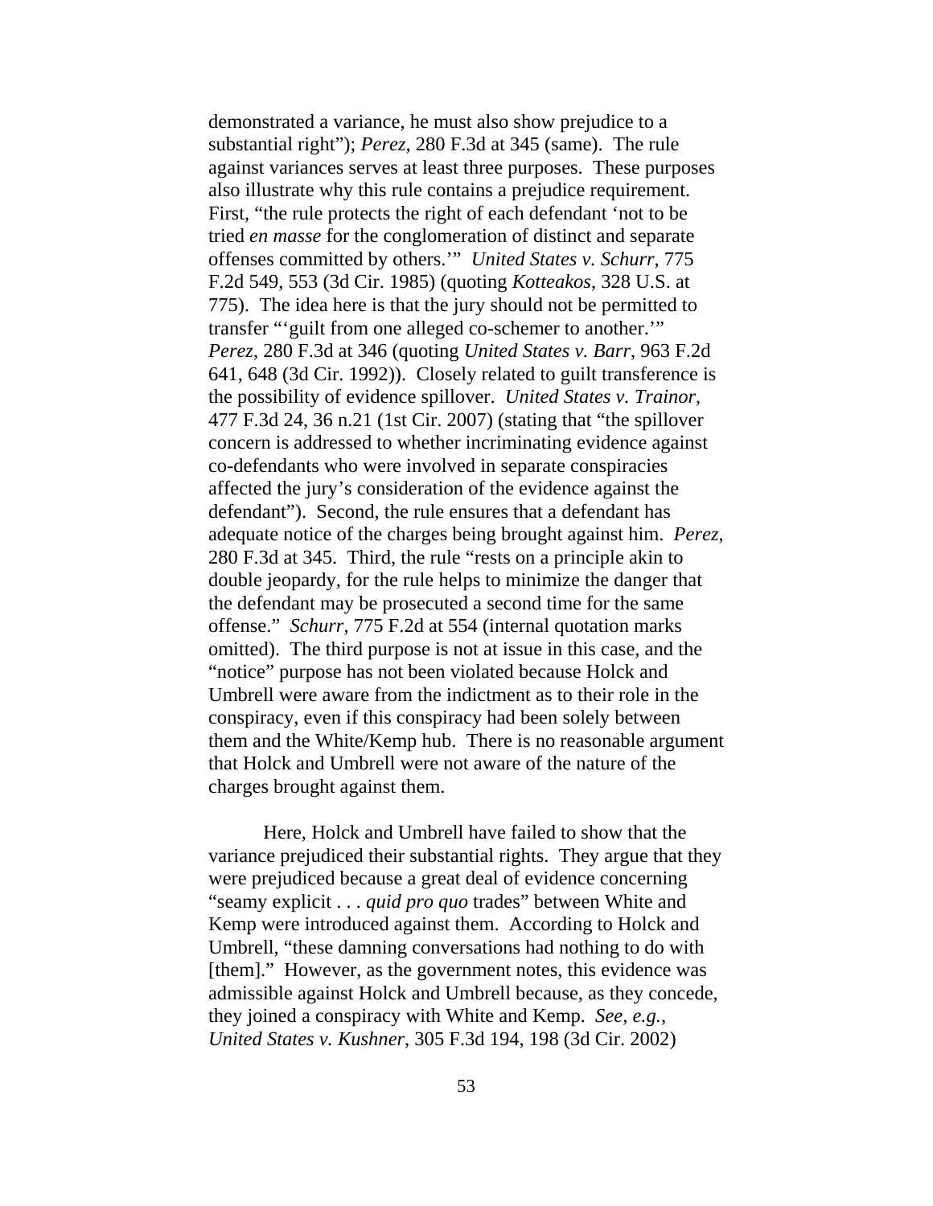demonstrated a variance, he must also show prejudice to a substantial right"); *Perez*, 280 F.3d at 345 (same). The rule against variances serves at least three purposes. These purposes also illustrate why this rule contains a prejudice requirement. First, "the rule protects the right of each defendant 'not to be tried *en masse* for the conglomeration of distinct and separate offenses committed by others.'" *United States v. Schurr*, 775 F.2d 549, 553 (3d Cir. 1985) (quoting *Kotteakos*, 328 U.S. at 775). The idea here is that the jury should not be permitted to transfer "'guilt from one alleged co-schemer to another.'" *Perez*, 280 F.3d at 346 (quoting *United States v. Barr*, 963 F.2d 641, 648 (3d Cir. 1992)). Closely related to guilt transference is the possibility of evidence spillover. *United States v. Trainor*, 477 F.3d 24, 36 n.21 (1st Cir. 2007) (stating that "the spillover concern is addressed to whether incriminating evidence against co-defendants who were involved in separate conspiracies affected the jury's consideration of the evidence against the defendant"). Second, the rule ensures that a defendant has adequate notice of the charges being brought against him. *Perez*, 280 F.3d at 345. Third, the rule "rests on a principle akin to double jeopardy, for the rule helps to minimize the danger that the defendant may be prosecuted a second time for the same offense." *Schurr*, 775 F.2d at 554 (internal quotation marks omitted). The third purpose is not at issue in this case, and the "notice" purpose has not been violated because Holck and Umbrell were aware from the indictment as to their role in the conspiracy, even if this conspiracy had been solely between them and the White/Kemp hub. There is no reasonable argument that Holck and Umbrell were not aware of the nature of the charges brought against them.

Here, Holck and Umbrell have failed to show that the variance prejudiced their substantial rights. They argue that they were prejudiced because a great deal of evidence concerning "seamy explicit . . . *quid pro quo* trades" between White and Kemp were introduced against them. According to Holck and Umbrell, "these damning conversations had nothing to do with [them]." However, as the government notes, this evidence was admissible against Holck and Umbrell because, as they concede, they joined a conspiracy with White and Kemp. *See, e.g.*, *United States v. Kushner*, 305 F.3d 194, 198 (3d Cir. 2002)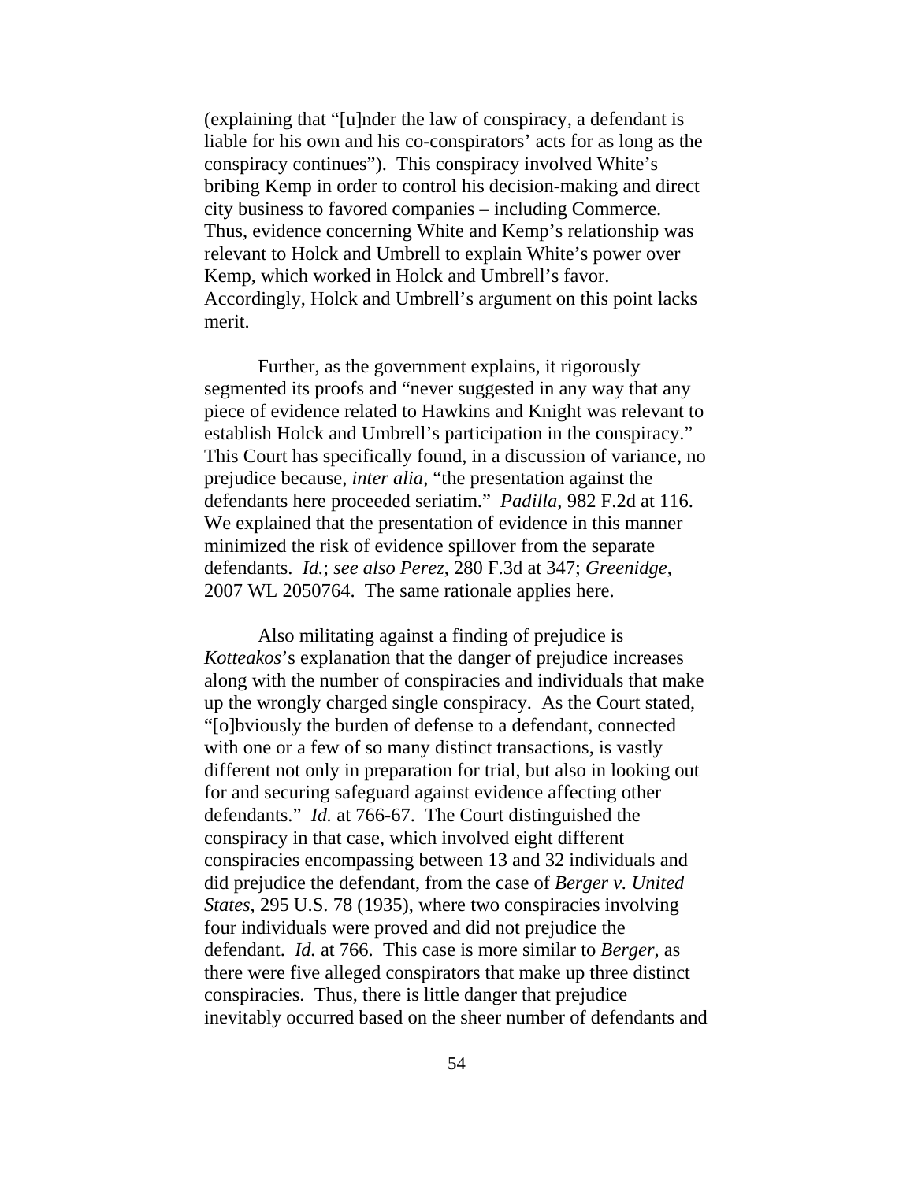(explaining that "[u]nder the law of conspiracy, a defendant is liable for his own and his co-conspirators' acts for as long as the conspiracy continues"). This conspiracy involved White's bribing Kemp in order to control his decision-making and direct city business to favored companies – including Commerce. Thus, evidence concerning White and Kemp's relationship was relevant to Holck and Umbrell to explain White's power over Kemp, which worked in Holck and Umbrell's favor. Accordingly, Holck and Umbrell's argument on this point lacks merit.

Further, as the government explains, it rigorously segmented its proofs and "never suggested in any way that any piece of evidence related to Hawkins and Knight was relevant to establish Holck and Umbrell's participation in the conspiracy." This Court has specifically found, in a discussion of variance, no prejudice because, *inter alia*, "the presentation against the defendants here proceeded seriatim." *Padilla*, 982 F.2d at 116. We explained that the presentation of evidence in this manner minimized the risk of evidence spillover from the separate defendants. *Id.*; *see also Perez*, 280 F.3d at 347; *Greenidge*, 2007 WL 2050764. The same rationale applies here.

Also militating against a finding of prejudice is *Kotteakos*'s explanation that the danger of prejudice increases along with the number of conspiracies and individuals that make up the wrongly charged single conspiracy. As the Court stated, "[o]bviously the burden of defense to a defendant, connected with one or a few of so many distinct transactions, is vastly different not only in preparation for trial, but also in looking out for and securing safeguard against evidence affecting other defendants." *Id.* at 766-67. The Court distinguished the conspiracy in that case, which involved eight different conspiracies encompassing between 13 and 32 individuals and did prejudice the defendant, from the case of *Berger v. United States*, 295 U.S. 78 (1935), where two conspiracies involving four individuals were proved and did not prejudice the defendant. *Id.* at 766. This case is more similar to *Berger*, as there were five alleged conspirators that make up three distinct conspiracies. Thus, there is little danger that prejudice inevitably occurred based on the sheer number of defendants and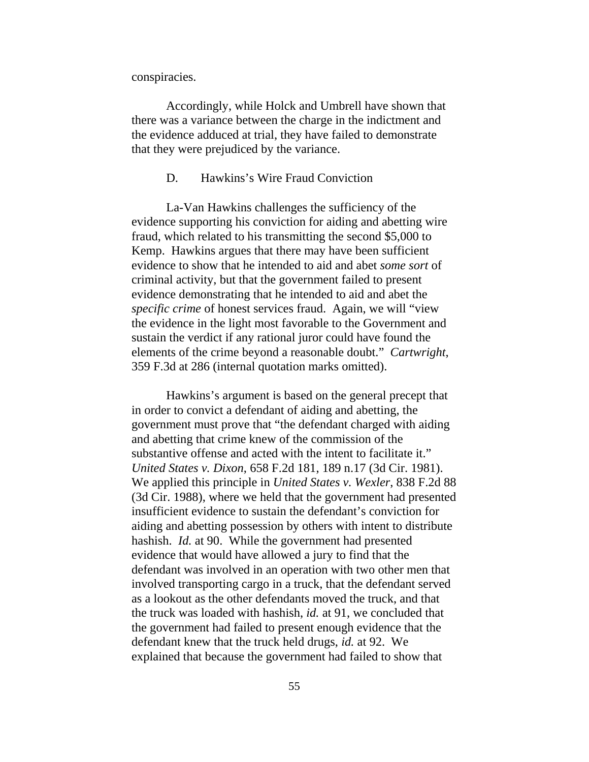conspiracies.

Accordingly, while Holck and Umbrell have shown that there was a variance between the charge in the indictment and the evidence adduced at trial, they have failed to demonstrate that they were prejudiced by the variance.

### D. Hawkins's Wire Fraud Conviction

La-Van Hawkins challenges the sufficiency of the evidence supporting his conviction for aiding and abetting wire fraud, which related to his transmitting the second $5,000 to Kemp. Hawkins argues that there may have been sufficient evidence to show that he intended to aid and abet *some sort* of criminal activity, but that the government failed to present evidence demonstrating that he intended to aid and abet the *specific crime* of honest services fraud. Again, we will "view the evidence in the light most favorable to the Government and sustain the verdict if any rational juror could have found the elements of the crime beyond a reasonable doubt." *Cartwright*, 359 F.3d at 286 (internal quotation marks omitted).

Hawkins's argument is based on the general precept that in order to convict a defendant of aiding and abetting, the government must prove that "the defendant charged with aiding and abetting that crime knew of the commission of the substantive offense and acted with the intent to facilitate it." *United States v. Dixon*, 658 F.2d 181, 189 n.17 (3d Cir. 1981). We applied this principle in *United States v. Wexler*, 838 F.2d 88 (3d Cir. 1988), where we held that the government had presented insufficient evidence to sustain the defendant's conviction for aiding and abetting possession by others with intent to distribute hashish. *Id.* at 90. While the government had presented evidence that would have allowed a jury to find that the defendant was involved in an operation with two other men that involved transporting cargo in a truck, that the defendant served as a lookout as the other defendants moved the truck, and that the truck was loaded with hashish, *id.* at 91, we concluded that the government had failed to present enough evidence that the defendant knew that the truck held drugs, *id.* at 92. We explained that because the government had failed to show that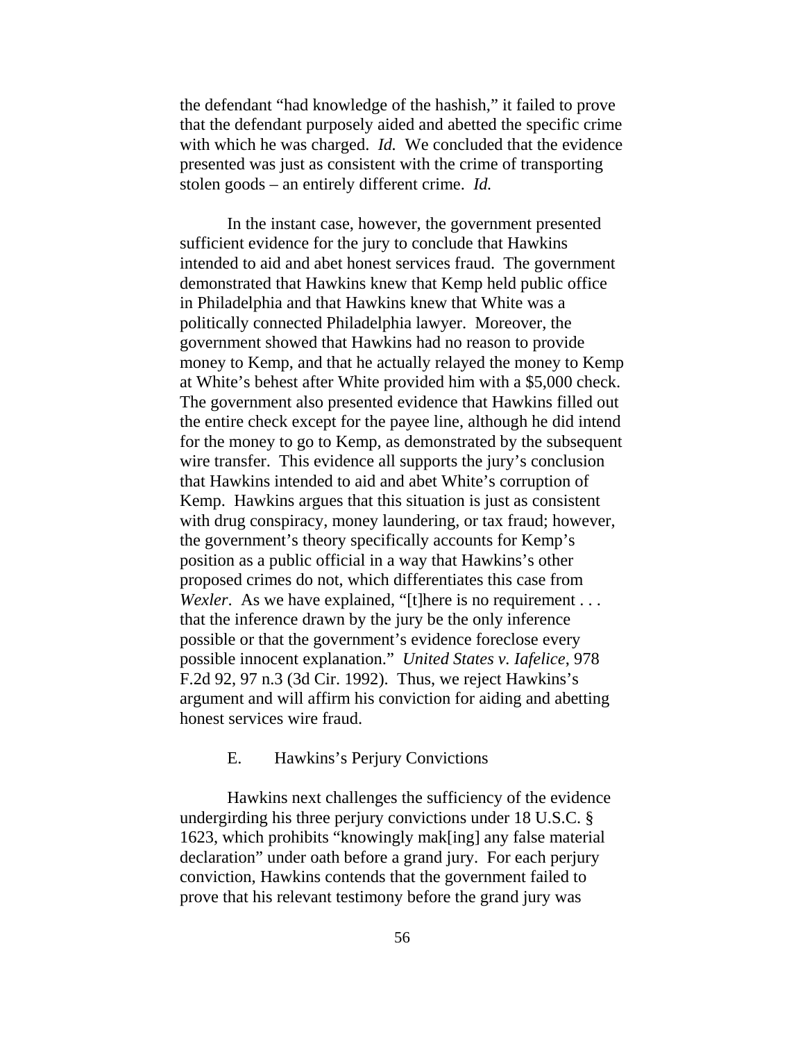the defendant "had knowledge of the hashish," it failed to prove that the defendant purposely aided and abetted the specific crime with which he was charged. *Id.* We concluded that the evidence presented was just as consistent with the crime of transporting stolen goods – an entirely different crime. *Id.*

In the instant case, however, the government presented sufficient evidence for the jury to conclude that Hawkins intended to aid and abet honest services fraud. The government demonstrated that Hawkins knew that Kemp held public office in Philadelphia and that Hawkins knew that White was a politically connected Philadelphia lawyer. Moreover, the government showed that Hawkins had no reason to provide money to Kemp, and that he actually relayed the money to Kemp at White's behest after White provided him with a $5,000 check. The government also presented evidence that Hawkins filled out the entire check except for the payee line, although he did intend for the money to go to Kemp, as demonstrated by the subsequent wire transfer. This evidence all supports the jury's conclusion that Hawkins intended to aid and abet White's corruption of Kemp. Hawkins argues that this situation is just as consistent with drug conspiracy, money laundering, or tax fraud; however, the government's theory specifically accounts for Kemp's position as a public official in a way that Hawkins's other proposed crimes do not, which differentiates this case from *Wexler*. As we have explained, "[t]here is no requirement . . . that the inference drawn by the jury be the only inference possible or that the government's evidence foreclose every possible innocent explanation." *United States v. Iafelice*, 978 F.2d 92, 97 n.3 (3d Cir. 1992). Thus, we reject Hawkins's argument and will affirm his conviction for aiding and abetting honest services wire fraud.

### E. Hawkins's Perjury Convictions

Hawkins next challenges the sufficiency of the evidence undergirding his three perjury convictions under 18 U.S.C. § 1623, which prohibits "knowingly mak[ing] any false material declaration" under oath before a grand jury. For each perjury conviction, Hawkins contends that the government failed to prove that his relevant testimony before the grand jury was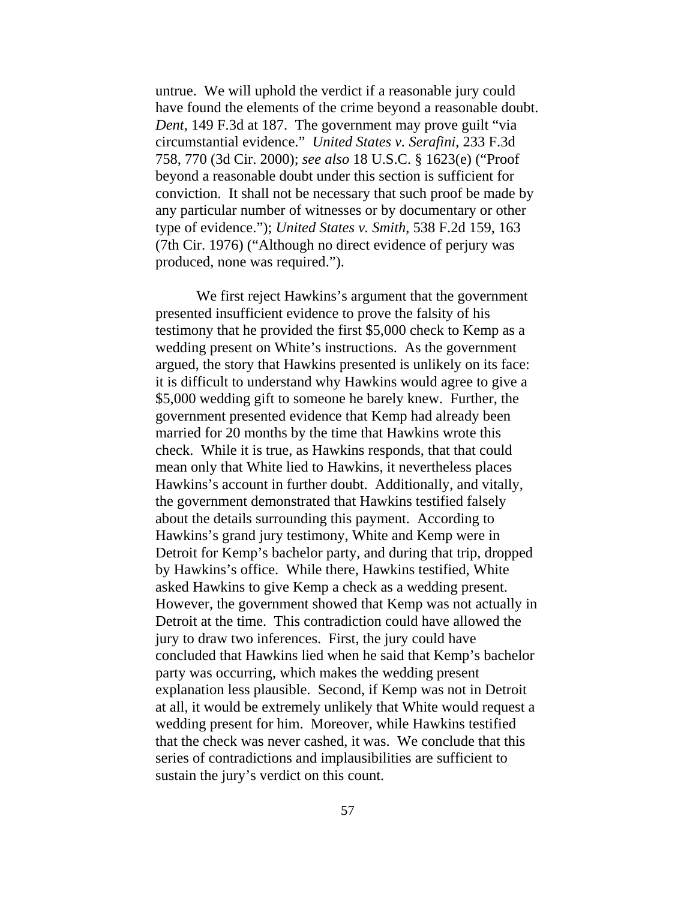untrue. We will uphold the verdict if a reasonable jury could have found the elements of the crime beyond a reasonable doubt. *Dent*, 149 F.3d at 187. The government may prove guilt "via circumstantial evidence." *United States v. Serafini*, 233 F.3d 758, 770 (3d Cir. 2000); *see also* 18 U.S.C. § 1623(e) ("Proof beyond a reasonable doubt under this section is sufficient for conviction. It shall not be necessary that such proof be made by any particular number of witnesses or by documentary or other type of evidence."); *United States v. Smith*, 538 F.2d 159, 163 (7th Cir. 1976) ("Although no direct evidence of perjury was produced, none was required.").

We first reject Hawkins's argument that the government presented insufficient evidence to prove the falsity of his testimony that he provided the first $5,000 check to Kemp as a wedding present on White's instructions. As the government argued, the story that Hawkins presented is unlikely on its face: it is difficult to understand why Hawkins would agree to give a $5,000 wedding gift to someone he barely knew. Further, the government presented evidence that Kemp had already been married for 20 months by the time that Hawkins wrote this check. While it is true, as Hawkins responds, that that could mean only that White lied to Hawkins, it nevertheless places Hawkins's account in further doubt. Additionally, and vitally, the government demonstrated that Hawkins testified falsely about the details surrounding this payment. According to Hawkins's grand jury testimony, White and Kemp were in Detroit for Kemp's bachelor party, and during that trip, dropped by Hawkins's office. While there, Hawkins testified, White asked Hawkins to give Kemp a check as a wedding present. However, the government showed that Kemp was not actually in Detroit at the time. This contradiction could have allowed the jury to draw two inferences. First, the jury could have concluded that Hawkins lied when he said that Kemp's bachelor party was occurring, which makes the wedding present explanation less plausible. Second, if Kemp was not in Detroit at all, it would be extremely unlikely that White would request a wedding present for him. Moreover, while Hawkins testified that the check was never cashed, it was. We conclude that this series of contradictions and implausibilities are sufficient to sustain the jury's verdict on this count.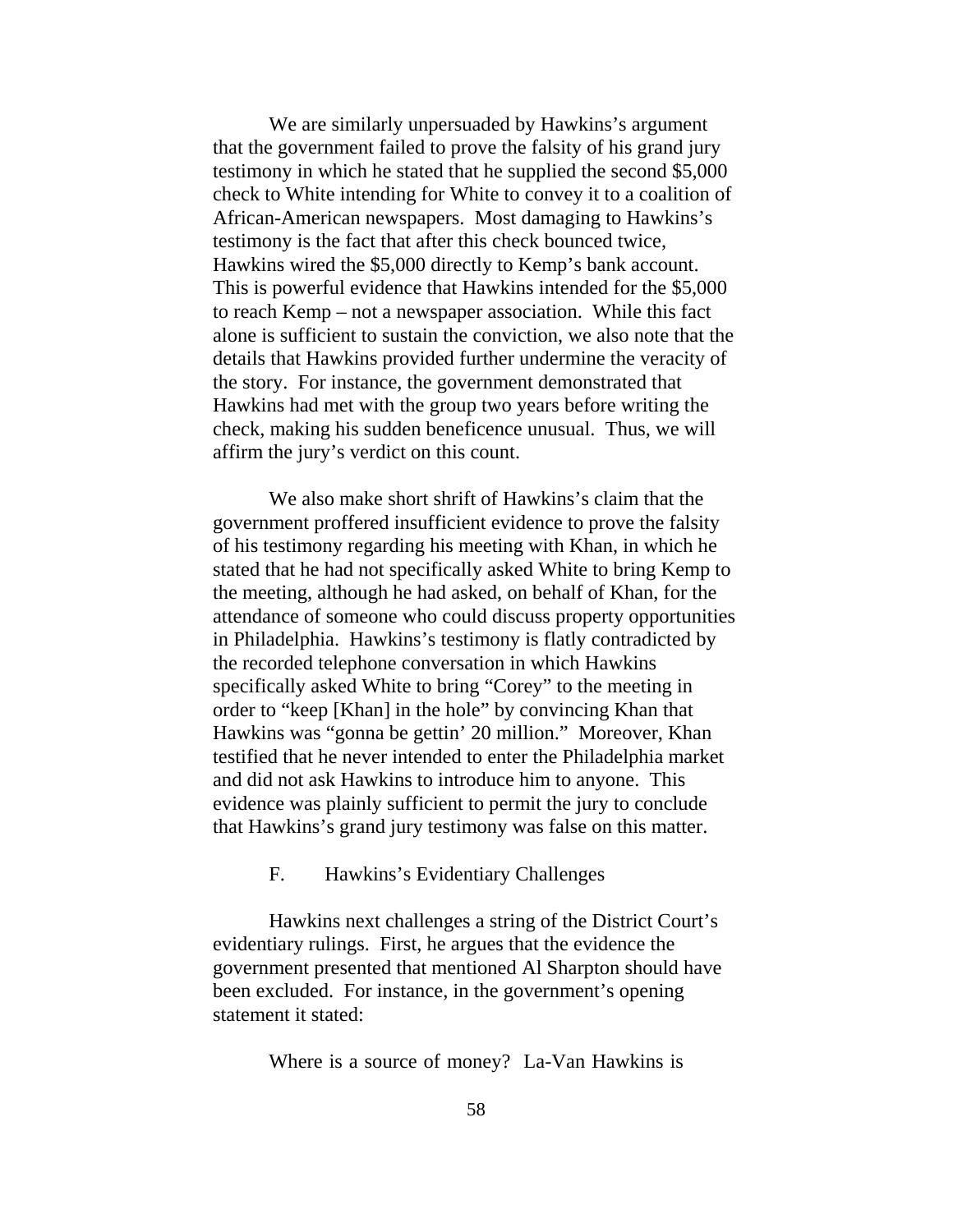We are similarly unpersuaded by Hawkins's argument that the government failed to prove the falsity of his grand jury testimony in which he stated that he supplied the second $5,000 check to White intending for White to convey it to a coalition of African-American newspapers. Most damaging to Hawkins's testimony is the fact that after this check bounced twice, Hawkins wired the $5,000 directly to Kemp's bank account. This is powerful evidence that Hawkins intended for the $5,000 to reach Kemp – not a newspaper association. While this fact alone is sufficient to sustain the conviction, we also note that the details that Hawkins provided further undermine the veracity of the story. For instance, the government demonstrated that Hawkins had met with the group two years before writing the check, making his sudden beneficence unusual. Thus, we will affirm the jury's verdict on this count.

We also make short shrift of Hawkins's claim that the government proffered insufficient evidence to prove the falsity of his testimony regarding his meeting with Khan, in which he stated that he had not specifically asked White to bring Kemp to the meeting, although he had asked, on behalf of Khan, for the attendance of someone who could discuss property opportunities in Philadelphia. Hawkins's testimony is flatly contradicted by the recorded telephone conversation in which Hawkins specifically asked White to bring "Corey" to the meeting in order to "keep [Khan] in the hole" by convincing Khan that Hawkins was "gonna be gettin' 20 million." Moreover, Khan testified that he never intended to enter the Philadelphia market and did not ask Hawkins to introduce him to anyone. This evidence was plainly sufficient to permit the jury to conclude that Hawkins's grand jury testimony was false on this matter.

### F. Hawkins's Evidentiary Challenges

Hawkins next challenges a string of the District Court's evidentiary rulings. First, he argues that the evidence the government presented that mentioned Al Sharpton should have been excluded. For instance, in the government's opening statement it stated:

> Where is a source of money? La-Van Hawkins is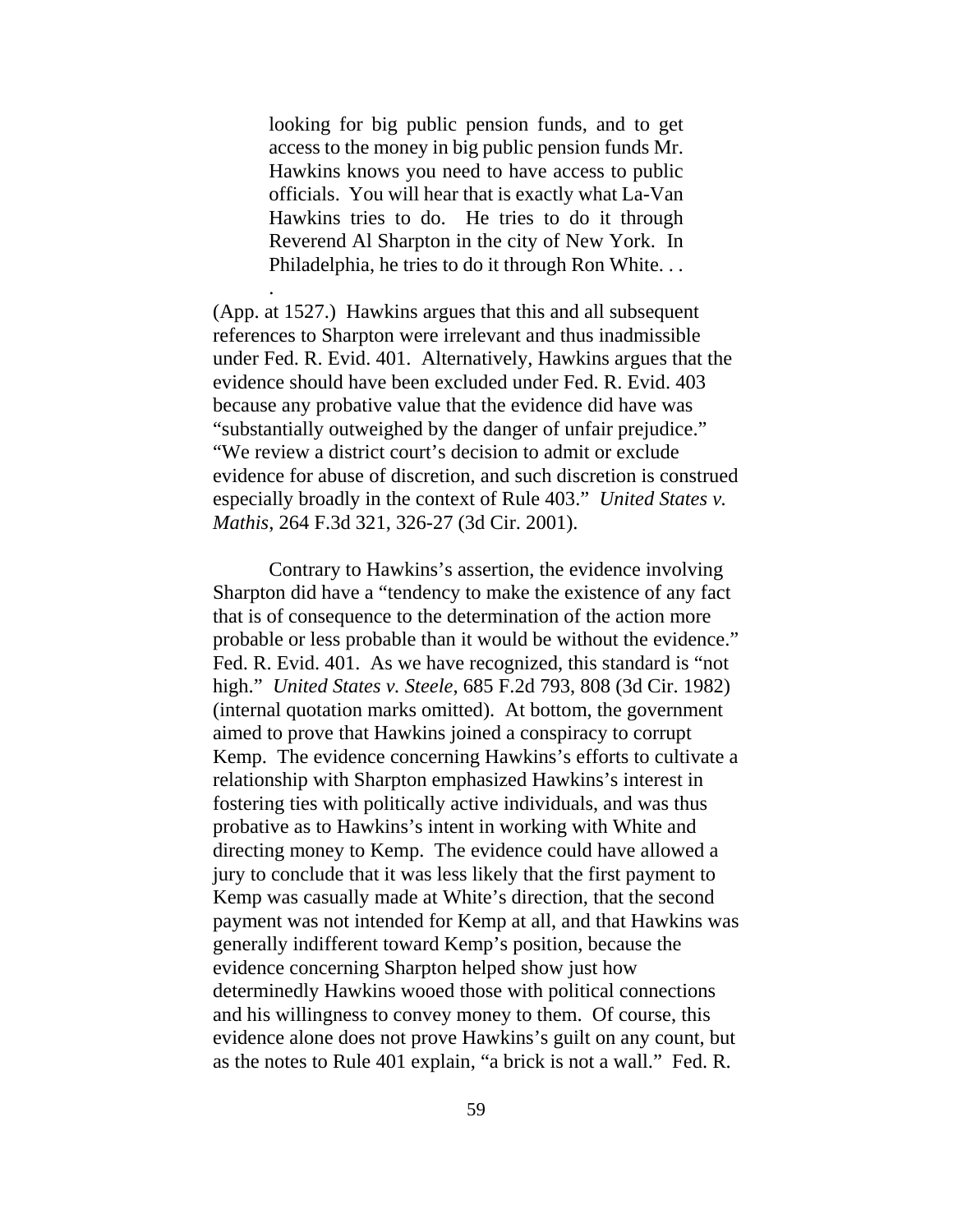> looking for big public pension funds, and to get access to the money in big public pension funds Mr. Hawkins knows you need to have access to public officials. You will hear that is exactly what La-Van Hawkins tries to do. He tries to do it through Reverend Al Sharpton in the city of New York. In Philadelphia, he tries to do it through Ron White. . . .

(App. at 1527.) Hawkins argues that this and all subsequent references to Sharpton were irrelevant and thus inadmissible under Fed. R. Evid. 401. Alternatively, Hawkins argues that the evidence should have been excluded under Fed. R. Evid. 403 because any probative value that the evidence did have was "substantially outweighed by the danger of unfair prejudice." "We review a district court's decision to admit or exclude evidence for abuse of discretion, and such discretion is construed especially broadly in the context of Rule 403." *United States v. Mathis*, 264 F.3d 321, 326-27 (3d Cir. 2001).

Contrary to Hawkins's assertion, the evidence involving Sharpton did have a "tendency to make the existence of any fact that is of consequence to the determination of the action more probable or less probable than it would be without the evidence." Fed. R. Evid. 401. As we have recognized, this standard is "not high." *United States v. Steele*, 685 F.2d 793, 808 (3d Cir. 1982) (internal quotation marks omitted). At bottom, the government aimed to prove that Hawkins joined a conspiracy to corrupt Kemp. The evidence concerning Hawkins's efforts to cultivate a relationship with Sharpton emphasized Hawkins's interest in fostering ties with politically active individuals, and was thus probative as to Hawkins's intent in working with White and directing money to Kemp. The evidence could have allowed a jury to conclude that it was less likely that the first payment to Kemp was casually made at White's direction, that the second payment was not intended for Kemp at all, and that Hawkins was generally indifferent toward Kemp's position, because the evidence concerning Sharpton helped show just how determinedly Hawkins wooed those with political connections and his willingness to convey money to them. Of course, this evidence alone does not prove Hawkins's guilt on any count, but as the notes to Rule 401 explain, "a brick is not a wall." Fed. R.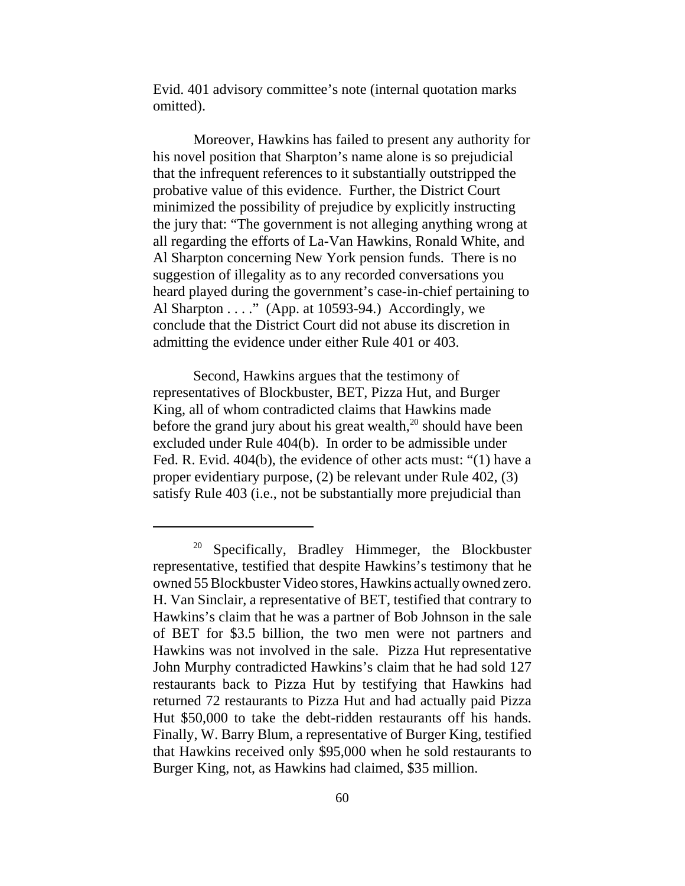Evid. 401 advisory committee's note (internal quotation marks omitted).

Moreover, Hawkins has failed to present any authority for his novel position that Sharpton's name alone is so prejudicial that the infrequent references to it substantially outstripped the probative value of this evidence. Further, the District Court minimized the possibility of prejudice by explicitly instructing the jury that: "The government is not alleging anything wrong at all regarding the efforts of La-Van Hawkins, Ronald White, and Al Sharpton concerning New York pension funds. There is no suggestion of illegality as to any recorded conversations you heard played during the government's case-in-chief pertaining to Al Sharpton . . . ." (App. at 10593-94.) Accordingly, we conclude that the District Court did not abuse its discretion in admitting the evidence under either Rule 401 or 403.

Second, Hawkins argues that the testimony of representatives of Blockbuster, BET, Pizza Hut, and Burger King, all of whom contradicted claims that Hawkins made before the grand jury about his great wealth,[20] should have been excluded under Rule 404(b). In order to be admissible under Fed. R. Evid. 404(b), the evidence of other acts must: "(1) have a proper evidentiary purpose, (2) be relevant under Rule 402, (3) satisfy Rule 403 (i.e., not be substantially more prejudicial than

---

[20] Specifically, Bradley Himmeger, the Blockbuster representative, testified that despite Hawkins's testimony that he owned 55 Blockbuster Video stores, Hawkins actually owned zero. H. Van Sinclair, a representative of BET, testified that contrary to Hawkins's claim that he was a partner of Bob Johnson in the sale of BET for $3.5 billion, the two men were not partners and Hawkins was not involved in the sale. Pizza Hut representative John Murphy contradicted Hawkins's claim that he had sold 127 restaurants back to Pizza Hut by testifying that Hawkins had returned 72 restaurants to Pizza Hut and had actually paid Pizza Hut $50,000 to take the debt-ridden restaurants off his hands. Finally, W. Barry Blum, a representative of Burger King, testified that Hawkins received only $95,000 when he sold restaurants to Burger King, not, as Hawkins had claimed, $35 million.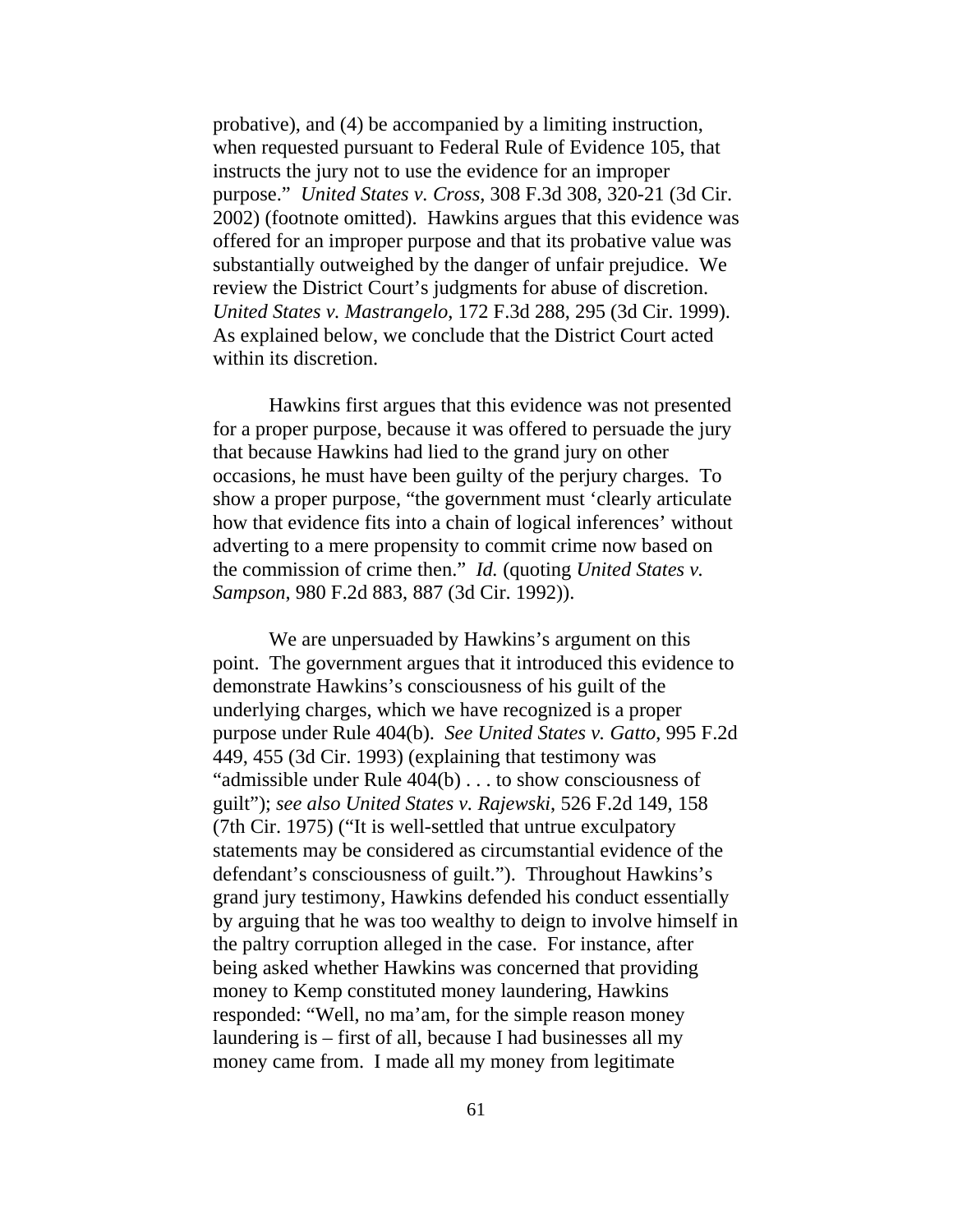probative), and (4) be accompanied by a limiting instruction, when requested pursuant to Federal Rule of Evidence 105, that instructs the jury not to use the evidence for an improper purpose." *United States v. Cross*, 308 F.3d 308, 320-21 (3d Cir. 2002) (footnote omitted). Hawkins argues that this evidence was offered for an improper purpose and that its probative value was substantially outweighed by the danger of unfair prejudice. We review the District Court's judgments for abuse of discretion. *United States v. Mastrangelo*, 172 F.3d 288, 295 (3d Cir. 1999). As explained below, we conclude that the District Court acted within its discretion.

Hawkins first argues that this evidence was not presented for a proper purpose, because it was offered to persuade the jury that because Hawkins had lied to the grand jury on other occasions, he must have been guilty of the perjury charges. To show a proper purpose, "the government must 'clearly articulate how that evidence fits into a chain of logical inferences' without adverting to a mere propensity to commit crime now based on the commission of crime then." *Id.* (quoting *United States v. Sampson*, 980 F.2d 883, 887 (3d Cir. 1992)).

We are unpersuaded by Hawkins's argument on this point. The government argues that it introduced this evidence to demonstrate Hawkins's consciousness of his guilt of the underlying charges, which we have recognized is a proper purpose under Rule 404(b). *See United States v. Gatto*, 995 F.2d 449, 455 (3d Cir. 1993) (explaining that testimony was "admissible under Rule 404(b) . . . to show consciousness of guilt"); *see also United States v. Rajewski*, 526 F.2d 149, 158 (7th Cir. 1975) ("It is well-settled that untrue exculpatory statements may be considered as circumstantial evidence of the defendant's consciousness of guilt."). Throughout Hawkins's grand jury testimony, Hawkins defended his conduct essentially by arguing that he was too wealthy to deign to involve himself in the paltry corruption alleged in the case. For instance, after being asked whether Hawkins was concerned that providing money to Kemp constituted money laundering, Hawkins responded: "Well, no ma'am, for the simple reason money laundering is – first of all, because I had businesses all my money came from. I made all my money from legitimate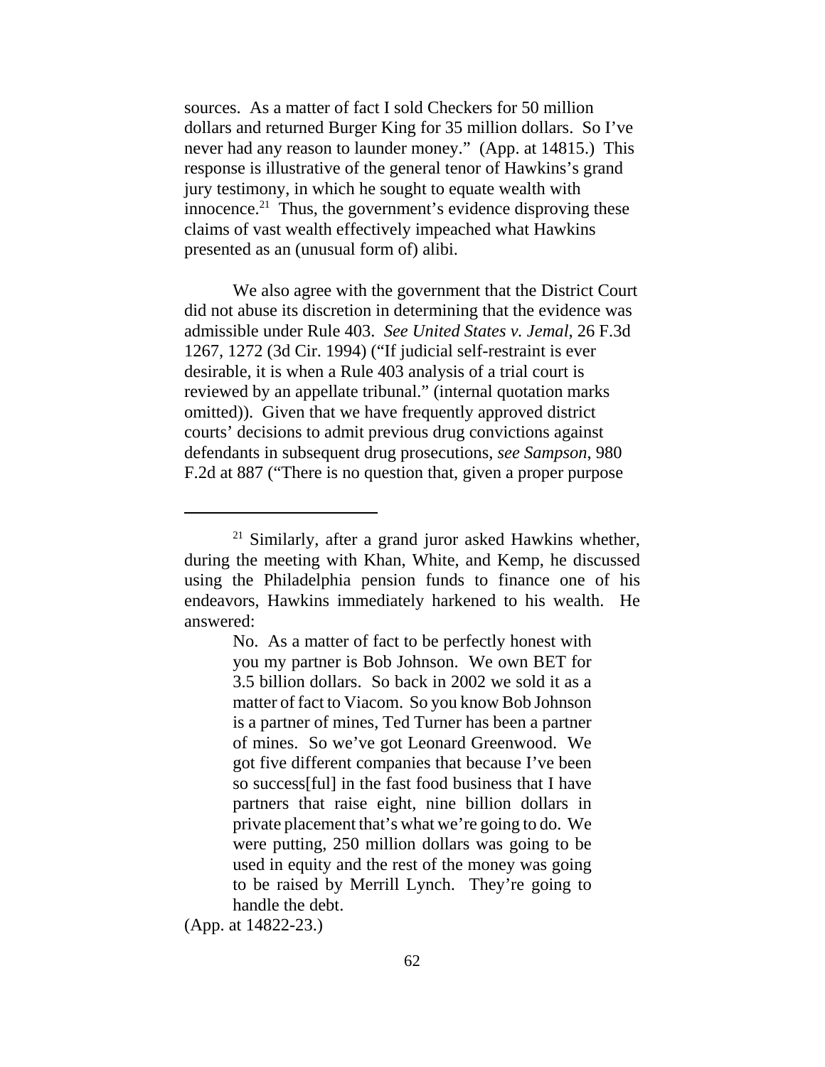sources. As a matter of fact I sold Checkers for 50 million dollars and returned Burger King for 35 million dollars. So I've never had any reason to launder money." (App. at 14815.) This response is illustrative of the general tenor of Hawkins's grand jury testimony, in which he sought to equate wealth with innocence.[21] Thus, the government's evidence disproving these claims of vast wealth effectively impeached what Hawkins presented as an (unusual form of) alibi.

We also agree with the government that the District Court did not abuse its discretion in determining that the evidence was admissible under Rule 403. *See United States v. Jemal*, 26 F.3d 1267, 1272 (3d Cir. 1994) ("If judicial self-restraint is ever desirable, it is when a Rule 403 analysis of a trial court is reviewed by an appellate tribunal." (internal quotation marks omitted)). Given that we have frequently approved district courts' decisions to admit previous drug convictions against defendants in subsequent drug prosecutions, *see Sampson*, 980 F.2d at 887 ("There is no question that, given a proper purpose

---

[21] Similarly, after a grand juror asked Hawkins whether, during the meeting with Khan, White, and Kemp, he discussed using the Philadelphia pension funds to finance one of his endeavors, Hawkins immediately harkened to his wealth. He answered:

> No. As a matter of fact to be perfectly honest with you my partner is Bob Johnson. We own BET for 3.5 billion dollars. So back in 2002 we sold it as a matter of fact to Viacom. So you know Bob Johnson is a partner of mines, Ted Turner has been a partner of mines. So we've got Leonard Greenwood. We got five different companies that because I've been so success[ful] in the fast food business that I have partners that raise eight, nine billion dollars in private placement that's what we're going to do. We were putting, 250 million dollars was going to be used in equity and the rest of the money was going to be raised by Merrill Lynch. They're going to handle the debt.

(App. at 14822-23.)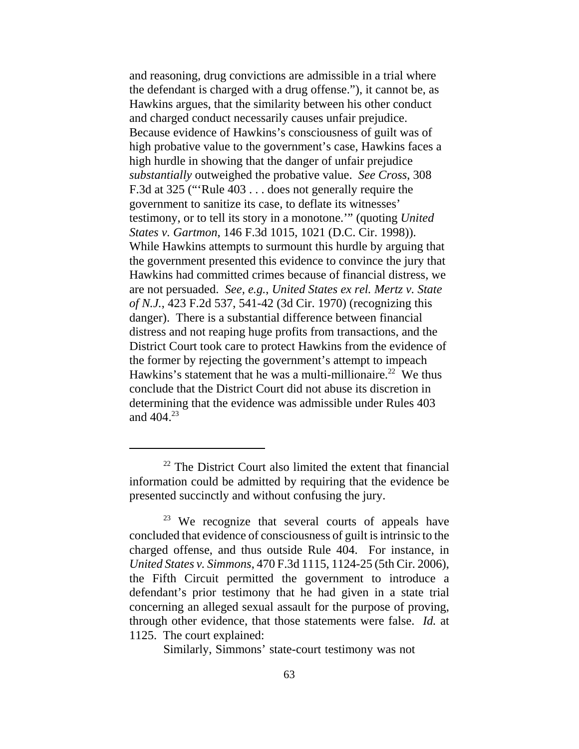and reasoning, drug convictions are admissible in a trial where the defendant is charged with a drug offense."), it cannot be, as Hawkins argues, that the similarity between his other conduct and charged conduct necessarily causes unfair prejudice. Because evidence of Hawkins's consciousness of guilt was of high probative value to the government's case, Hawkins faces a high hurdle in showing that the danger of unfair prejudice *substantially* outweighed the probative value. *See Cross*, 308 F.3d at 325 ("'Rule 403 . . . does not generally require the government to sanitize its case, to deflate its witnesses' testimony, or to tell its story in a monotone.'" (quoting *United States v. Gartmon*, 146 F.3d 1015, 1021 (D.C. Cir. 1998)). While Hawkins attempts to surmount this hurdle by arguing that the government presented this evidence to convince the jury that Hawkins had committed crimes because of financial distress, we are not persuaded. *See, e.g.*, *United States ex rel. Mertz v. State of N.J.*, 423 F.2d 537, 541-42 (3d Cir. 1970) (recognizing this danger). There is a substantial difference between financial distress and not reaping huge profits from transactions, and the District Court took care to protect Hawkins from the evidence of the former by rejecting the government's attempt to impeach Hawkins's statement that he was a multi-millionaire.[22] We thus conclude that the District Court did not abuse its discretion in determining that the evidence was admissible under Rules 403 and 404.[23]

---

[22] The District Court also limited the extent that financial information could be admitted by requiring that the evidence be presented succinctly and without confusing the jury.

[23] We recognize that several courts of appeals have concluded that evidence of consciousness of guilt is intrinsic to the charged offense, and thus outside Rule 404. For instance, in *United States v. Simmons*, 470 F.3d 1115, 1124-25 (5th Cir. 2006), the Fifth Circuit permitted the government to introduce a defendant's prior testimony that he had given in a state trial concerning an alleged sexual assault for the purpose of proving, through other evidence, that those statements were false. *Id.* at 1125. The court explained:

> Similarly, Simmons' state-court testimony was not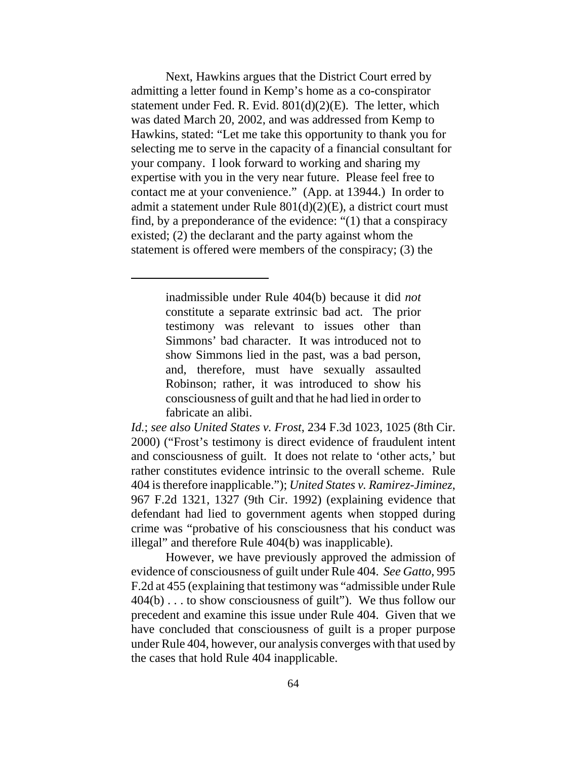Next, Hawkins argues that the District Court erred by admitting a letter found in Kemp's home as a co-conspirator statement under Fed. R. Evid. 801(d)(2)(E). The letter, which was dated March 20, 2002, and was addressed from Kemp to Hawkins, stated: "Let me take this opportunity to thank you for selecting me to serve in the capacity of a financial consultant for your company. I look forward to working and sharing my expertise with you in the very near future. Please feel free to contact me at your convenience." (App. at 13944.) In order to admit a statement under Rule 801(d)(2)(E), a district court must find, by a preponderance of the evidence: "(1) that a conspiracy existed; (2) the declarant and the party against whom the statement is offered were members of the conspiracy; (3) the

---

> inadmissible under Rule 404(b) because it did *not* constitute a separate extrinsic bad act. The prior testimony was relevant to issues other than Simmons' bad character. It was introduced not to show Simmons lied in the past, was a bad person, and, therefore, must have sexually assaulted Robinson; rather, it was introduced to show his consciousness of guilt and that he had lied in order to fabricate an alibi.

*Id.*; *see also United States v. Frost*, 234 F.3d 1023, 1025 (8th Cir. 2000) ("Frost's testimony is direct evidence of fraudulent intent and consciousness of guilt. It does not relate to 'other acts,' but rather constitutes evidence intrinsic to the overall scheme. Rule 404 is therefore inapplicable."); *United States v. Ramirez-Jiminez*, 967 F.2d 1321, 1327 (9th Cir. 1992) (explaining evidence that defendant had lied to government agents when stopped during crime was "probative of his consciousness that his conduct was illegal" and therefore Rule 404(b) was inapplicable).

However, we have previously approved the admission of evidence of consciousness of guilt under Rule 404. *See Gatto*, 995 F.2d at 455 (explaining that testimony was "admissible under Rule 404(b) . . . to show consciousness of guilt"). We thus follow our precedent and examine this issue under Rule 404. Given that we have concluded that consciousness of guilt is a proper purpose under Rule 404, however, our analysis converges with that used by the cases that hold Rule 404 inapplicable.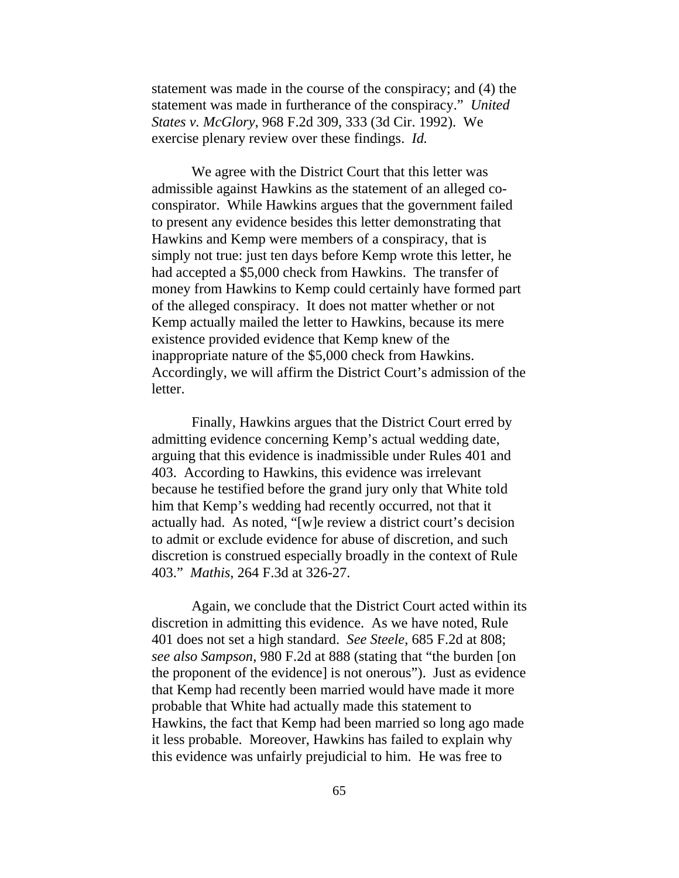statement was made in the course of the conspiracy; and (4) the statement was made in furtherance of the conspiracy." *United States v. McGlory*, 968 F.2d 309, 333 (3d Cir. 1992). We exercise plenary review over these findings. *Id.*

We agree with the District Court that this letter was admissible against Hawkins as the statement of an alleged co-conspirator. While Hawkins argues that the government failed to present any evidence besides this letter demonstrating that Hawkins and Kemp were members of a conspiracy, that is simply not true: just ten days before Kemp wrote this letter, he had accepted a $5,000 check from Hawkins. The transfer of money from Hawkins to Kemp could certainly have formed part of the alleged conspiracy. It does not matter whether or not Kemp actually mailed the letter to Hawkins, because its mere existence provided evidence that Kemp knew of the inappropriate nature of the $5,000 check from Hawkins. Accordingly, we will affirm the District Court's admission of the letter.

Finally, Hawkins argues that the District Court erred by admitting evidence concerning Kemp's actual wedding date, arguing that this evidence is inadmissible under Rules 401 and 403. According to Hawkins, this evidence was irrelevant because he testified before the grand jury only that White told him that Kemp's wedding had recently occurred, not that it actually had. As noted, "[w]e review a district court's decision to admit or exclude evidence for abuse of discretion, and such discretion is construed especially broadly in the context of Rule 403." *Mathis*, 264 F.3d at 326-27.

Again, we conclude that the District Court acted within its discretion in admitting this evidence. As we have noted, Rule 401 does not set a high standard. *See Steele*, 685 F.2d at 808; *see also Sampson*, 980 F.2d at 888 (stating that "the burden [on the proponent of the evidence] is not onerous"). Just as evidence that Kemp had recently been married would have made it more probable that White had actually made this statement to Hawkins, the fact that Kemp had been married so long ago made it less probable. Moreover, Hawkins has failed to explain why this evidence was unfairly prejudicial to him. He was free to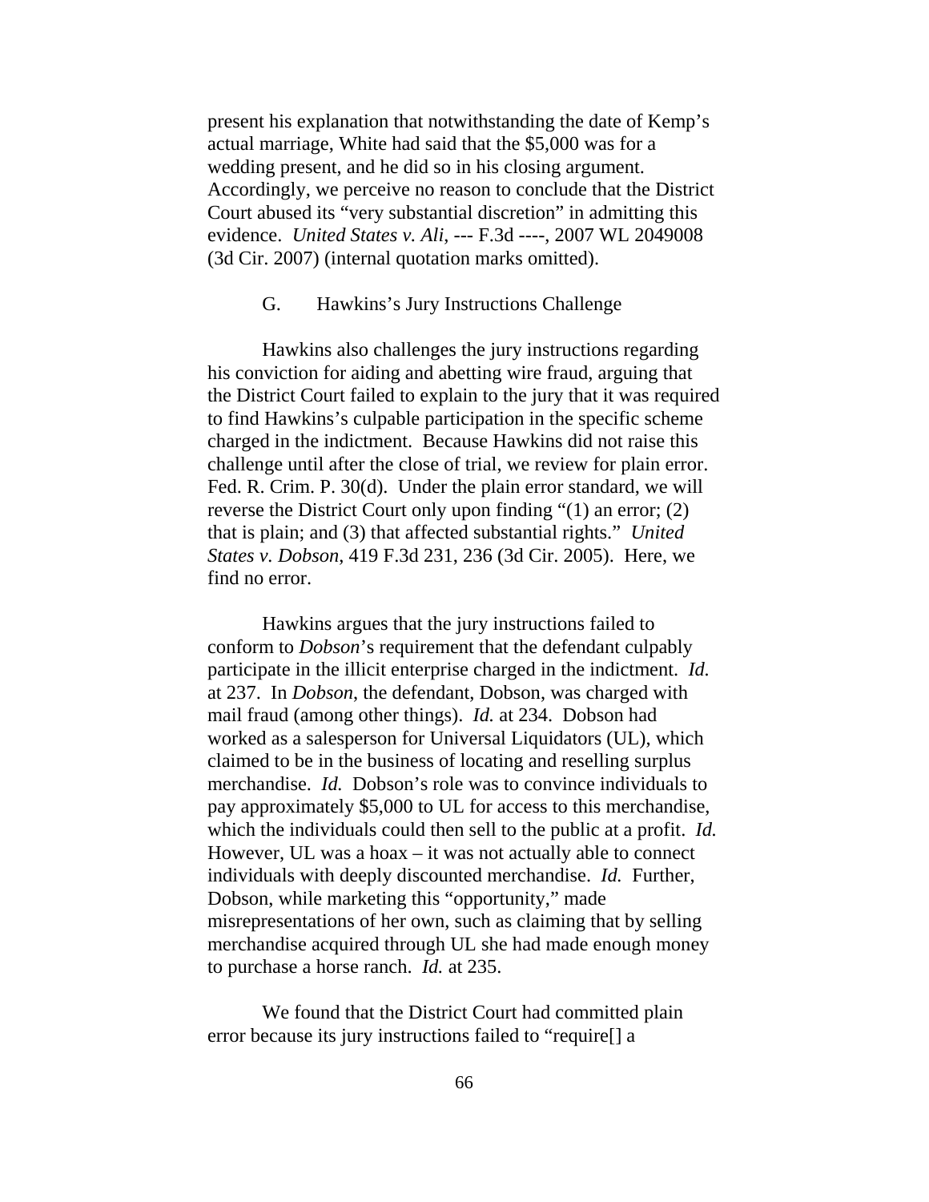present his explanation that notwithstanding the date of Kemp's actual marriage, White had said that the $5,000 was for a wedding present, and he did so in his closing argument. Accordingly, we perceive no reason to conclude that the District Court abused its "very substantial discretion" in admitting this evidence. *United States v. Ali*, --- F.3d ----, 2007 WL 2049008 (3d Cir. 2007) (internal quotation marks omitted).

### G. Hawkins's Jury Instructions Challenge

Hawkins also challenges the jury instructions regarding his conviction for aiding and abetting wire fraud, arguing that the District Court failed to explain to the jury that it was required to find Hawkins's culpable participation in the specific scheme charged in the indictment. Because Hawkins did not raise this challenge until after the close of trial, we review for plain error. Fed. R. Crim. P. 30(d). Under the plain error standard, we will reverse the District Court only upon finding "(1) an error; (2) that is plain; and (3) that affected substantial rights." *United States v. Dobson*, 419 F.3d 231, 236 (3d Cir. 2005). Here, we find no error.

Hawkins argues that the jury instructions failed to conform to *Dobson*'s requirement that the defendant culpably participate in the illicit enterprise charged in the indictment. *Id.* at 237. In *Dobson*, the defendant, Dobson, was charged with mail fraud (among other things). *Id.* at 234. Dobson had worked as a salesperson for Universal Liquidators (UL), which claimed to be in the business of locating and reselling surplus merchandise. *Id.* Dobson's role was to convince individuals to pay approximately $5,000 to UL for access to this merchandise, which the individuals could then sell to the public at a profit. *Id.* However, UL was a hoax – it was not actually able to connect individuals with deeply discounted merchandise. *Id.* Further, Dobson, while marketing this "opportunity," made misrepresentations of her own, such as claiming that by selling merchandise acquired through UL she had made enough money to purchase a horse ranch. *Id.* at 235.

We found that the District Court had committed plain error because its jury instructions failed to "require[] a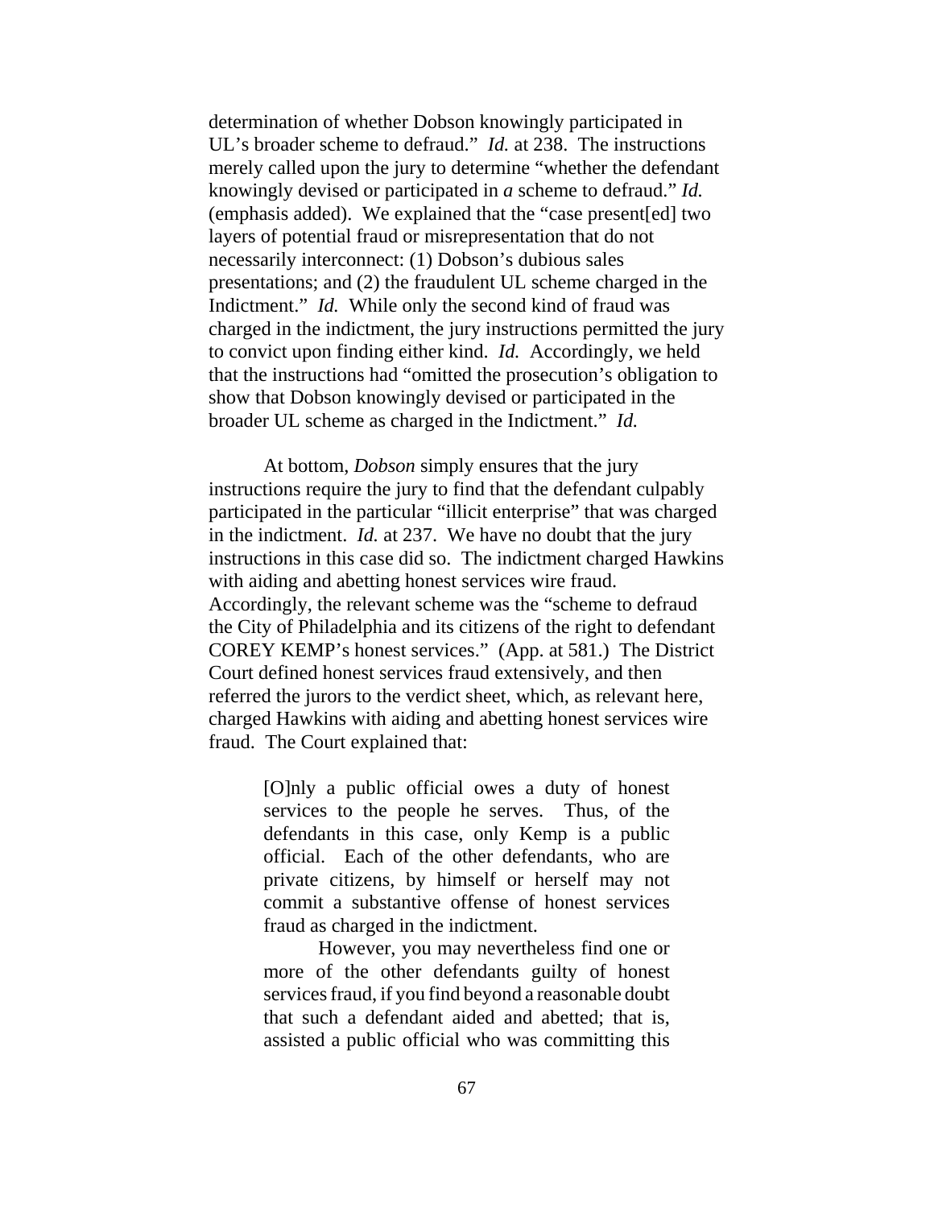determination of whether Dobson knowingly participated in UL's broader scheme to defraud." *Id.* at 238. The instructions merely called upon the jury to determine "whether the defendant knowingly devised or participated in *a* scheme to defraud." *Id.* (emphasis added). We explained that the "case present[ed] two layers of potential fraud or misrepresentation that do not necessarily interconnect: (1) Dobson's dubious sales presentations; and (2) the fraudulent UL scheme charged in the Indictment." *Id.* While only the second kind of fraud was charged in the indictment, the jury instructions permitted the jury to convict upon finding either kind. *Id.* Accordingly, we held that the instructions had "omitted the prosecution's obligation to show that Dobson knowingly devised or participated in the broader UL scheme as charged in the Indictment." *Id.*

At bottom, *Dobson* simply ensures that the jury instructions require the jury to find that the defendant culpably participated in the particular "illicit enterprise" that was charged in the indictment. *Id.* at 237. We have no doubt that the jury instructions in this case did so. The indictment charged Hawkins with aiding and abetting honest services wire fraud. Accordingly, the relevant scheme was the "scheme to defraud the City of Philadelphia and its citizens of the right to defendant COREY KEMP's honest services." (App. at 581.) The District Court defined honest services fraud extensively, and then referred the jurors to the verdict sheet, which, as relevant here, charged Hawkins with aiding and abetting honest services wire fraud. The Court explained that:

> [O]nly a public official owes a duty of honest services to the people he serves. Thus, of the defendants in this case, only Kemp is a public official. Each of the other defendants, who are private citizens, by himself or herself may not commit a substantive offense of honest services fraud as charged in the indictment.
>
> However, you may nevertheless find one or more of the other defendants guilty of honest services fraud, if you find beyond a reasonable doubt that such a defendant aided and abetted; that is, assisted a public official who was committing this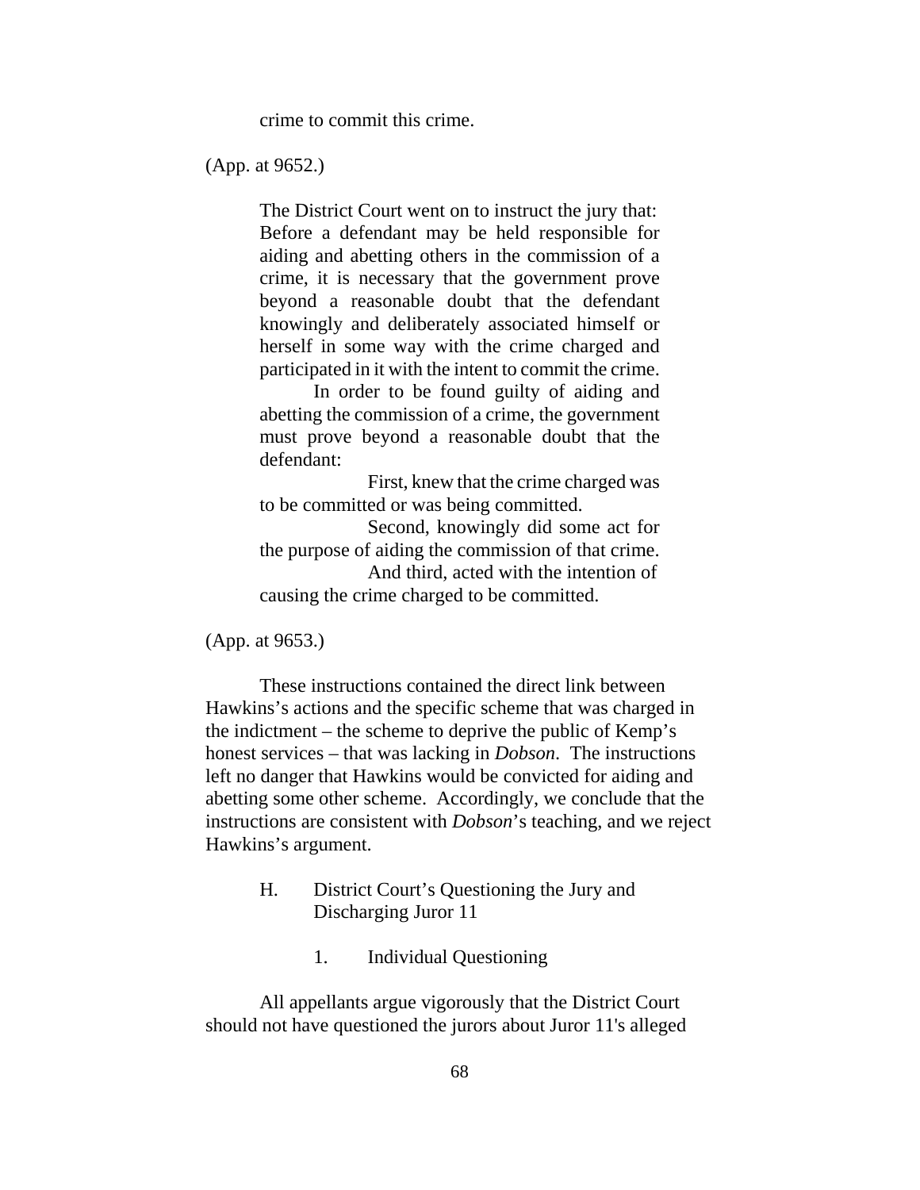crime to commit this crime.

(App. at 9652.)

> The District Court went on to instruct the jury that: Before a defendant may be held responsible for aiding and abetting others in the commission of a crime, it is necessary that the government prove beyond a reasonable doubt that the defendant knowingly and deliberately associated himself or herself in some way with the crime charged and participated in it with the intent to commit the crime.
>
> In order to be found guilty of aiding and abetting the commission of a crime, the government must prove beyond a reasonable doubt that the defendant:
>
> First, knew that the crime charged was to be committed or was being committed.
>
> Second, knowingly did some act for the purpose of aiding the commission of that crime.
>
> And third, acted with the intention of causing the crime charged to be committed.

(App. at 9653.)

These instructions contained the direct link between Hawkins's actions and the specific scheme that was charged in the indictment – the scheme to deprive the public of Kemp's honest services – that was lacking in *Dobson*. The instructions left no danger that Hawkins would be convicted for aiding and abetting some other scheme. Accordingly, we conclude that the instructions are consistent with *Dobson*'s teaching, and we reject Hawkins's argument.

### H. District Court's Questioning the Jury and Discharging Juror 11

#### 1. Individual Questioning

All appellants argue vigorously that the District Court should not have questioned the jurors about Juror 11's alleged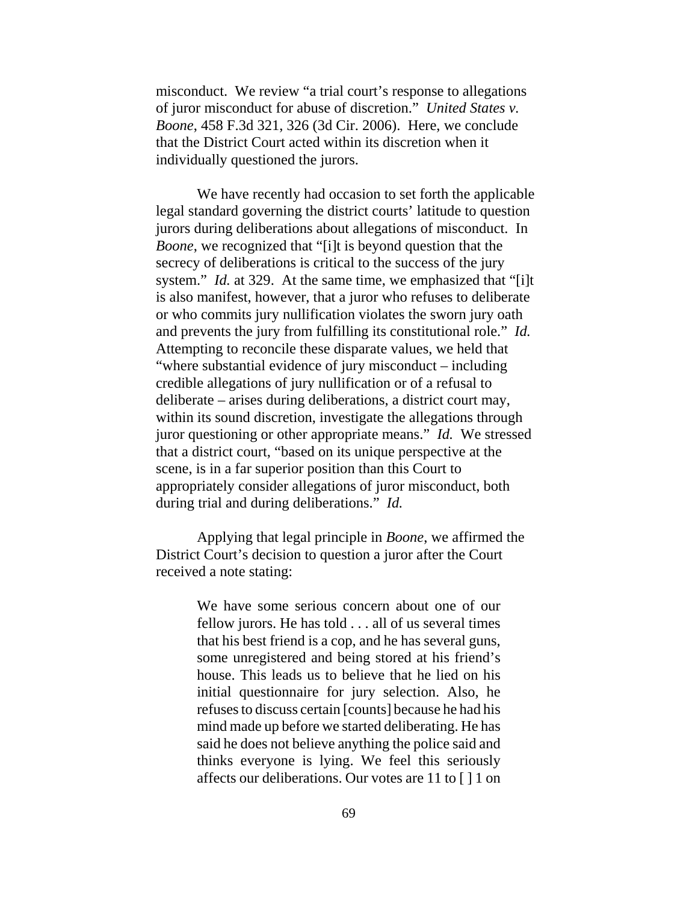misconduct. We review "a trial court's response to allegations of juror misconduct for abuse of discretion." *United States v. Boone*, 458 F.3d 321, 326 (3d Cir. 2006). Here, we conclude that the District Court acted within its discretion when it individually questioned the jurors.

We have recently had occasion to set forth the applicable legal standard governing the district courts' latitude to question jurors during deliberations about allegations of misconduct. In *Boone*, we recognized that "[i]t is beyond question that the secrecy of deliberations is critical to the success of the jury system." *Id.* at 329. At the same time, we emphasized that "[i]t is also manifest, however, that a juror who refuses to deliberate or who commits jury nullification violates the sworn jury oath and prevents the jury from fulfilling its constitutional role." *Id.* Attempting to reconcile these disparate values, we held that "where substantial evidence of jury misconduct – including credible allegations of jury nullification or of a refusal to deliberate – arises during deliberations, a district court may, within its sound discretion, investigate the allegations through juror questioning or other appropriate means." *Id.* We stressed that a district court, "based on its unique perspective at the scene, is in a far superior position than this Court to appropriately consider allegations of juror misconduct, both during trial and during deliberations." *Id.*

Applying that legal principle in *Boone*, we affirmed the District Court's decision to question a juror after the Court received a note stating:

> We have some serious concern about one of our fellow jurors. He has told . . . all of us several times that his best friend is a cop, and he has several guns, some unregistered and being stored at his friend's house. This leads us to believe that he lied on his initial questionnaire for jury selection. Also, he refuses to discuss certain [counts] because he had his mind made up before we started deliberating. He has said he does not believe anything the police said and thinks everyone is lying. We feel this seriously affects our deliberations. Our votes are 11 to [ ] 1 on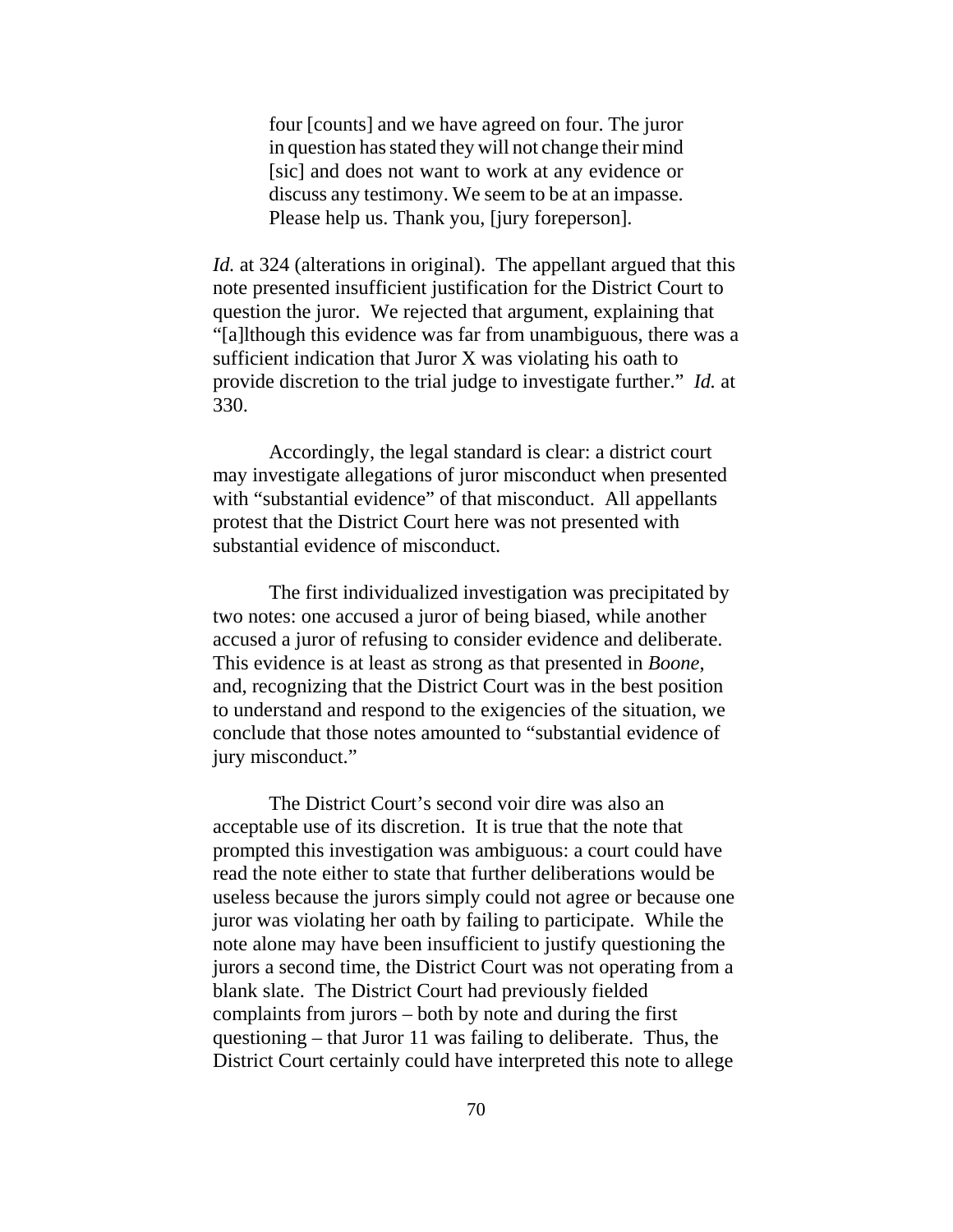> four [counts] and we have agreed on four. The juror in question has stated they will not change their mind [sic] and does not want to work at any evidence or discuss any testimony. We seem to be at an impasse. Please help us. Thank you, [jury foreperson].

*Id.* at 324 (alterations in original). The appellant argued that this note presented insufficient justification for the District Court to question the juror. We rejected that argument, explaining that "[a]lthough this evidence was far from unambiguous, there was a sufficient indication that Juror X was violating his oath to provide discretion to the trial judge to investigate further." *Id.* at 330.

Accordingly, the legal standard is clear: a district court may investigate allegations of juror misconduct when presented with "substantial evidence" of that misconduct. All appellants protest that the District Court here was not presented with substantial evidence of misconduct.

The first individualized investigation was precipitated by two notes: one accused a juror of being biased, while another accused a juror of refusing to consider evidence and deliberate. This evidence is at least as strong as that presented in *Boone*, and, recognizing that the District Court was in the best position to understand and respond to the exigencies of the situation, we conclude that those notes amounted to "substantial evidence of jury misconduct."

The District Court's second voir dire was also an acceptable use of its discretion. It is true that the note that prompted this investigation was ambiguous: a court could have read the note either to state that further deliberations would be useless because the jurors simply could not agree or because one juror was violating her oath by failing to participate. While the note alone may have been insufficient to justify questioning the jurors a second time, the District Court was not operating from a blank slate. The District Court had previously fielded complaints from jurors – both by note and during the first questioning – that Juror 11 was failing to deliberate. Thus, the District Court certainly could have interpreted this note to allege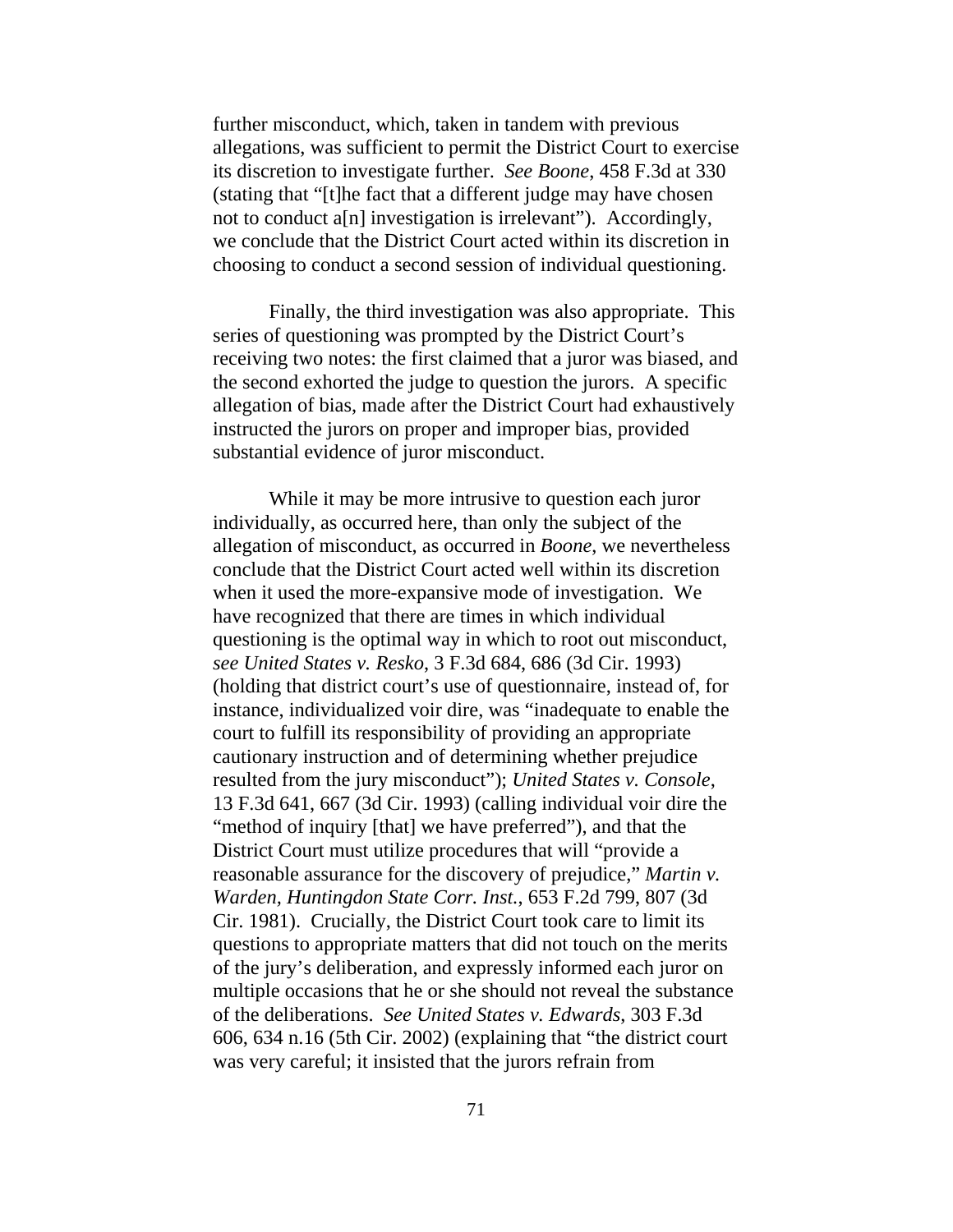further misconduct, which, taken in tandem with previous allegations, was sufficient to permit the District Court to exercise its discretion to investigate further. *See Boone*, 458 F.3d at 330 (stating that "[t]he fact that a different judge may have chosen not to conduct a[n] investigation is irrelevant"). Accordingly, we conclude that the District Court acted within its discretion in choosing to conduct a second session of individual questioning.

Finally, the third investigation was also appropriate. This series of questioning was prompted by the District Court's receiving two notes: the first claimed that a juror was biased, and the second exhorted the judge to question the jurors. A specific allegation of bias, made after the District Court had exhaustively instructed the jurors on proper and improper bias, provided substantial evidence of juror misconduct.

While it may be more intrusive to question each juror individually, as occurred here, than only the subject of the allegation of misconduct, as occurred in *Boone*, we nevertheless conclude that the District Court acted well within its discretion when it used the more-expansive mode of investigation. We have recognized that there are times in which individual questioning is the optimal way in which to root out misconduct, *see United States v. Resko*, 3 F.3d 684, 686 (3d Cir. 1993) (holding that district court's use of questionnaire, instead of, for instance, individualized voir dire, was "inadequate to enable the court to fulfill its responsibility of providing an appropriate cautionary instruction and of determining whether prejudice resulted from the jury misconduct"); *United States v. Console*, 13 F.3d 641, 667 (3d Cir. 1993) (calling individual voir dire the "method of inquiry [that] we have preferred"), and that the District Court must utilize procedures that will "provide a reasonable assurance for the discovery of prejudice," *Martin v. Warden, Huntingdon State Corr. Inst.*, 653 F.2d 799, 807 (3d Cir. 1981). Crucially, the District Court took care to limit its questions to appropriate matters that did not touch on the merits of the jury's deliberation, and expressly informed each juror on multiple occasions that he or she should not reveal the substance of the deliberations. *See United States v. Edwards*, 303 F.3d 606, 634 n.16 (5th Cir. 2002) (explaining that "the district court was very careful; it insisted that the jurors refrain from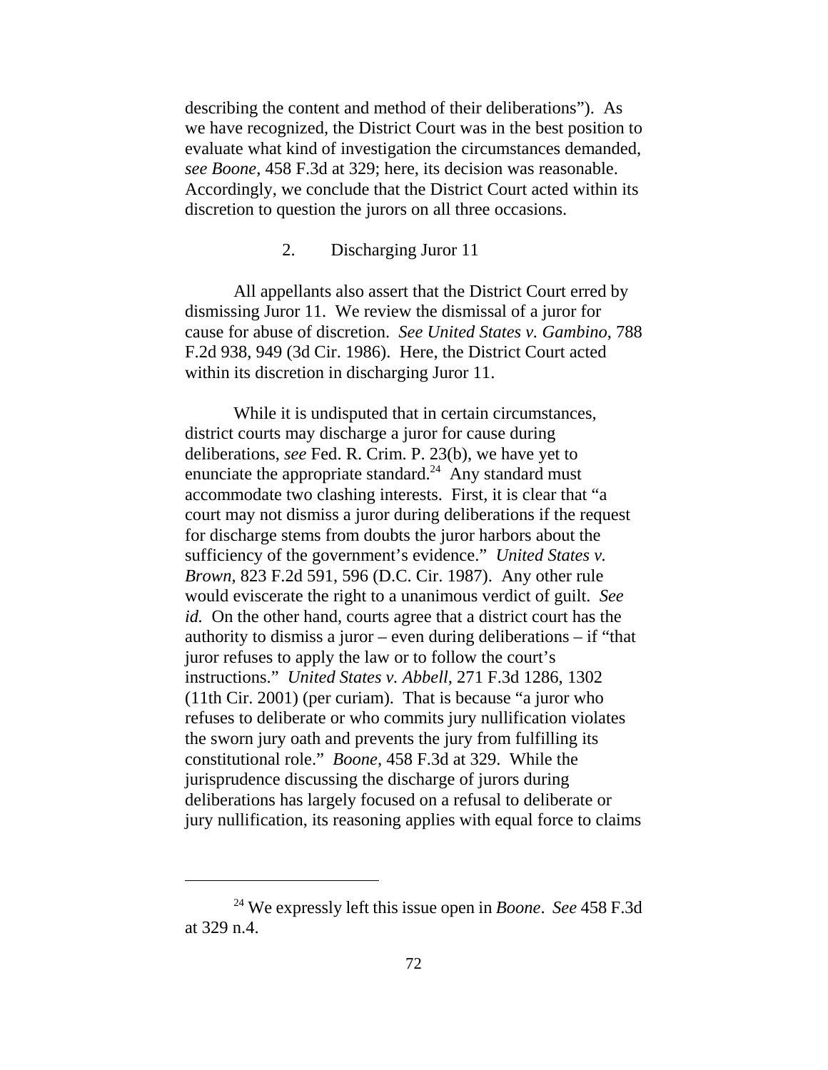describing the content and method of their deliberations"). As we have recognized, the District Court was in the best position to evaluate what kind of investigation the circumstances demanded, *see Boone*, 458 F.3d at 329; here, its decision was reasonable. Accordingly, we conclude that the District Court acted within its discretion to question the jurors on all three occasions.

### 2. Discharging Juror 11

All appellants also assert that the District Court erred by dismissing Juror 11. We review the dismissal of a juror for cause for abuse of discretion. *See United States v. Gambino*, 788 F.2d 938, 949 (3d Cir. 1986). Here, the District Court acted within its discretion in discharging Juror 11.

While it is undisputed that in certain circumstances, district courts may discharge a juror for cause during deliberations, *see* Fed. R. Crim. P. 23(b), we have yet to enunciate the appropriate standard.[24] Any standard must accommodate two clashing interests. First, it is clear that "a court may not dismiss a juror during deliberations if the request for discharge stems from doubts the juror harbors about the sufficiency of the government's evidence." *United States v. Brown*, 823 F.2d 591, 596 (D.C. Cir. 1987). Any other rule would eviscerate the right to a unanimous verdict of guilt. *See id.* On the other hand, courts agree that a district court has the authority to dismiss a juror – even during deliberations – if "that juror refuses to apply the law or to follow the court's instructions." *United States v. Abbell*, 271 F.3d 1286, 1302 (11th Cir. 2001) (per curiam). That is because "a juror who refuses to deliberate or who commits jury nullification violates the sworn jury oath and prevents the jury from fulfilling its constitutional role." *Boone*, 458 F.3d at 329. While the jurisprudence discussing the discharge of jurors during deliberations has largely focused on a refusal to deliberate or jury nullification, its reasoning applies with equal force to claims

[24] We expressly left this issue open in *Boone*. *See* 458 F.3d at 329 n.4.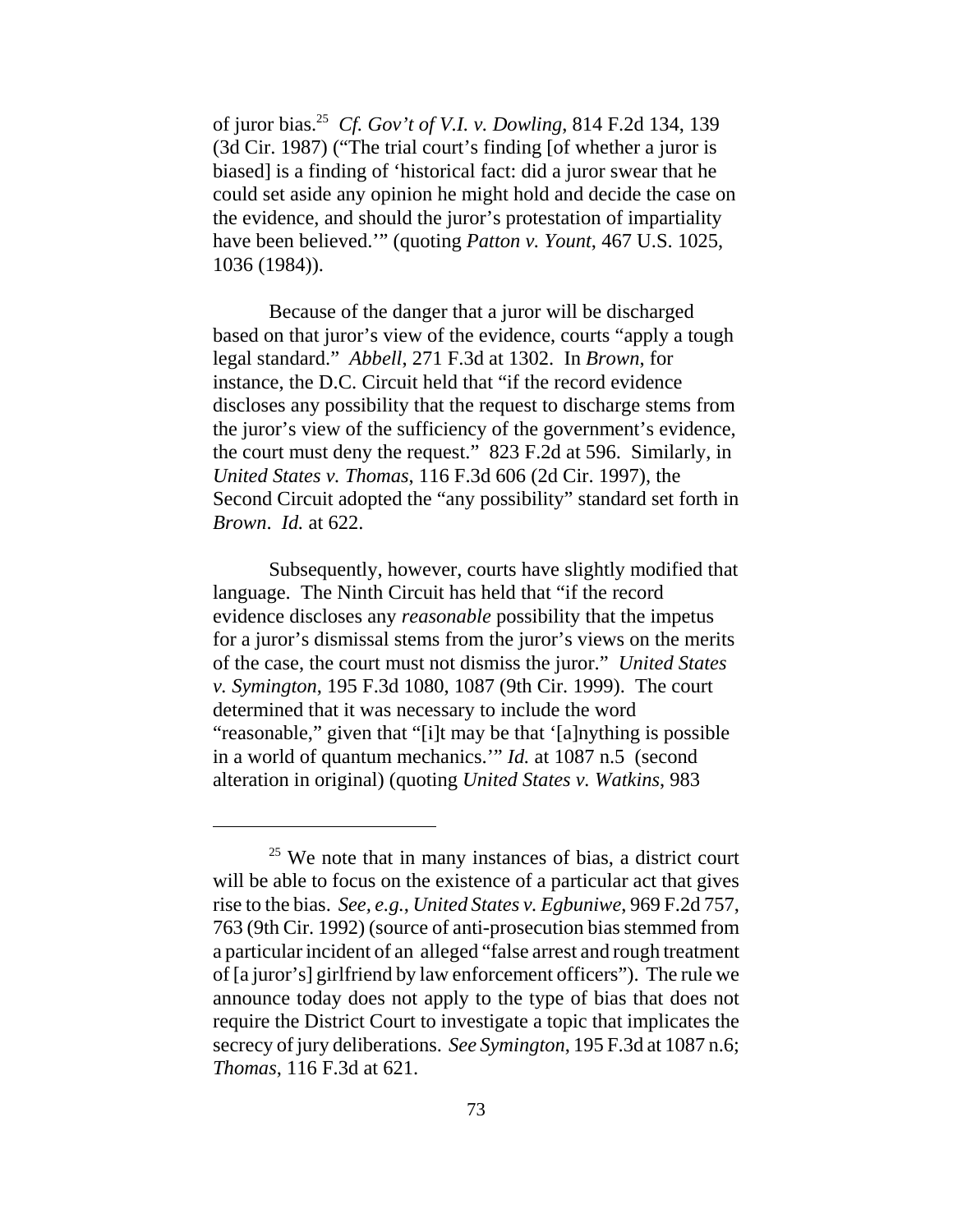of juror bias.[25] *Cf. Gov't of V.I. v. Dowling*, 814 F.2d 134, 139 (3d Cir. 1987) ("The trial court's finding [of whether a juror is biased] is a finding of 'historical fact: did a juror swear that he could set aside any opinion he might hold and decide the case on the evidence, and should the juror's protestation of impartiality have been believed.'" (quoting *Patton v. Yount*, 467 U.S. 1025, 1036 (1984)).

Because of the danger that a juror will be discharged based on that juror's view of the evidence, courts "apply a tough legal standard." *Abbell*, 271 F.3d at 1302. In *Brown*, for instance, the D.C. Circuit held that "if the record evidence discloses any possibility that the request to discharge stems from the juror's view of the sufficiency of the government's evidence, the court must deny the request." 823 F.2d at 596. Similarly, in *United States v. Thomas*, 116 F.3d 606 (2d Cir. 1997), the Second Circuit adopted the "any possibility" standard set forth in *Brown*. *Id.* at 622.

Subsequently, however, courts have slightly modified that language. The Ninth Circuit has held that "if the record evidence discloses any *reasonable* possibility that the impetus for a juror's dismissal stems from the juror's views on the merits of the case, the court must not dismiss the juror." *United States v. Symington*, 195 F.3d 1080, 1087 (9th Cir. 1999). The court determined that it was necessary to include the word "reasonable," given that "[i]t may be that '[a]nything is possible in a world of quantum mechanics.'" *Id.* at 1087 n.5 (second alteration in original) (quoting *United States v. Watkins*, 983

---

[25] We note that in many instances of bias, a district court will be able to focus on the existence of a particular act that gives rise to the bias. *See, e.g.*, *United States v. Egbuniwe*, 969 F.2d 757, 763 (9th Cir. 1992) (source of anti-prosecution bias stemmed from a particular incident of an alleged "false arrest and rough treatment of [a juror's] girlfriend by law enforcement officers"). The rule we announce today does not apply to the type of bias that does not require the District Court to investigate a topic that implicates the secrecy of jury deliberations. *See Symington*, 195 F.3d at 1087 n.6; *Thomas*, 116 F.3d at 621.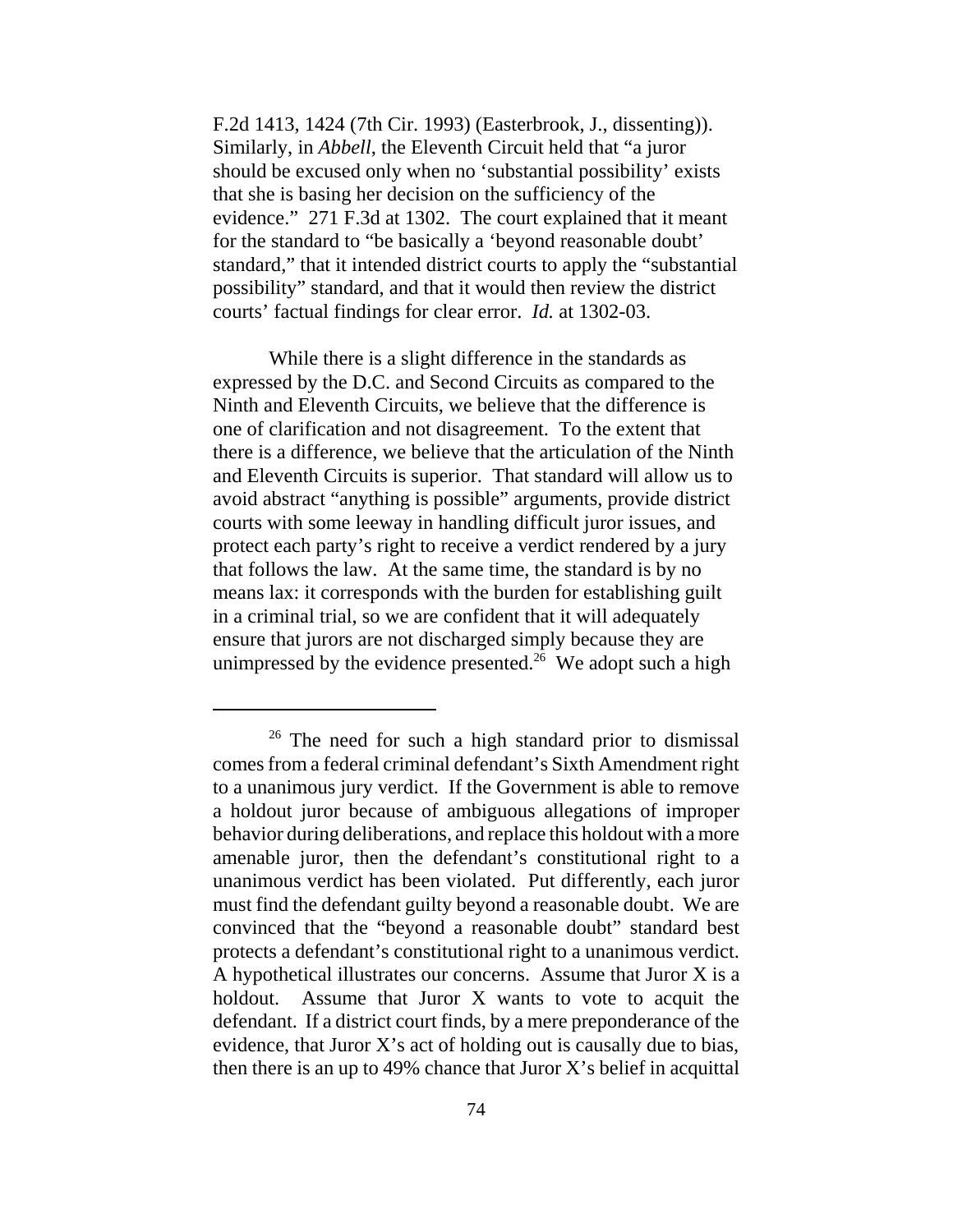F.2d 1413, 1424 (7th Cir. 1993) (Easterbrook, J., dissenting)). Similarly, in *Abbell*, the Eleventh Circuit held that "a juror should be excused only when no 'substantial possibility' exists that she is basing her decision on the sufficiency of the evidence." 271 F.3d at 1302. The court explained that it meant for the standard to "be basically a 'beyond reasonable doubt' standard," that it intended district courts to apply the "substantial possibility" standard, and that it would then review the district courts' factual findings for clear error. *Id.* at 1302-03.

While there is a slight difference in the standards as expressed by the D.C. and Second Circuits as compared to the Ninth and Eleventh Circuits, we believe that the difference is one of clarification and not disagreement. To the extent that there is a difference, we believe that the articulation of the Ninth and Eleventh Circuits is superior. That standard will allow us to avoid abstract "anything is possible" arguments, provide district courts with some leeway in handling difficult juror issues, and protect each party's right to receive a verdict rendered by a jury that follows the law. At the same time, the standard is by no means lax: it corresponds with the burden for establishing guilt in a criminal trial, so we are confident that it will adequately ensure that jurors are not discharged simply because they are unimpressed by the evidence presented.[26] We adopt such a high

---

[26] The need for such a high standard prior to dismissal comes from a federal criminal defendant's Sixth Amendment right to a unanimous jury verdict. If the Government is able to remove a holdout juror because of ambiguous allegations of improper behavior during deliberations, and replace this holdout with a more amenable juror, then the defendant's constitutional right to a unanimous verdict has been violated. Put differently, each juror must find the defendant guilty beyond a reasonable doubt. We are convinced that the "beyond a reasonable doubt" standard best protects a defendant's constitutional right to a unanimous verdict. A hypothetical illustrates our concerns. Assume that Juror X is a holdout. Assume that Juror X wants to vote to acquit the defendant. If a district court finds, by a mere preponderance of the evidence, that Juror X's act of holding out is causally due to bias, then there is an up to 49% chance that Juror X's belief in acquittal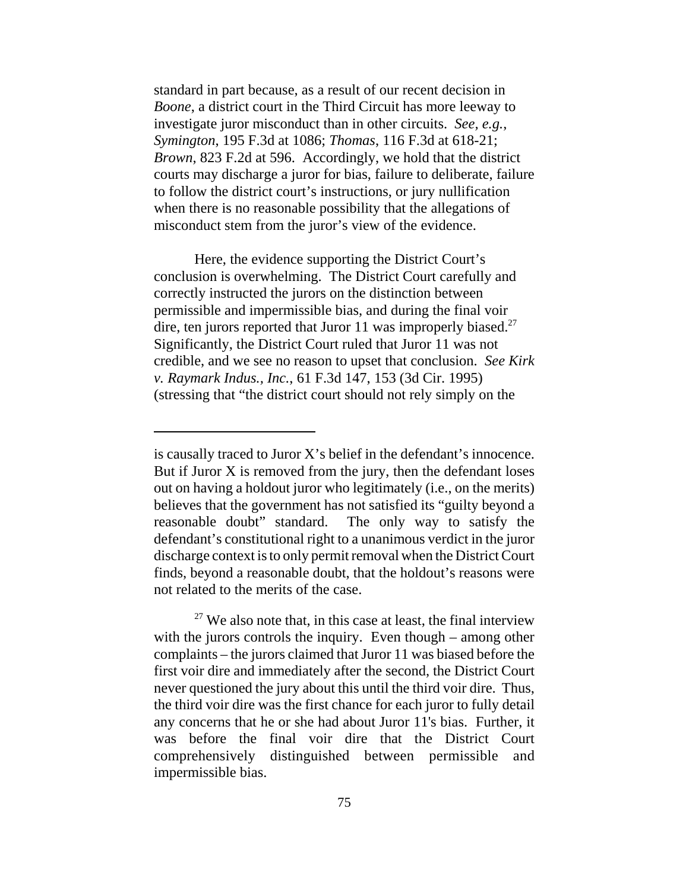standard in part because, as a result of our recent decision in *Boone*, a district court in the Third Circuit has more leeway to investigate juror misconduct than in other circuits. *See, e.g.*, *Symington*, 195 F.3d at 1086; *Thomas*, 116 F.3d at 618-21; *Brown*, 823 F.2d at 596. Accordingly, we hold that the district courts may discharge a juror for bias, failure to deliberate, failure to follow the district court's instructions, or jury nullification when there is no reasonable possibility that the allegations of misconduct stem from the juror's view of the evidence.

Here, the evidence supporting the District Court's conclusion is overwhelming. The District Court carefully and correctly instructed the jurors on the distinction between permissible and impermissible bias, and during the final voir dire, ten jurors reported that Juror 11 was improperly biased.[27] Significantly, the District Court ruled that Juror 11 was not credible, and we see no reason to upset that conclusion. *See Kirk v. Raymark Indus., Inc.*, 61 F.3d 147, 153 (3d Cir. 1995) (stressing that "the district court should not rely simply on the

---

is causally traced to Juror X's belief in the defendant's innocence. But if Juror X is removed from the jury, then the defendant loses out on having a holdout juror who legitimately (i.e., on the merits) believes that the government has not satisfied its "guilty beyond a reasonable doubt" standard. The only way to satisfy the defendant's constitutional right to a unanimous verdict in the juror discharge context is to only permit removal when the District Court finds, beyond a reasonable doubt, that the holdout's reasons were not related to the merits of the case.

[27] We also note that, in this case at least, the final interview with the jurors controls the inquiry. Even though – among other complaints – the jurors claimed that Juror 11 was biased before the first voir dire and immediately after the second, the District Court never questioned the jury about this until the third voir dire. Thus, the third voir dire was the first chance for each juror to fully detail any concerns that he or she had about Juror 11's bias. Further, it was before the final voir dire that the District Court comprehensively distinguished between permissible and impermissible bias.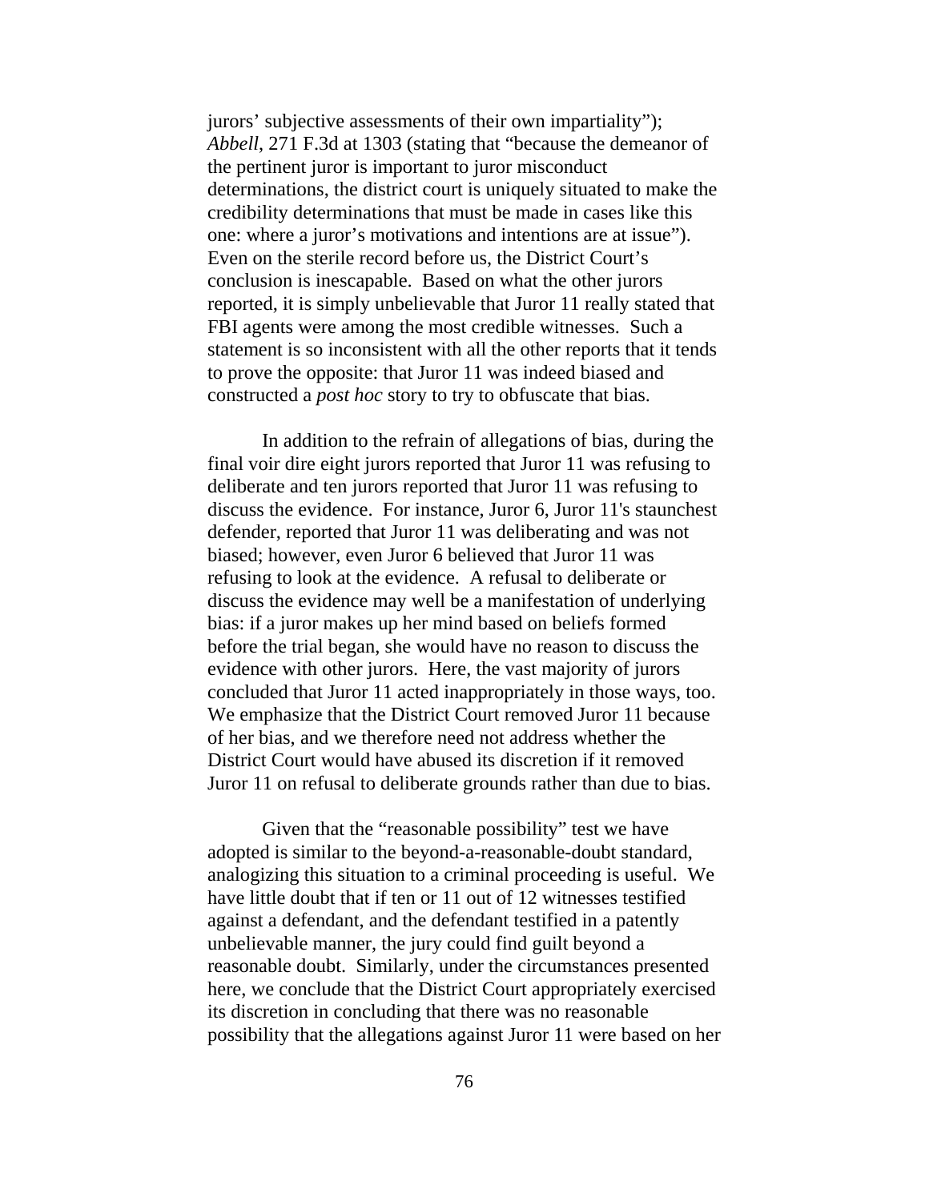jurors' subjective assessments of their own impartiality"); *Abbell*, 271 F.3d at 1303 (stating that "because the demeanor of the pertinent juror is important to juror misconduct determinations, the district court is uniquely situated to make the credibility determinations that must be made in cases like this one: where a juror's motivations and intentions are at issue"). Even on the sterile record before us, the District Court's conclusion is inescapable. Based on what the other jurors reported, it is simply unbelievable that Juror 11 really stated that FBI agents were among the most credible witnesses. Such a statement is so inconsistent with all the other reports that it tends to prove the opposite: that Juror 11 was indeed biased and constructed a *post hoc* story to try to obfuscate that bias.

In addition to the refrain of allegations of bias, during the final voir dire eight jurors reported that Juror 11 was refusing to deliberate and ten jurors reported that Juror 11 was refusing to discuss the evidence. For instance, Juror 6, Juror 11's staunchest defender, reported that Juror 11 was deliberating and was not biased; however, even Juror 6 believed that Juror 11 was refusing to look at the evidence. A refusal to deliberate or discuss the evidence may well be a manifestation of underlying bias: if a juror makes up her mind based on beliefs formed before the trial began, she would have no reason to discuss the evidence with other jurors. Here, the vast majority of jurors concluded that Juror 11 acted inappropriately in those ways, too. We emphasize that the District Court removed Juror 11 because of her bias, and we therefore need not address whether the District Court would have abused its discretion if it removed Juror 11 on refusal to deliberate grounds rather than due to bias.

Given that the "reasonable possibility" test we have adopted is similar to the beyond-a-reasonable-doubt standard, analogizing this situation to a criminal proceeding is useful. We have little doubt that if ten or 11 out of 12 witnesses testified against a defendant, and the defendant testified in a patently unbelievable manner, the jury could find guilt beyond a reasonable doubt. Similarly, under the circumstances presented here, we conclude that the District Court appropriately exercised its discretion in concluding that there was no reasonable possibility that the allegations against Juror 11 were based on her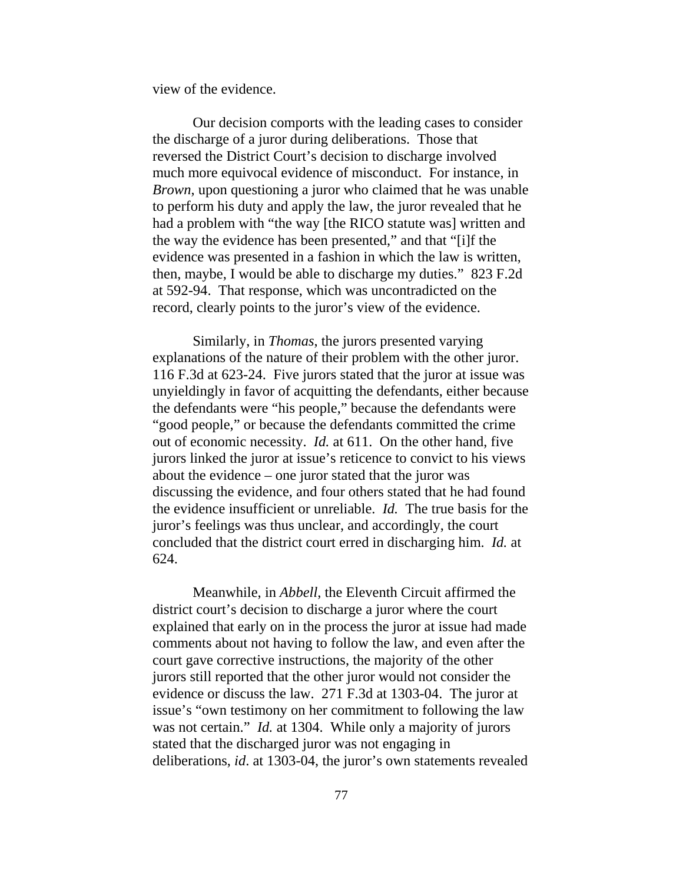view of the evidence.

Our decision comports with the leading cases to consider the discharge of a juror during deliberations. Those that reversed the District Court's decision to discharge involved much more equivocal evidence of misconduct. For instance, in *Brown*, upon questioning a juror who claimed that he was unable to perform his duty and apply the law, the juror revealed that he had a problem with "the way [the RICO statute was] written and the way the evidence has been presented," and that "[i]f the evidence was presented in a fashion in which the law is written, then, maybe, I would be able to discharge my duties." 823 F.2d at 592-94. That response, which was uncontradicted on the record, clearly points to the juror's view of the evidence.

Similarly, in *Thomas*, the jurors presented varying explanations of the nature of their problem with the other juror. 116 F.3d at 623-24. Five jurors stated that the juror at issue was unyieldingly in favor of acquitting the defendants, either because the defendants were "his people," because the defendants were "good people," or because the defendants committed the crime out of economic necessity. *Id.* at 611. On the other hand, five jurors linked the juror at issue's reticence to convict to his views about the evidence – one juror stated that the juror was discussing the evidence, and four others stated that he had found the evidence insufficient or unreliable. *Id.* The true basis for the juror's feelings was thus unclear, and accordingly, the court concluded that the district court erred in discharging him. *Id.* at 624.

Meanwhile, in *Abbell*, the Eleventh Circuit affirmed the district court's decision to discharge a juror where the court explained that early on in the process the juror at issue had made comments about not having to follow the law, and even after the court gave corrective instructions, the majority of the other jurors still reported that the other juror would not consider the evidence or discuss the law. 271 F.3d at 1303-04. The juror at issue's "own testimony on her commitment to following the law was not certain." *Id.* at 1304. While only a majority of jurors stated that the discharged juror was not engaging in deliberations, *id*. at 1303-04, the juror's own statements revealed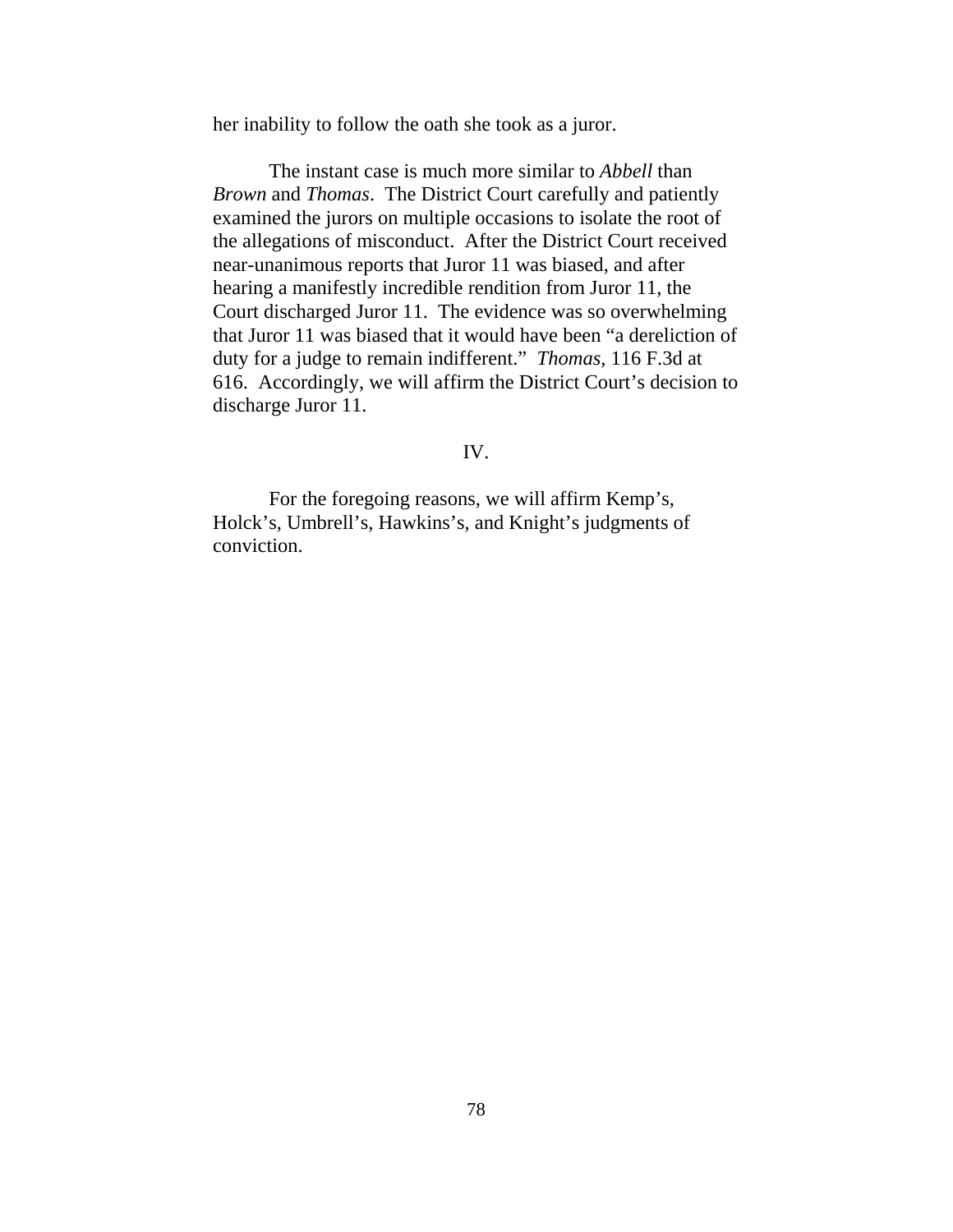her inability to follow the oath she took as a juror.

The instant case is much more similar to *Abbell* than *Brown* and *Thomas*. The District Court carefully and patiently examined the jurors on multiple occasions to isolate the root of the allegations of misconduct. After the District Court received near-unanimous reports that Juror 11 was biased, and after hearing a manifestly incredible rendition from Juror 11, the Court discharged Juror 11. The evidence was so overwhelming that Juror 11 was biased that it would have been "a dereliction of duty for a judge to remain indifferent." *Thomas*, 116 F.3d at 616. Accordingly, we will affirm the District Court's decision to discharge Juror 11.

## IV.

For the foregoing reasons, we will affirm Kemp's, Holck's, Umbrell's, Hawkins's, and Knight's judgments of conviction.